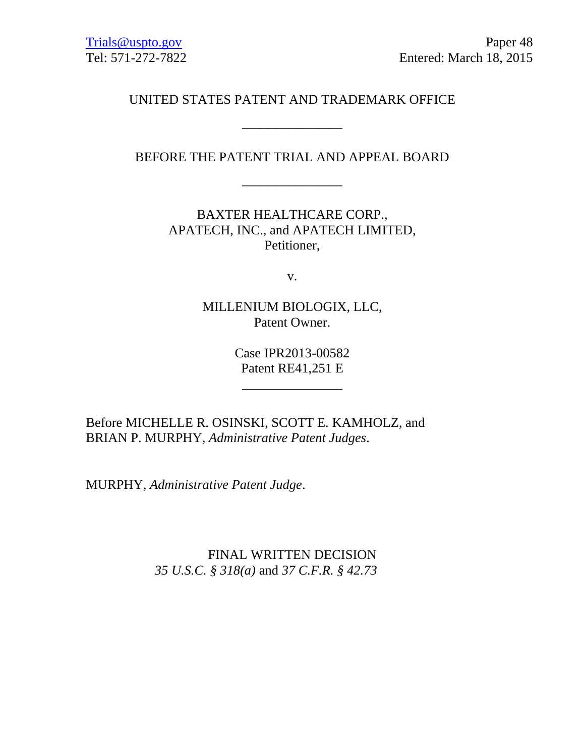Trials@uspto.gov
Tel: 571-272-7822

Paper 48
Entered: March 18, 2015

UNITED STATES PATENT AND TRADEMARK OFFICE

---

BEFORE THE PATENT TRIAL AND APPEAL BOARD

---

BAXTER HEALTHCARE CORP.,
APATECH, INC., and APATECH LIMITED,
Petitioner,

v.

MILLENIUM BIOLOGIX, LLC,
Patent Owner.

Case IPR2013-00582
Patent RE41,251 E

---

Before MICHELLE R. OSINSKI, SCOTT E. KAMHOLZ, and BRIAN P. MURPHY, *Administrative Patent Judges*.

MURPHY, *Administrative Patent Judge*.

FINAL WRITTEN DECISION
*35 U.S.C. § 318(a)* and *37 C.F.R. § 42.73*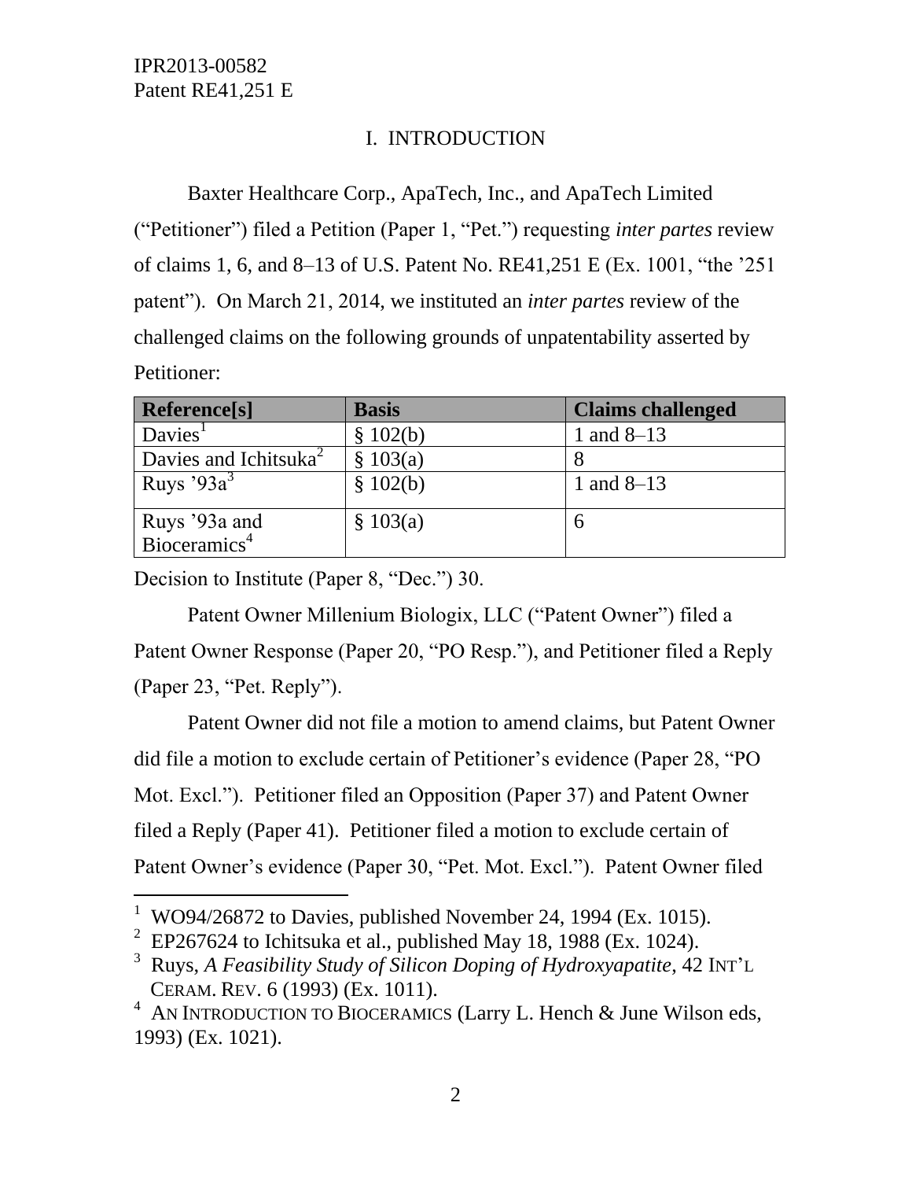## I. INTRODUCTION

Baxter Healthcare Corp., ApaTech, Inc., and ApaTech Limited ("Petitioner") filed a Petition (Paper 1, "Pet.") requesting *inter partes* review of claims 1, 6, and 8–13 of U.S. Patent No. RE41,251 E (Ex. 1001, "the '251 patent"). On March 21, 2014, we instituted an *inter partes* review of the challenged claims on the following grounds of unpatentability asserted by Petitioner:

| Reference[s] | Basis | Claims challenged |
|---|---|---|
| Davies[1] | § 102(b) | 1 and 8–13 |
| Davies and Ichitsuka[2] | § 103(a) | 8 |
| Ruys '93a[3] | § 102(b) | 1 and 8–13 |
| Ruys '93a and Bioceramics[4] | § 103(a) | 6 |

Decision to Institute (Paper 8, "Dec.") 30.

Patent Owner Millenium Biologix, LLC ("Patent Owner") filed a Patent Owner Response (Paper 20, "PO Resp."), and Petitioner filed a Reply (Paper 23, "Pet. Reply").

Patent Owner did not file a motion to amend claims, but Patent Owner did file a motion to exclude certain of Petitioner's evidence (Paper 28, "PO Mot. Excl."). Petitioner filed an Opposition (Paper 37) and Patent Owner filed a Reply (Paper 41). Petitioner filed a motion to exclude certain of Patent Owner's evidence (Paper 30, "Pet. Mot. Excl."). Patent Owner filed

---

[1] WO94/26872 to Davies, published November 24, 1994 (Ex. 1015).

[2] EP267624 to Ichitsuka et al., published May 18, 1988 (Ex. 1024).

[3] Ruys, *A Feasibility Study of Silicon Doping of Hydroxyapatite*, 42 INT'L CERAM. REV. 6 (1993) (Ex. 1011).

[4] AN INTRODUCTION TO BIOCERAMICS (Larry L. Hench & June Wilson eds, 1993) (Ex. 1021).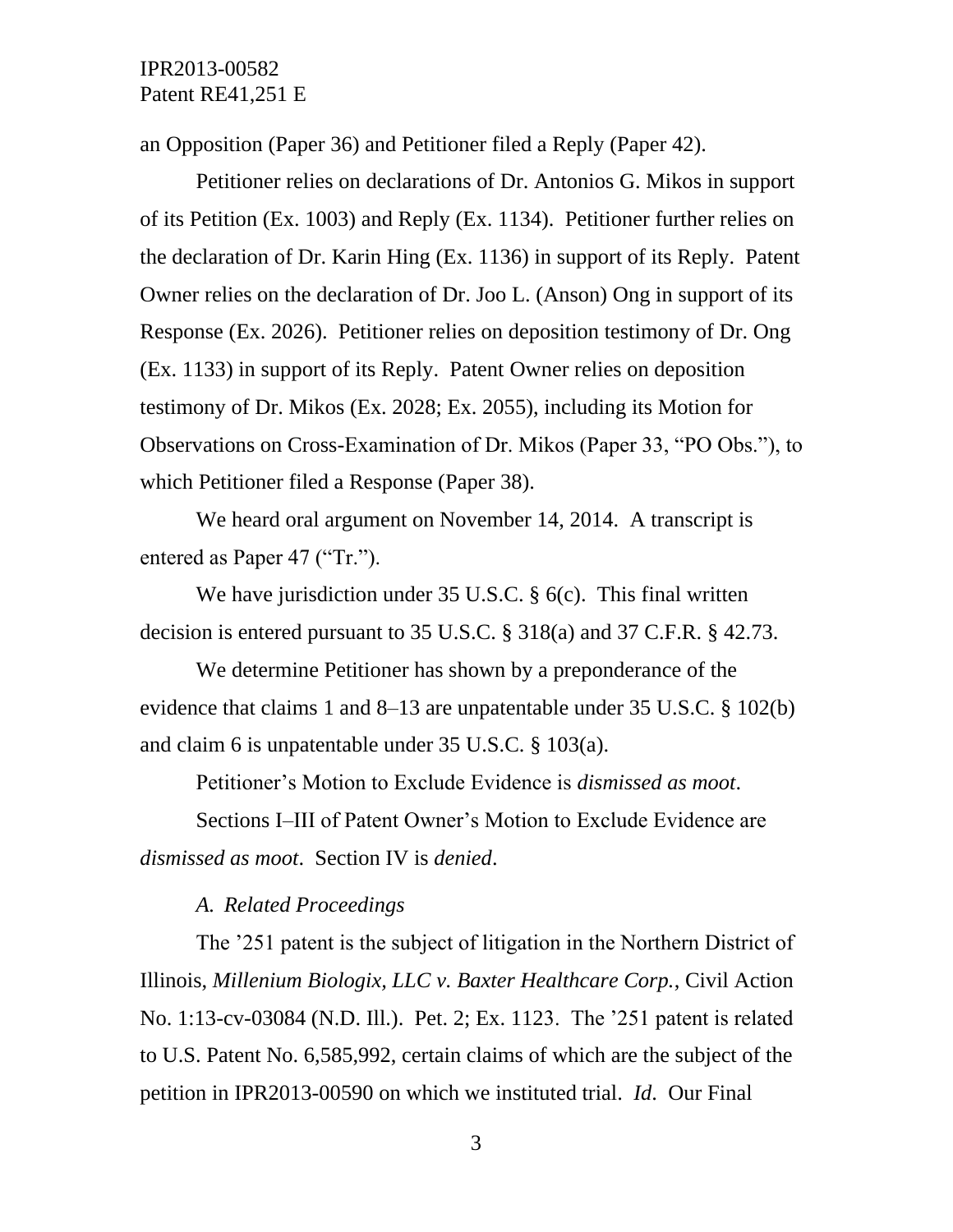an Opposition (Paper 36) and Petitioner filed a Reply (Paper 42).

Petitioner relies on declarations of Dr. Antonios G. Mikos in support of its Petition (Ex. 1003) and Reply (Ex. 1134). Petitioner further relies on the declaration of Dr. Karin Hing (Ex. 1136) in support of its Reply. Patent Owner relies on the declaration of Dr. Joo L. (Anson) Ong in support of its Response (Ex. 2026). Petitioner relies on deposition testimony of Dr. Ong (Ex. 1133) in support of its Reply. Patent Owner relies on deposition testimony of Dr. Mikos (Ex. 2028; Ex. 2055), including its Motion for Observations on Cross-Examination of Dr. Mikos (Paper 33, "PO Obs."), to which Petitioner filed a Response (Paper 38).

We heard oral argument on November 14, 2014. A transcript is entered as Paper 47 ("Tr.").

We have jurisdiction under 35 U.S.C. § 6(c). This final written decision is entered pursuant to 35 U.S.C. § 318(a) and 37 C.F.R. § 42.73.

We determine Petitioner has shown by a preponderance of the evidence that claims 1 and 8–13 are unpatentable under 35 U.S.C. § 102(b) and claim 6 is unpatentable under 35 U.S.C. § 103(a).

Petitioner's Motion to Exclude Evidence is *dismissed as moot*.

Sections I–III of Patent Owner's Motion to Exclude Evidence are *dismissed as moot*. Section IV is *denied*.

### *A. Related Proceedings*

The '251 patent is the subject of litigation in the Northern District of Illinois, *Millenium Biologix, LLC v. Baxter Healthcare Corp.*, Civil Action No. 1:13-cv-03084 (N.D. Ill.). Pet. 2; Ex. 1123. The '251 patent is related to U.S. Patent No. 6,585,992, certain claims of which are the subject of the petition in IPR2013-00590 on which we instituted trial. *Id.* Our Final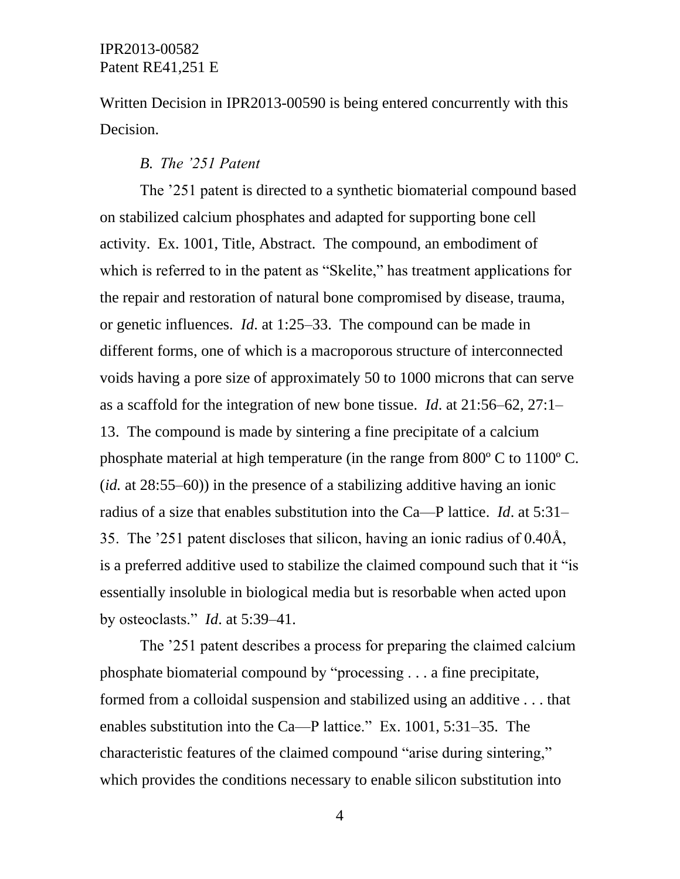Written Decision in IPR2013-00590 is being entered concurrently with this Decision.

### *B. The '251 Patent*

The '251 patent is directed to a synthetic biomaterial compound based on stabilized calcium phosphates and adapted for supporting bone cell activity. Ex. 1001, Title, Abstract. The compound, an embodiment of which is referred to in the patent as "Skelite," has treatment applications for the repair and restoration of natural bone compromised by disease, trauma, or genetic influences. *Id*. at 1:25–33. The compound can be made in different forms, one of which is a macroporous structure of interconnected voids having a pore size of approximately 50 to 1000 microns that can serve as a scaffold for the integration of new bone tissue. *Id*. at 21:56–62, 27:1–13. The compound is made by sintering a fine precipitate of a calcium phosphate material at high temperature (in the range from 800º C to 1100º C. (*id.* at 28:55–60)) in the presence of a stabilizing additive having an ionic radius of a size that enables substitution into the Ca—P lattice. *Id*. at 5:31–35. The '251 patent discloses that silicon, having an ionic radius of 0.40Å, is a preferred additive used to stabilize the claimed compound such that it "is essentially insoluble in biological media but is resorbable when acted upon by osteoclasts." *Id*. at 5:39–41.

The '251 patent describes a process for preparing the claimed calcium phosphate biomaterial compound by "processing . . . a fine precipitate, formed from a colloidal suspension and stabilized using an additive . . . that enables substitution into the Ca—P lattice." Ex. 1001, 5:31–35. The characteristic features of the claimed compound "arise during sintering," which provides the conditions necessary to enable silicon substitution into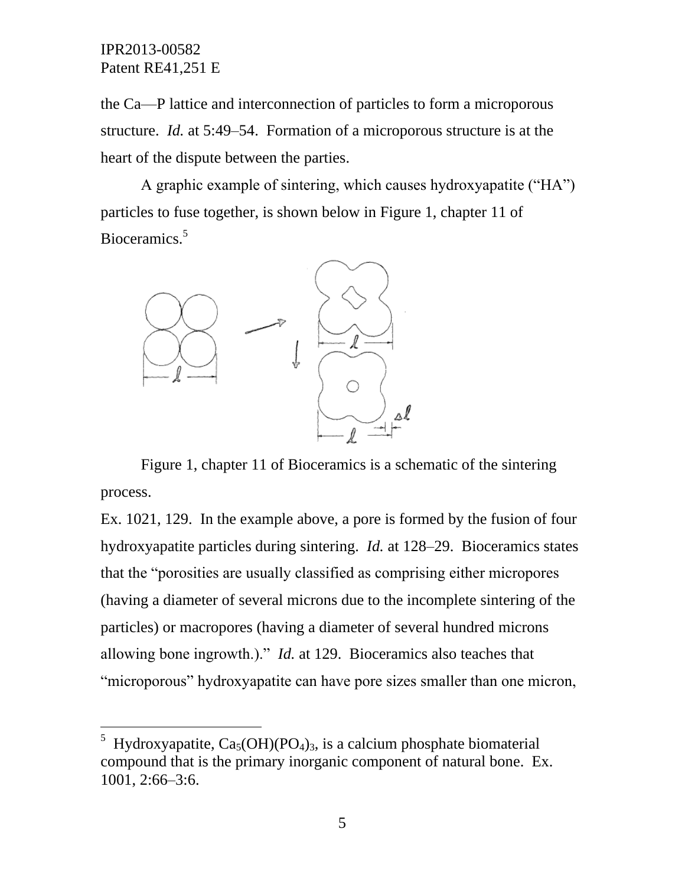the Ca—P lattice and interconnection of particles to form a microporous structure. *Id.* at 5:49–54. Formation of a microporous structure is at the heart of the dispute between the parties.

A graphic example of sintering, which causes hydroxyapatite ("HA") particles to fuse together, is shown below in Figure 1, chapter 11 of Bioceramics.[5]

Figure 1, chapter 11 of Bioceramics is a schematic of the sintering process.

Ex. 1021, 129. In the example above, a pore is formed by the fusion of four hydroxyapatite particles during sintering. *Id.* at 128–29. Bioceramics states that the "porosities are usually classified as comprising either micropores (having a diameter of several microns due to the incomplete sintering of the particles) or macropores (having a diameter of several hundred microns allowing bone ingrowth.)." *Id.* at 129. Bioceramics also teaches that "microporous" hydroxyapatite can have pore sizes smaller than one micron,

---

[5] Hydroxyapatite, $Ca_5(OH)(PO_4)_3$, is a calcium phosphate biomaterial compound that is the primary inorganic component of natural bone. Ex. 1001, 2:66–3:6.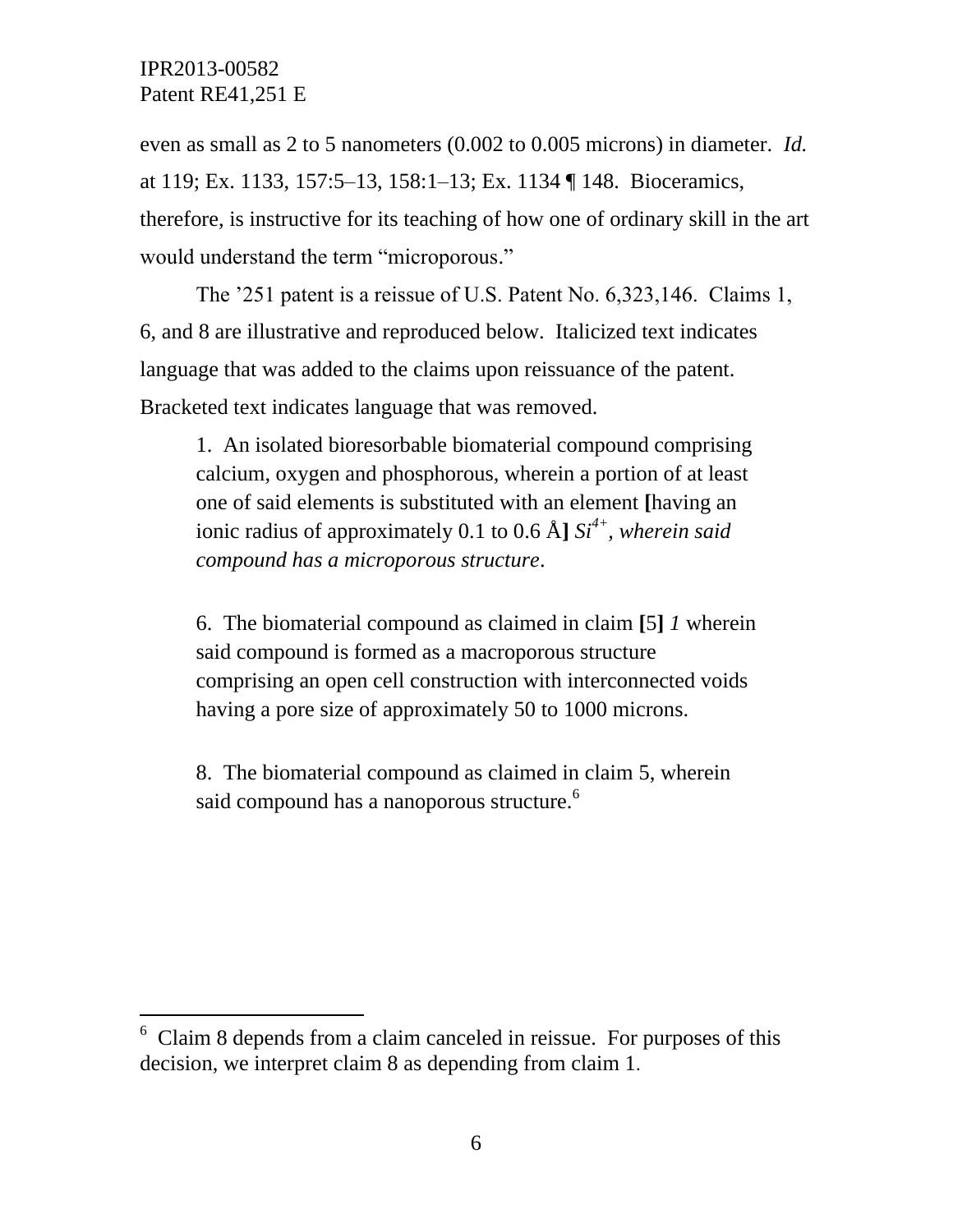even as small as 2 to 5 nanometers (0.002 to 0.005 microns) in diameter. *Id.* at 119; Ex. 1133, 157:5–13, 158:1–13; Ex. 1134 ¶ 148. Bioceramics, therefore, is instructive for its teaching of how one of ordinary skill in the art would understand the term "microporous."

The '251 patent is a reissue of U.S. Patent No. 6,323,146. Claims 1, 6, and 8 are illustrative and reproduced below. Italicized text indicates language that was added to the claims upon reissuance of the patent. Bracketed text indicates language that was removed.

> 1. An isolated bioresorbable biomaterial compound comprising calcium, oxygen and phosphorous, wherein a portion of at least one of said elements is substituted with an element **[**having an ionic radius of approximately 0.1 to 0.6 Å**]** *$Si^{4+}$, wherein said compound has a microporous structure*.
>
> 6. The biomaterial compound as claimed in claim **[**5**]** *1* wherein said compound is formed as a macroporous structure comprising an open cell construction with interconnected voids having a pore size of approximately 50 to 1000 microns.
>
> 8. The biomaterial compound as claimed in claim 5, wherein said compound has a nanoporous structure.[6]

---

[6] Claim 8 depends from a claim canceled in reissue. For purposes of this decision, we interpret claim 8 as depending from claim 1.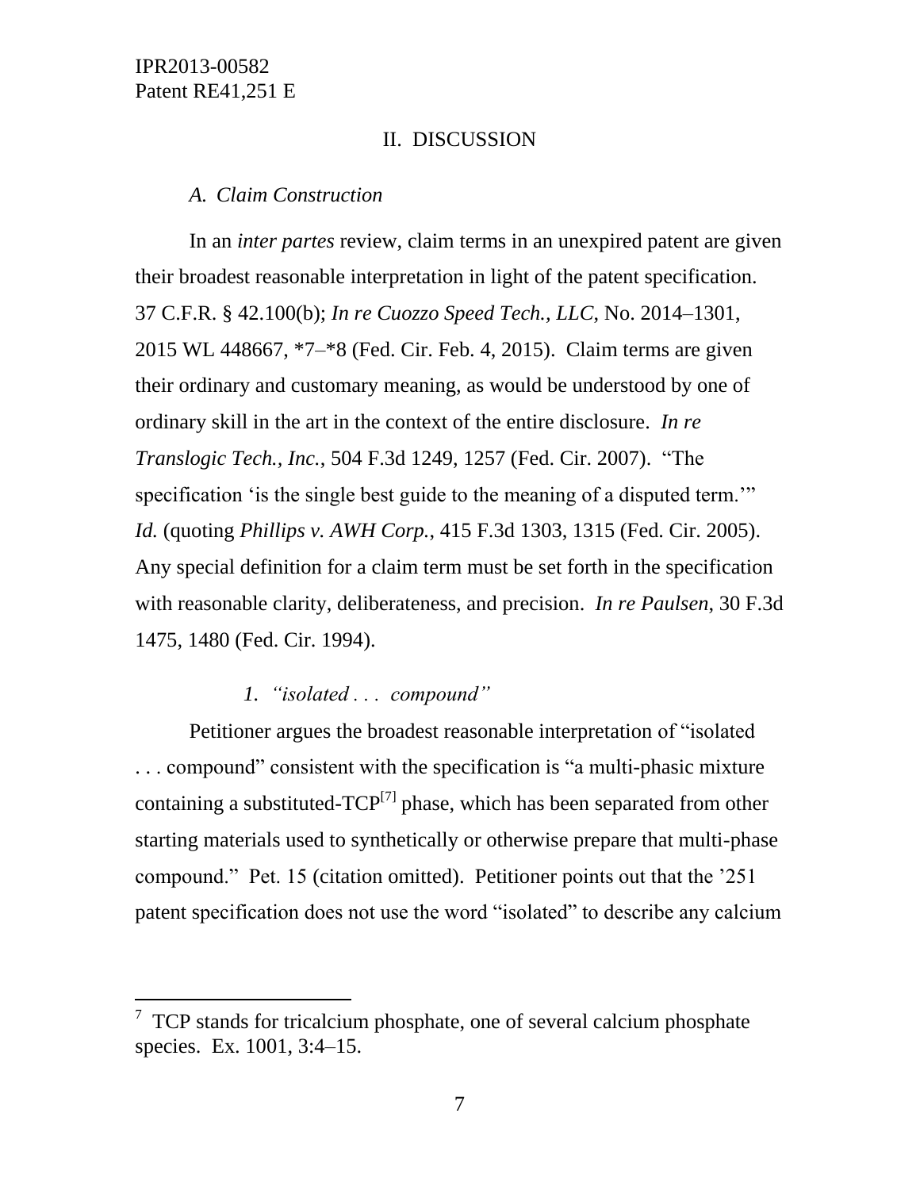## II. DISCUSSION

### *A. Claim Construction*

In an *inter partes* review, claim terms in an unexpired patent are given their broadest reasonable interpretation in light of the patent specification. 37 C.F.R. § 42.100(b); *In re Cuozzo Speed Tech., LLC*, No. 2014–1301, 2015 WL 448667, *7–*8 (Fed. Cir. Feb. 4, 2015). Claim terms are given their ordinary and customary meaning, as would be understood by one of ordinary skill in the art in the context of the entire disclosure. *In re Translogic Tech., Inc.*, 504 F.3d 1249, 1257 (Fed. Cir. 2007). "The specification 'is the single best guide to the meaning of a disputed term.'" *Id.* (quoting *Phillips v. AWH Corp.*, 415 F.3d 1303, 1315 (Fed. Cir. 2005). Any special definition for a claim term must be set forth in the specification with reasonable clarity, deliberateness, and precision. *In re Paulsen*, 30 F.3d 1475, 1480 (Fed. Cir. 1994).

#### *1. "isolated . . . compound"*

Petitioner argues the broadest reasonable interpretation of "isolated . . . compound" consistent with the specification is "a multi-phasic mixture containing a substituted-TCP[7] phase, which has been separated from other starting materials used to synthetically or otherwise prepare that multi-phase compound." Pet. 15 (citation omitted). Petitioner points out that the '251 patent specification does not use the word "isolated" to describe any calcium

---

[7] TCP stands for tricalcium phosphate, one of several calcium phosphate species. Ex. 1001, 3:4–15.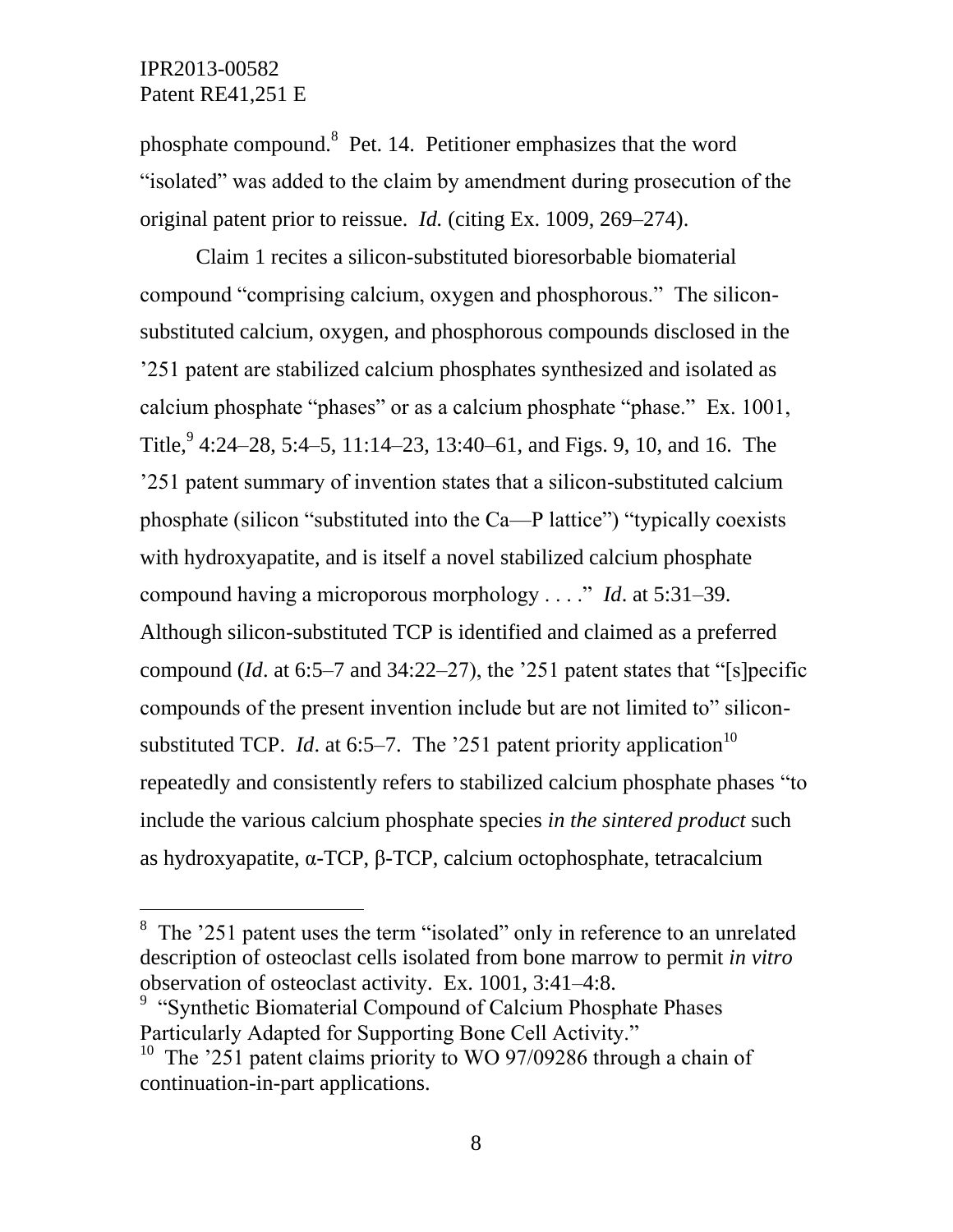phosphate compound.[8] Pet. 14. Petitioner emphasizes that the word "isolated" was added to the claim by amendment during prosecution of the original patent prior to reissue. *Id.* (citing Ex. 1009, 269–274).

Claim 1 recites a silicon-substituted bioresorbable biomaterial compound "comprising calcium, oxygen and phosphorous." The silicon-substituted calcium, oxygen, and phosphorous compounds disclosed in the '251 patent are stabilized calcium phosphates synthesized and isolated as calcium phosphate "phases" or as a calcium phosphate "phase." Ex. 1001, Title,[9] 4:24–28, 5:4–5, 11:14–23, 13:40–61, and Figs. 9, 10, and 16. The '251 patent summary of invention states that a silicon-substituted calcium phosphate (silicon "substituted into the Ca—P lattice") "typically coexists with hydroxyapatite, and is itself a novel stabilized calcium phosphate compound having a microporous morphology . . . ." *Id*. at 5:31–39. Although silicon-substituted TCP is identified and claimed as a preferred compound (*Id*. at 6:5–7 and 34:22–27), the '251 patent states that "[s]pecific compounds of the present invention include but are not limited to" silicon-substituted TCP. *Id*. at 6:5–7. The '251 patent priority application[10] repeatedly and consistently refers to stabilized calcium phosphate phases "to include the various calcium phosphate species *in the sintered product* such as hydroxyapatite, α-TCP, β-TCP, calcium octophosphate, tetracalcium

---

[8] The '251 patent uses the term "isolated" only in reference to an unrelated description of osteoclast cells isolated from bone marrow to permit *in vitro* observation of osteoclast activity. Ex. 1001, 3:41–4:8.

[9] "Synthetic Biomaterial Compound of Calcium Phosphate Phases Particularly Adapted for Supporting Bone Cell Activity."

[10] The '251 patent claims priority to WO 97/09286 through a chain of continuation-in-part applications.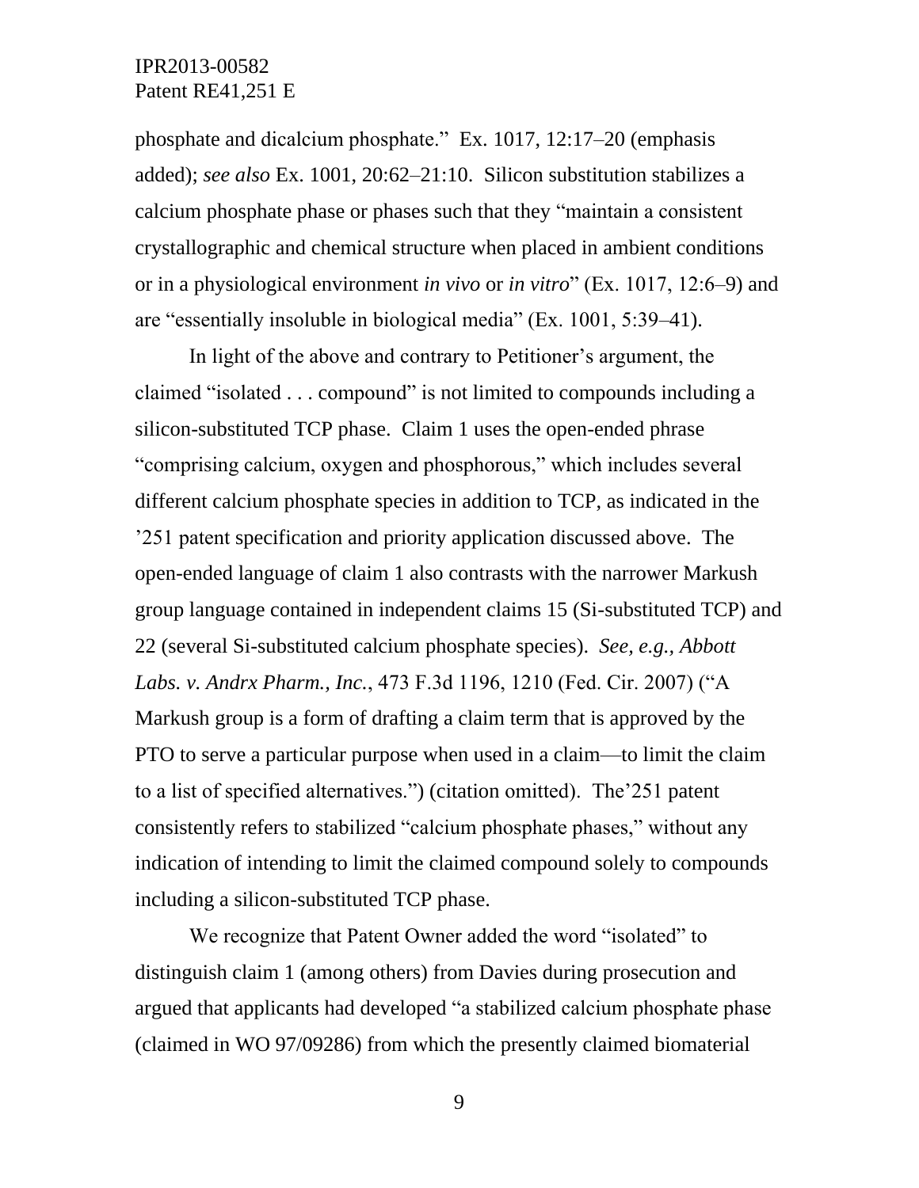phosphate and dicalcium phosphate." Ex. 1017, 12:17–20 (emphasis added); *see also* Ex. 1001, 20:62–21:10. Silicon substitution stabilizes a calcium phosphate phase or phases such that they "maintain a consistent crystallographic and chemical structure when placed in ambient conditions or in a physiological environment *in vivo* or *in vitro*" (Ex. 1017, 12:6–9) and are "essentially insoluble in biological media" (Ex. 1001, 5:39–41).

In light of the above and contrary to Petitioner's argument, the claimed "isolated . . . compound" is not limited to compounds including a silicon-substituted TCP phase. Claim 1 uses the open-ended phrase "comprising calcium, oxygen and phosphorous," which includes several different calcium phosphate species in addition to TCP, as indicated in the '251 patent specification and priority application discussed above. The open-ended language of claim 1 also contrasts with the narrower Markush group language contained in independent claims 15 (Si-substituted TCP) and 22 (several Si-substituted calcium phosphate species). *See, e.g., Abbott Labs. v. Andrx Pharm., Inc.*, 473 F.3d 1196, 1210 (Fed. Cir. 2007) ("A Markush group is a form of drafting a claim term that is approved by the PTO to serve a particular purpose when used in a claim—to limit the claim to a list of specified alternatives.") (citation omitted). The'251 patent consistently refers to stabilized "calcium phosphate phases," without any indication of intending to limit the claimed compound solely to compounds including a silicon-substituted TCP phase.

We recognize that Patent Owner added the word "isolated" to distinguish claim 1 (among others) from Davies during prosecution and argued that applicants had developed "a stabilized calcium phosphate phase (claimed in WO 97/09286) from which the presently claimed biomaterial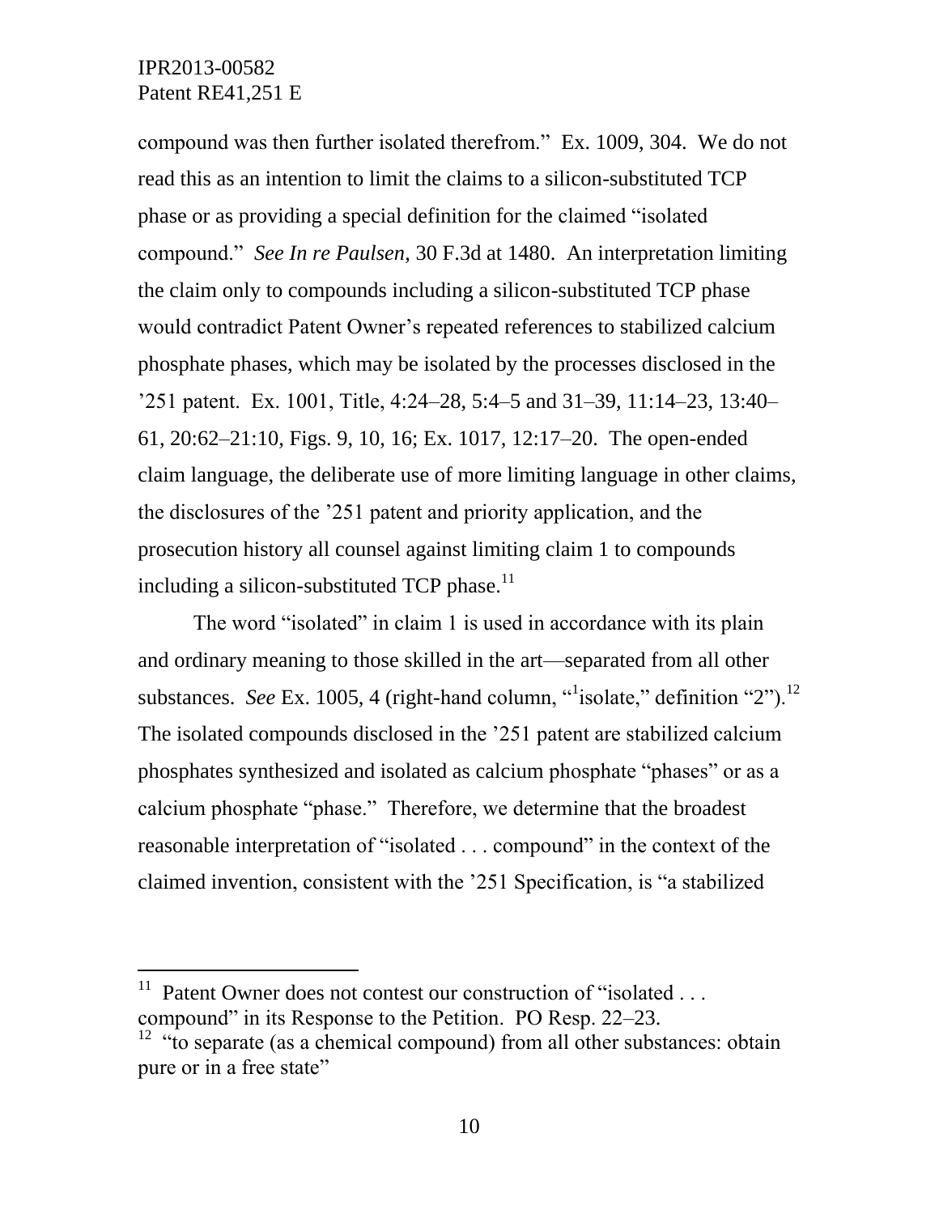compound was then further isolated therefrom." Ex. 1009, 304. We do not read this as an intention to limit the claims to a silicon-substituted TCP phase or as providing a special definition for the claimed "isolated compound." *See In re Paulsen*, 30 F.3d at 1480. An interpretation limiting the claim only to compounds including a silicon-substituted TCP phase would contradict Patent Owner's repeated references to stabilized calcium phosphate phases, which may be isolated by the processes disclosed in the '251 patent. Ex. 1001, Title, 4:24–28, 5:4–5 and 31–39, 11:14–23, 13:40–61, 20:62–21:10, Figs. 9, 10, 16; Ex. 1017, 12:17–20. The open-ended claim language, the deliberate use of more limiting language in other claims, the disclosures of the '251 patent and priority application, and the prosecution history all counsel against limiting claim 1 to compounds including a silicon-substituted TCP phase.[11]

The word "isolated" in claim 1 is used in accordance with its plain and ordinary meaning to those skilled in the art—separated from all other substances. *See* Ex. 1005, 4 (right-hand column, "[1]isolate," definition "2").[12] The isolated compounds disclosed in the '251 patent are stabilized calcium phosphates synthesized and isolated as calcium phosphate "phases" or as a calcium phosphate "phase." Therefore, we determine that the broadest reasonable interpretation of "isolated . . . compound" in the context of the claimed invention, consistent with the '251 Specification, is "a stabilized

---

[11] Patent Owner does not contest our construction of "isolated . . . compound" in its Response to the Petition. PO Resp. 22–23.

[12] "to separate (as a chemical compound) from all other substances: obtain pure or in a free state"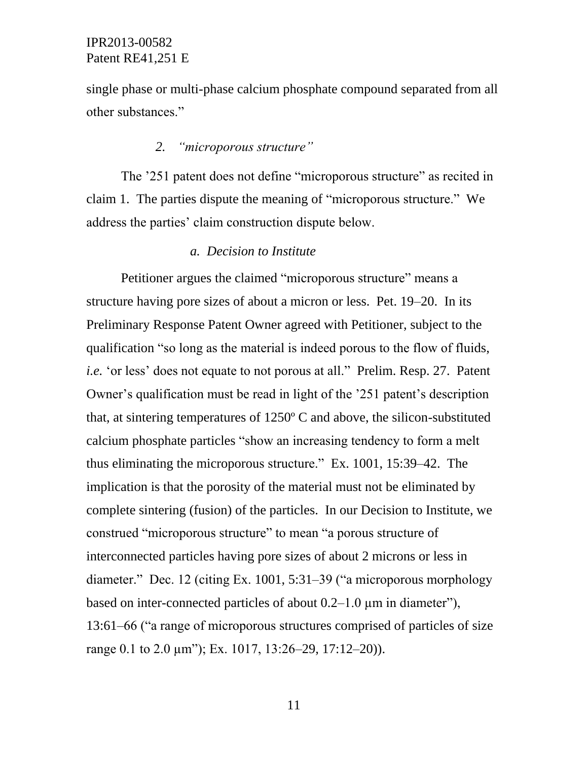single phase or multi-phase calcium phosphate compound separated from all other substances."

### 2. *"microporous structure"*

The '251 patent does not define "microporous structure" as recited in claim 1. The parties dispute the meaning of "microporous structure." We address the parties' claim construction dispute below.

#### *a. Decision to Institute*

Petitioner argues the claimed "microporous structure" means a structure having pore sizes of about a micron or less. Pet. 19–20. In its Preliminary Response Patent Owner agreed with Petitioner, subject to the qualification "so long as the material is indeed porous to the flow of fluids, *i.e.* 'or less' does not equate to not porous at all." Prelim. Resp. 27. Patent Owner's qualification must be read in light of the '251 patent's description that, at sintering temperatures of 1250º C and above, the silicon-substituted calcium phosphate particles "show an increasing tendency to form a melt thus eliminating the microporous structure." Ex. 1001, 15:39–42. The implication is that the porosity of the material must not be eliminated by complete sintering (fusion) of the particles. In our Decision to Institute, we construed "microporous structure" to mean "a porous structure of interconnected particles having pore sizes of about 2 microns or less in diameter." Dec. 12 (citing Ex. 1001, 5:31–39 ("a microporous morphology based on inter-connected particles of about 0.2–1.0 μm in diameter"), 13:61–66 ("a range of microporous structures comprised of particles of size range 0.1 to 2.0 μm"); Ex. 1017, 13:26–29, 17:12–20)).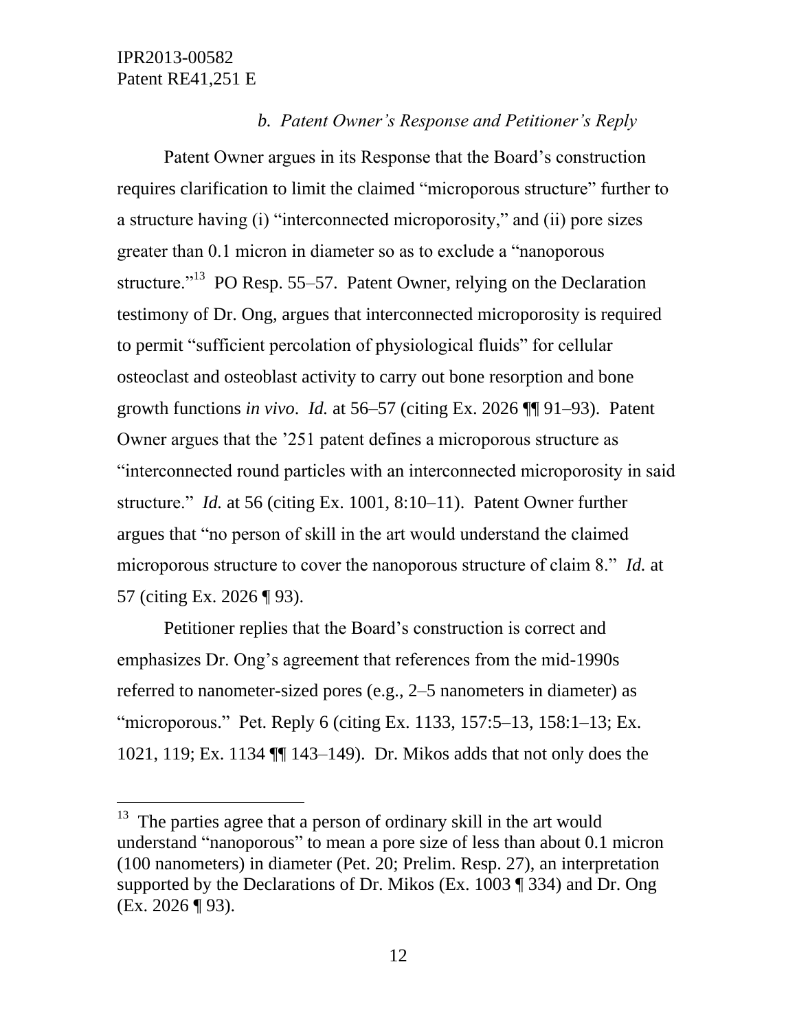*b. Patent Owner's Response and Petitioner's Reply*

Patent Owner argues in its Response that the Board's construction requires clarification to limit the claimed "microporous structure" further to a structure having (i) "interconnected microporosity," and (ii) pore sizes greater than 0.1 micron in diameter so as to exclude a "nanoporous structure."[13] PO Resp. 55–57. Patent Owner, relying on the Declaration testimony of Dr. Ong, argues that interconnected microporosity is required to permit "sufficient percolation of physiological fluids" for cellular osteoclast and osteoblast activity to carry out bone resorption and bone growth functions *in vivo*. *Id.* at 56–57 (citing Ex. 2026 ¶¶ 91–93). Patent Owner argues that the '251 patent defines a microporous structure as "interconnected round particles with an interconnected microporosity in said structure." *Id.* at 56 (citing Ex. 1001, 8:10–11). Patent Owner further argues that "no person of skill in the art would understand the claimed microporous structure to cover the nanoporous structure of claim 8." *Id.* at 57 (citing Ex. 2026 ¶ 93).

Petitioner replies that the Board's construction is correct and emphasizes Dr. Ong's agreement that references from the mid-1990s referred to nanometer-sized pores (e.g., 2–5 nanometers in diameter) as "microporous." Pet. Reply 6 (citing Ex. 1133, 157:5–13, 158:1–13; Ex. 1021, 119; Ex. 1134 ¶¶ 143–149). Dr. Mikos adds that not only does the

---

[13] The parties agree that a person of ordinary skill in the art would understand "nanoporous" to mean a pore size of less than about 0.1 micron (100 nanometers) in diameter (Pet. 20; Prelim. Resp. 27), an interpretation supported by the Declarations of Dr. Mikos (Ex. 1003 ¶ 334) and Dr. Ong (Ex. 2026 ¶ 93).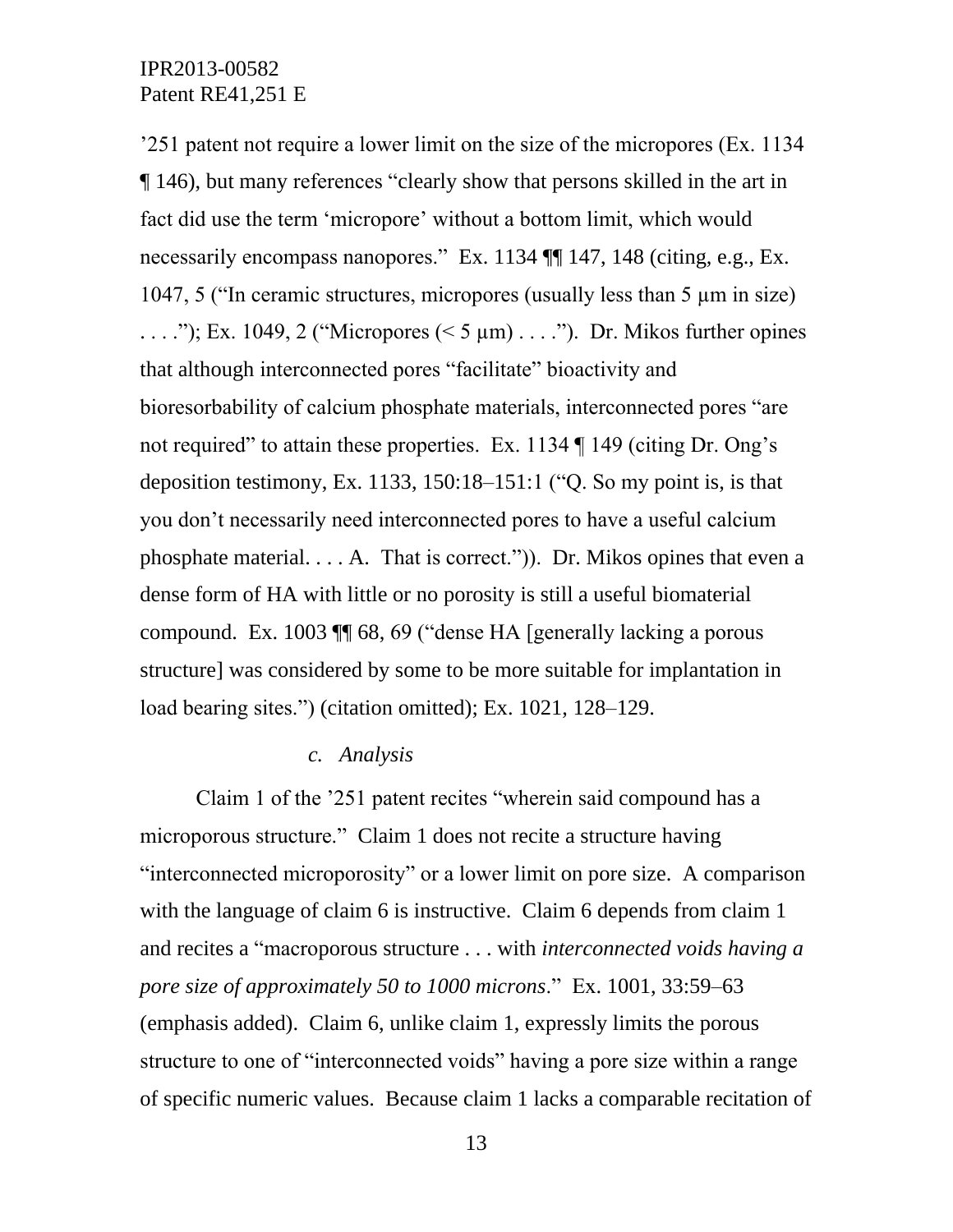’251 patent not require a lower limit on the size of the micropores (Ex. 1134 ¶ 146), but many references “clearly show that persons skilled in the art in fact did use the term ‘micropore’ without a bottom limit, which would necessarily encompass nanopores.” Ex. 1134 ¶¶ 147, 148 (citing, e.g., Ex. 1047, 5 (“In ceramic structures, micropores (usually less than 5 µm in size) . . . .”); Ex. 1049, 2 (“Micropores (< 5 µm) . . . .”). Dr. Mikos further opines that although interconnected pores “facilitate” bioactivity and bioresorbability of calcium phosphate materials, interconnected pores “are not required” to attain these properties. Ex. 1134 ¶ 149 (citing Dr. Ong’s deposition testimony, Ex. 1133, 150:18–151:1 (“Q. So my point is, is that you don’t necessarily need interconnected pores to have a useful calcium phosphate material. . . . A. That is correct.”)). Dr. Mikos opines that even a dense form of HA with little or no porosity is still a useful biomaterial compound. Ex. 1003 ¶¶ 68, 69 (“dense HA [generally lacking a porous structure] was considered by some to be more suitable for implantation in load bearing sites.”) (citation omitted); Ex. 1021, 128–129.

*c. Analysis*

Claim 1 of the ’251 patent recites “wherein said compound has a microporous structure.” Claim 1 does not recite a structure having “interconnected microporosity” or a lower limit on pore size. A comparison with the language of claim 6 is instructive. Claim 6 depends from claim 1 and recites a “macroporous structure . . . with *interconnected voids having a pore size of approximately 50 to 1000 microns*.” Ex. 1001, 33:59–63 (emphasis added). Claim 6, unlike claim 1, expressly limits the porous structure to one of “interconnected voids” having a pore size within a range of specific numeric values. Because claim 1 lacks a comparable recitation of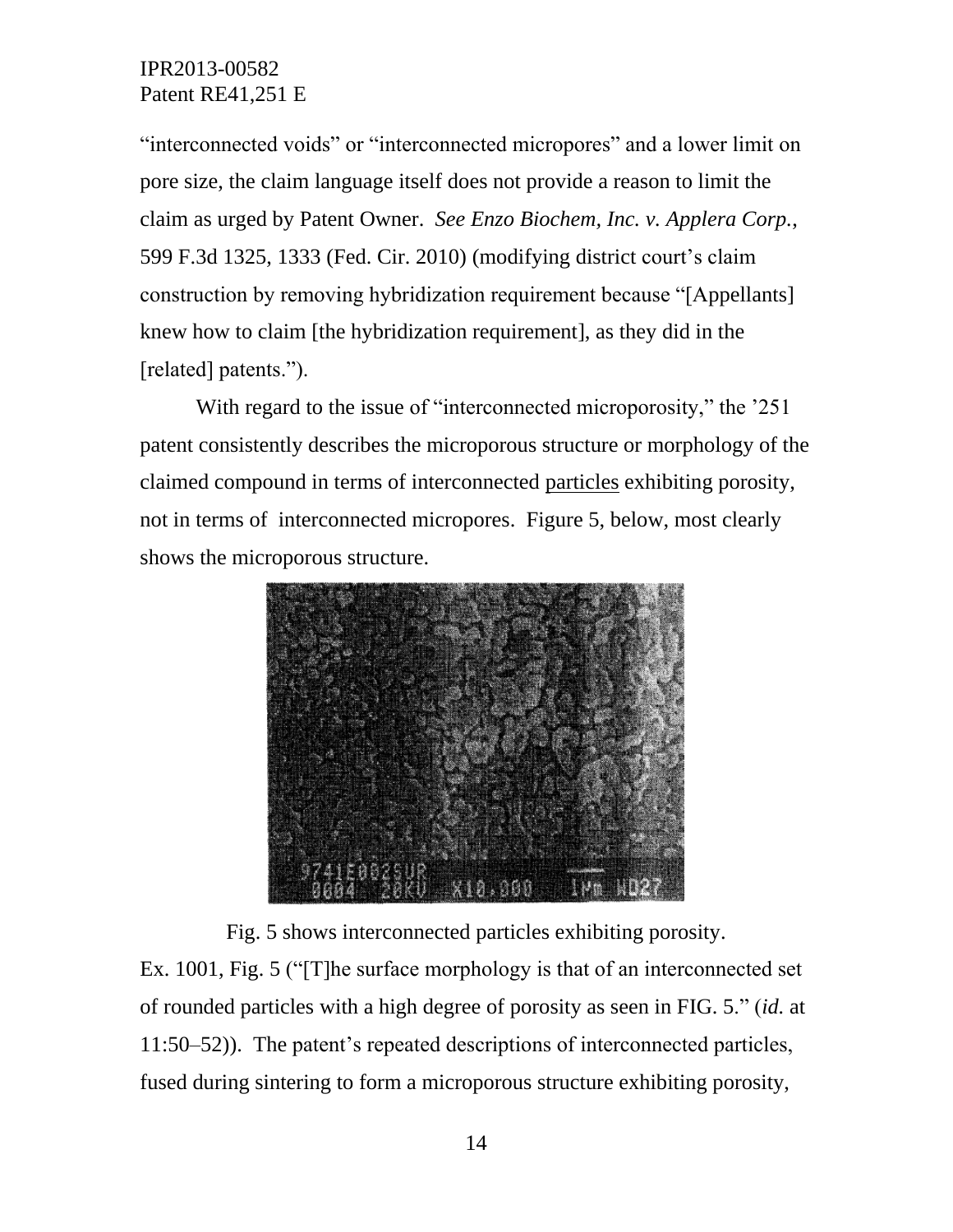"interconnected voids" or "interconnected micropores" and a lower limit on pore size, the claim language itself does not provide a reason to limit the claim as urged by Patent Owner. *See Enzo Biochem, Inc. v. Applera Corp.*, 599 F.3d 1325, 1333 (Fed. Cir. 2010) (modifying district court's claim construction by removing hybridization requirement because "[Appellants] knew how to claim [the hybridization requirement], as they did in the [related] patents.").

With regard to the issue of "interconnected microporosity," the '251 patent consistently describes the microporous structure or morphology of the claimed compound in terms of interconnected <u>particles</u> exhibiting porosity, not in terms of interconnected micropores. Figure 5, below, most clearly shows the microporous structure.

Fig. 5 shows interconnected particles exhibiting porosity.

Ex. 1001, Fig. 5 ("[T]he surface morphology is that of an interconnected set of rounded particles with a high degree of porosity as seen in FIG. 5." (*id.* at 11:50–52)). The patent's repeated descriptions of interconnected particles, fused during sintering to form a microporous structure exhibiting porosity,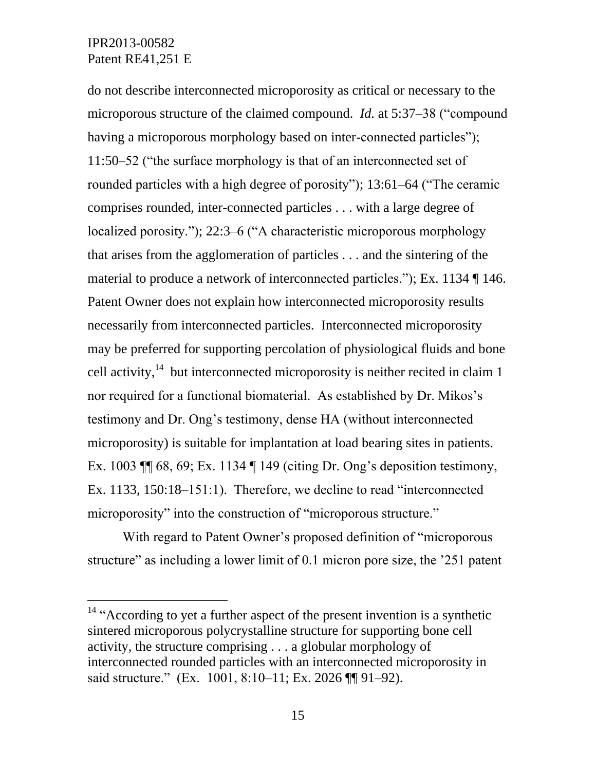do not describe interconnected microporosity as critical or necessary to the microporous structure of the claimed compound. *Id.* at 5:37–38 ("compound having a microporous morphology based on inter-connected particles"); 11:50–52 ("the surface morphology is that of an interconnected set of rounded particles with a high degree of porosity"); 13:61–64 ("The ceramic comprises rounded, inter-connected particles . . . with a large degree of localized porosity."); 22:3–6 ("A characteristic microporous morphology that arises from the agglomeration of particles . . . and the sintering of the material to produce a network of interconnected particles."); Ex. 1134 ¶ 146. Patent Owner does not explain how interconnected microporosity results necessarily from interconnected particles. Interconnected microporosity may be preferred for supporting percolation of physiological fluids and bone cell activity,[14] but interconnected microporosity is neither recited in claim 1 nor required for a functional biomaterial. As established by Dr. Mikos's testimony and Dr. Ong's testimony, dense HA (without interconnected microporosity) is suitable for implantation at load bearing sites in patients. Ex. 1003 ¶¶ 68, 69; Ex. 1134 ¶ 149 (citing Dr. Ong's deposition testimony, Ex. 1133, 150:18–151:1). Therefore, we decline to read "interconnected microporosity" into the construction of "microporous structure."

With regard to Patent Owner's proposed definition of "microporous structure" as including a lower limit of 0.1 micron pore size, the '251 patent

---

[14] "According to yet a further aspect of the present invention is a synthetic sintered microporous polycrystalline structure for supporting bone cell activity, the structure comprising . . . a globular morphology of interconnected rounded particles with an interconnected microporosity in said structure." (Ex. 1001, 8:10–11; Ex. 2026 ¶¶ 91–92).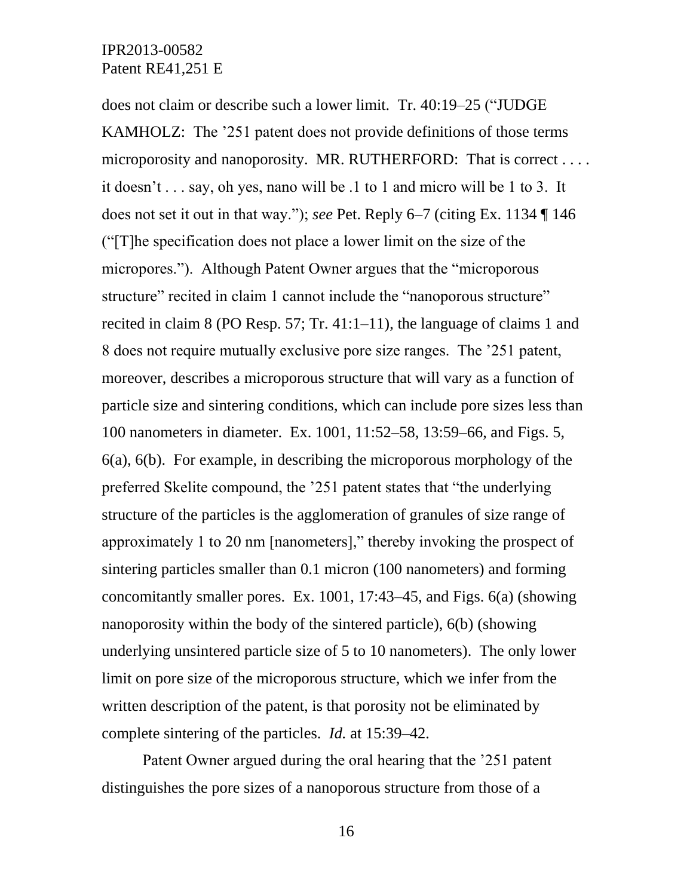does not claim or describe such a lower limit. Tr. 40:19–25 (“JUDGE KAMHOLZ: The ’251 patent does not provide definitions of those terms microporosity and nanoporosity. MR. RUTHERFORD: That is correct . . . . it doesn’t . . . say, oh yes, nano will be .1 to 1 and micro will be 1 to 3. It does not set it out in that way.”); *see* Pet. Reply 6–7 (citing Ex. 1134 ¶ 146 (“[T]he specification does not place a lower limit on the size of the micropores.”). Although Patent Owner argues that the “microporous structure” recited in claim 1 cannot include the “nanoporous structure” recited in claim 8 (PO Resp. 57; Tr. 41:1–11), the language of claims 1 and 8 does not require mutually exclusive pore size ranges. The ’251 patent, moreover, describes a microporous structure that will vary as a function of particle size and sintering conditions, which can include pore sizes less than 100 nanometers in diameter. Ex. 1001, 11:52–58, 13:59–66, and Figs. 5, 6(a), 6(b). For example, in describing the microporous morphology of the preferred Skelite compound, the ’251 patent states that “the underlying structure of the particles is the agglomeration of granules of size range of approximately 1 to 20 nm [nanometers],” thereby invoking the prospect of sintering particles smaller than 0.1 micron (100 nanometers) and forming concomitantly smaller pores. Ex. 1001, 17:43–45, and Figs. 6(a) (showing nanoporosity within the body of the sintered particle), 6(b) (showing underlying unsintered particle size of 5 to 10 nanometers). The only lower limit on pore size of the microporous structure, which we infer from the written description of the patent, is that porosity not be eliminated by complete sintering of the particles. *Id.* at 15:39–42.

Patent Owner argued during the oral hearing that the ’251 patent distinguishes the pore sizes of a nanoporous structure from those of a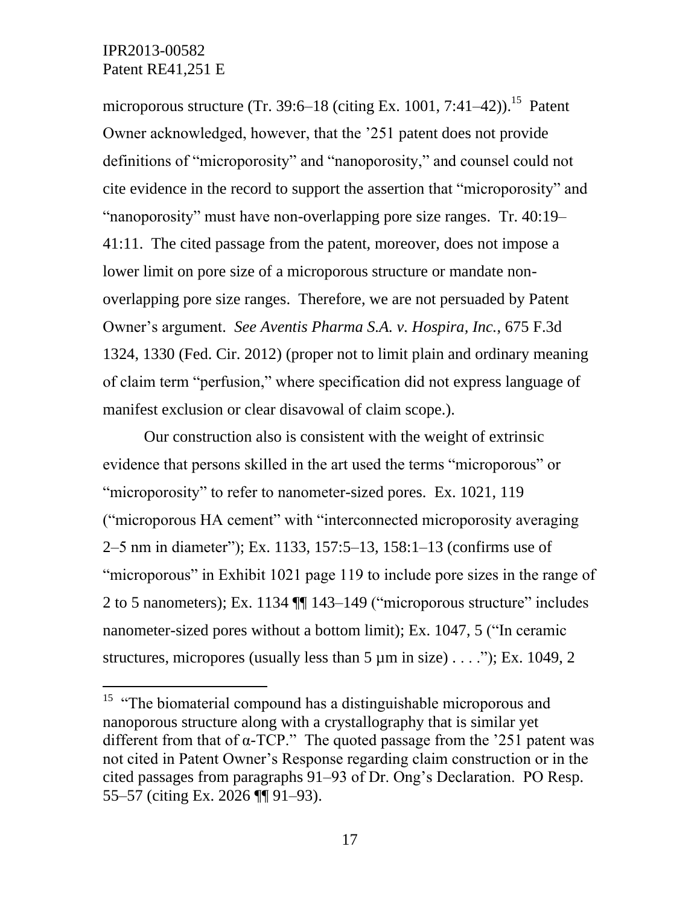microporous structure (Tr. 39:6–18 (citing Ex. 1001, 7:41–42)).[15] Patent Owner acknowledged, however, that the '251 patent does not provide definitions of "microporosity" and "nanoporosity," and counsel could not cite evidence in the record to support the assertion that "microporosity" and "nanoporosity" must have non-overlapping pore size ranges. Tr. 40:19–41:11. The cited passage from the patent, moreover, does not impose a lower limit on pore size of a microporous structure or mandate non-overlapping pore size ranges. Therefore, we are not persuaded by Patent Owner's argument. *See Aventis Pharma S.A. v. Hospira, Inc.*, 675 F.3d 1324, 1330 (Fed. Cir. 2012) (proper not to limit plain and ordinary meaning of claim term "perfusion," where specification did not express language of manifest exclusion or clear disavowal of claim scope.).

Our construction also is consistent with the weight of extrinsic evidence that persons skilled in the art used the terms "microporous" or "microporosity" to refer to nanometer-sized pores. Ex. 1021, 119 ("microporous HA cement" with "interconnected microporosity averaging 2–5 nm in diameter"); Ex. 1133, 157:5–13, 158:1–13 (confirms use of "microporous" in Exhibit 1021 page 119 to include pore sizes in the range of 2 to 5 nanometers); Ex. 1134 ¶¶ 143–149 ("microporous structure" includes nanometer-sized pores without a bottom limit); Ex. 1047, 5 ("In ceramic structures, micropores (usually less than 5 µm in size) . . . ."); Ex. 1049, 2

[15] "The biomaterial compound has a distinguishable microporous and nanoporous structure along with a crystallography that is similar yet different from that of α-TCP." The quoted passage from the '251 patent was not cited in Patent Owner's Response regarding claim construction or in the cited passages from paragraphs 91–93 of Dr. Ong's Declaration. PO Resp. 55–57 (citing Ex. 2026 ¶¶ 91–93).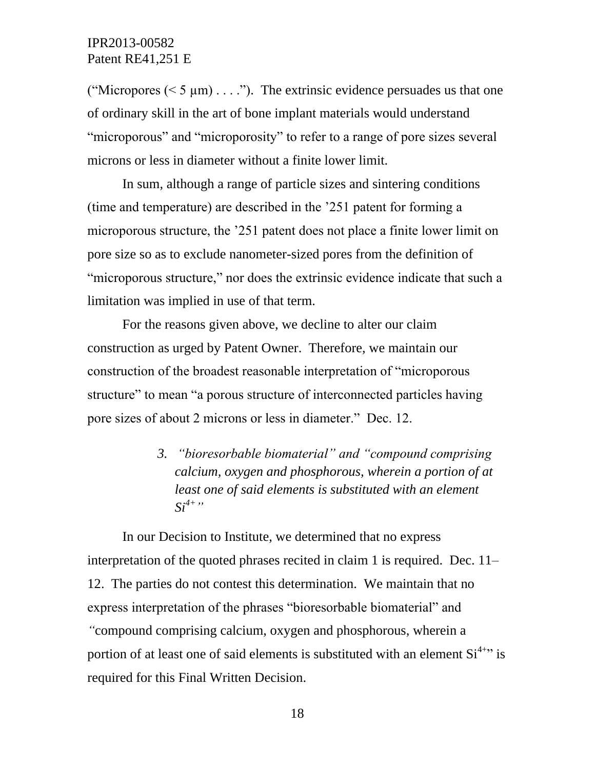("Micropores (< 5 μm) . . . ."). The extrinsic evidence persuades us that one of ordinary skill in the art of bone implant materials would understand "microporous" and "microporosity" to refer to a range of pore sizes several microns or less in diameter without a finite lower limit.

In sum, although a range of particle sizes and sintering conditions (time and temperature) are described in the '251 patent for forming a microporous structure, the '251 patent does not place a finite lower limit on pore size so as to exclude nanometer-sized pores from the definition of "microporous structure," nor does the extrinsic evidence indicate that such a limitation was implied in use of that term.

For the reasons given above, we decline to alter our claim construction as urged by Patent Owner. Therefore, we maintain our construction of the broadest reasonable interpretation of "microporous structure" to mean "a porous structure of interconnected particles having pore sizes of about 2 microns or less in diameter." Dec. 12.

### 3. *"bioresorbable biomaterial" and "compound comprising calcium, oxygen and phosphorous, wherein a portion of at least one of said elements is substituted with an element $Si^{4+}$"*

In our Decision to Institute, we determined that no express interpretation of the quoted phrases recited in claim 1 is required. Dec. 11–12. The parties do not contest this determination. We maintain that no express interpretation of the phrases "bioresorbable biomaterial" and "compound comprising calcium, oxygen and phosphorous, wherein a portion of at least one of said elements is substituted with an element $Si^{4+}$" is required for this Final Written Decision.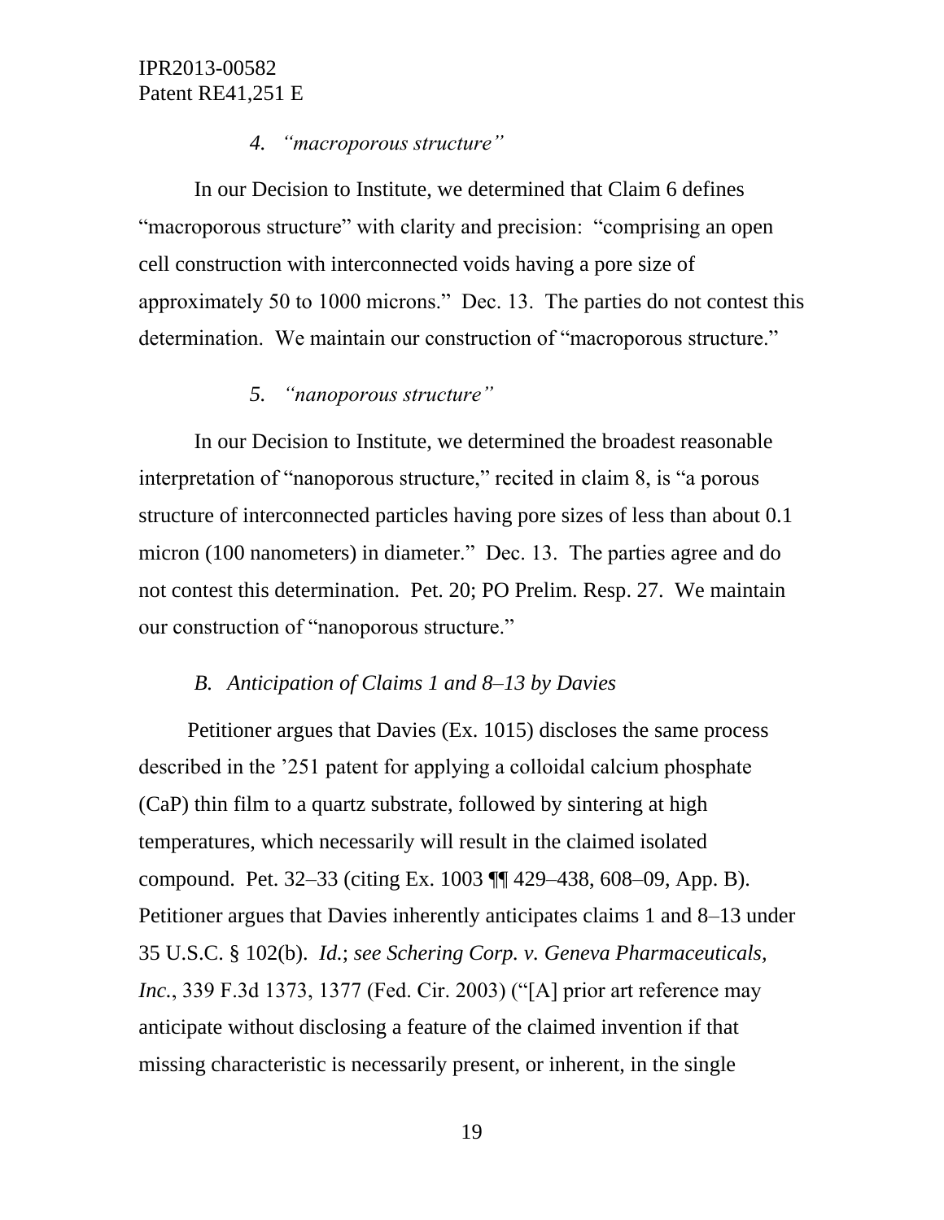#### 4. *"macroporous structure"*

In our Decision to Institute, we determined that Claim 6 defines "macroporous structure" with clarity and precision: "comprising an open cell construction with interconnected voids having a pore size of approximately 50 to 1000 microns." Dec. 13. The parties do not contest this determination. We maintain our construction of "macroporous structure."

#### 5. *"nanoporous structure"*

In our Decision to Institute, we determined the broadest reasonable interpretation of "nanoporous structure," recited in claim 8, is "a porous structure of interconnected particles having pore sizes of less than about 0.1 micron (100 nanometers) in diameter." Dec. 13. The parties agree and do not contest this determination. Pet. 20; PO Prelim. Resp. 27. We maintain our construction of "nanoporous structure."

### *B. Anticipation of Claims 1 and 8–13 by Davies*

Petitioner argues that Davies (Ex. 1015) discloses the same process described in the '251 patent for applying a colloidal calcium phosphate (CaP) thin film to a quartz substrate, followed by sintering at high temperatures, which necessarily will result in the claimed isolated compound. Pet. 32–33 (citing Ex. 1003 ¶¶ 429–438, 608–09, App. B). Petitioner argues that Davies inherently anticipates claims 1 and 8–13 under 35 U.S.C. § 102(b). *Id.*; *see Schering Corp. v. Geneva Pharmaceuticals, Inc.*, 339 F.3d 1373, 1377 (Fed. Cir. 2003) ("[A] prior art reference may anticipate without disclosing a feature of the claimed invention if that missing characteristic is necessarily present, or inherent, in the single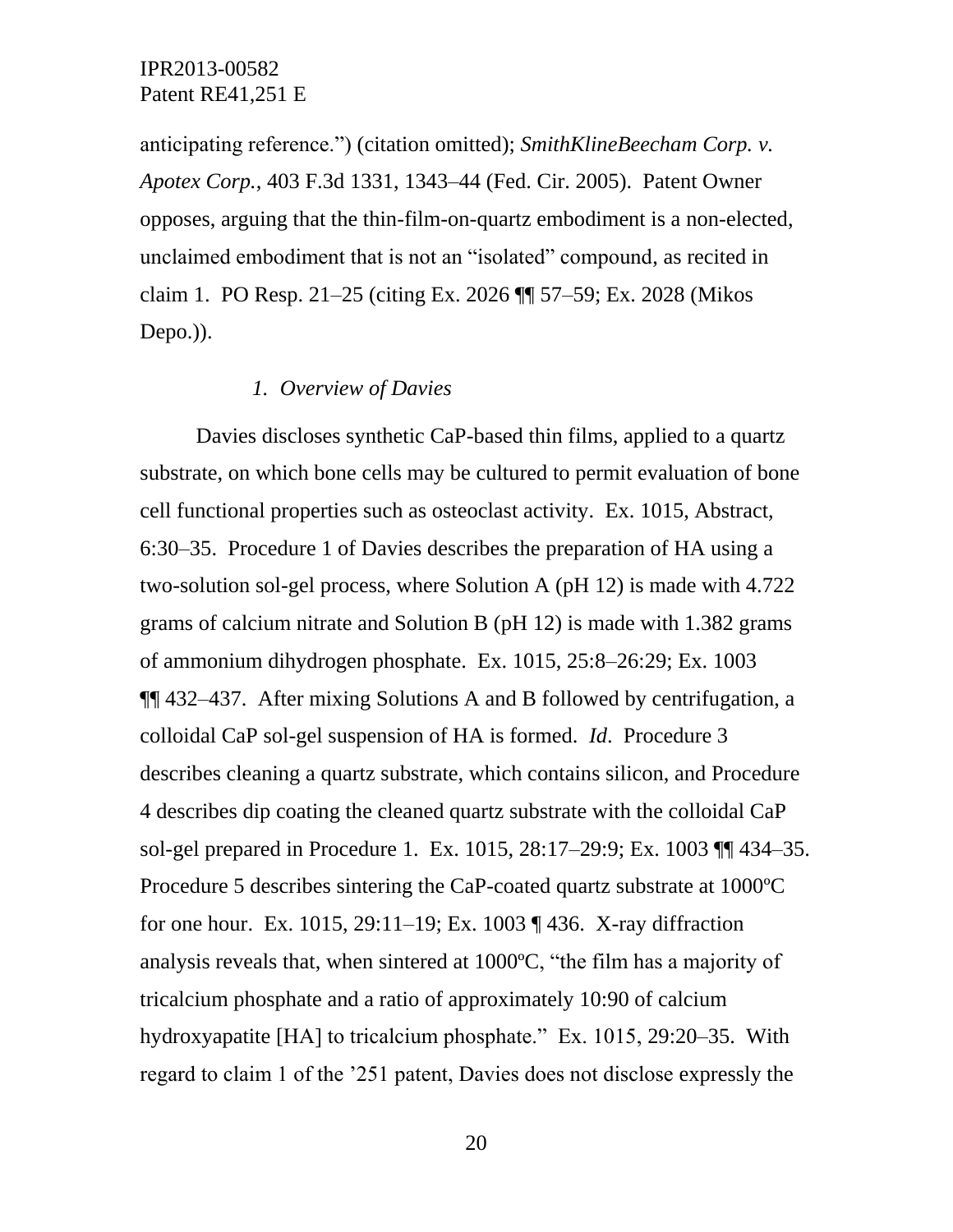anticipating reference.") (citation omitted); *SmithKlineBeecham Corp. v. Apotex Corp.*, 403 F.3d 1331, 1343–44 (Fed. Cir. 2005). Patent Owner opposes, arguing that the thin-film-on-quartz embodiment is a non-elected, unclaimed embodiment that is not an "isolated" compound, as recited in claim 1. PO Resp. 21–25 (citing Ex. 2026 ¶¶ 57–59; Ex. 2028 (Mikos Depo.)).

### *1. Overview of Davies*

Davies discloses synthetic CaP-based thin films, applied to a quartz substrate, on which bone cells may be cultured to permit evaluation of bone cell functional properties such as osteoclast activity. Ex. 1015, Abstract, 6:30–35. Procedure 1 of Davies describes the preparation of HA using a two-solution sol-gel process, where Solution A (pH 12) is made with 4.722 grams of calcium nitrate and Solution B (pH 12) is made with 1.382 grams of ammonium dihydrogen phosphate. Ex. 1015, 25:8–26:29; Ex. 1003 ¶¶ 432–437. After mixing Solutions A and B followed by centrifugation, a colloidal CaP sol-gel suspension of HA is formed. *Id*. Procedure 3 describes cleaning a quartz substrate, which contains silicon, and Procedure 4 describes dip coating the cleaned quartz substrate with the colloidal CaP sol-gel prepared in Procedure 1. Ex. 1015, 28:17–29:9; Ex. 1003 ¶¶ 434–35. Procedure 5 describes sintering the CaP-coated quartz substrate at 1000ºC for one hour. Ex. 1015, 29:11–19; Ex. 1003 ¶ 436. X-ray diffraction analysis reveals that, when sintered at 1000ºC, "the film has a majority of tricalcium phosphate and a ratio of approximately 10:90 of calcium hydroxyapatite [HA] to tricalcium phosphate." Ex. 1015, 29:20–35. With regard to claim 1 of the '251 patent, Davies does not disclose expressly the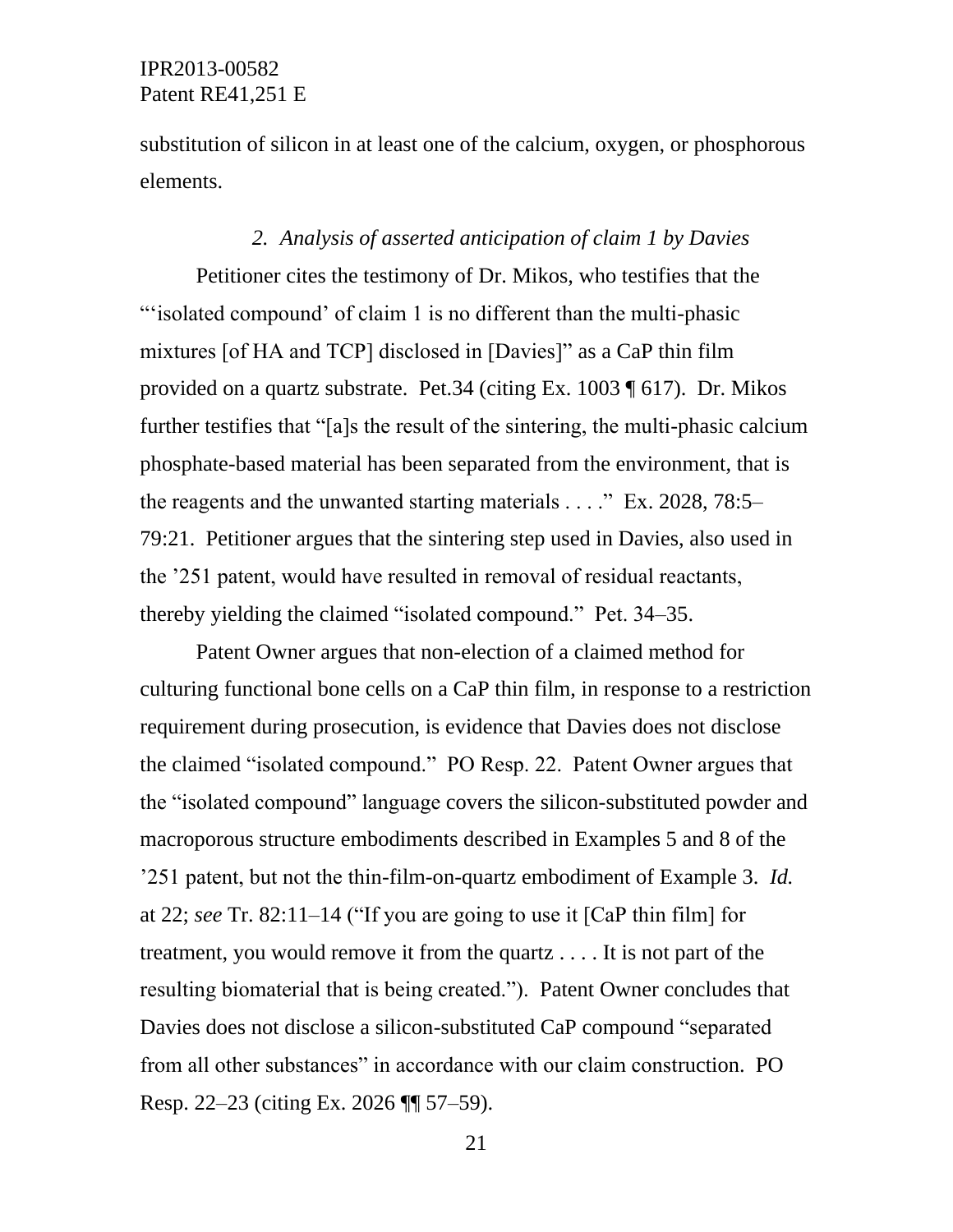substitution of silicon in at least one of the calcium, oxygen, or phosphorous elements.

*2. Analysis of asserted anticipation of claim 1 by Davies*

Petitioner cites the testimony of Dr. Mikos, who testifies that the "'isolated compound' of claim 1 is no different than the multi-phasic mixtures [of HA and TCP] disclosed in [Davies]" as a CaP thin film provided on a quartz substrate. Pet.34 (citing Ex. 1003 ¶ 617). Dr. Mikos further testifies that "[a]s the result of the sintering, the multi-phasic calcium phosphate-based material has been separated from the environment, that is the reagents and the unwanted starting materials . . . ." Ex. 2028, 78:5–79:21. Petitioner argues that the sintering step used in Davies, also used in the '251 patent, would have resulted in removal of residual reactants, thereby yielding the claimed "isolated compound." Pet. 34–35.

Patent Owner argues that non-election of a claimed method for culturing functional bone cells on a CaP thin film, in response to a restriction requirement during prosecution, is evidence that Davies does not disclose the claimed "isolated compound." PO Resp. 22. Patent Owner argues that the "isolated compound" language covers the silicon-substituted powder and macroporous structure embodiments described in Examples 5 and 8 of the '251 patent, but not the thin-film-on-quartz embodiment of Example 3. *Id.* at 22; *see* Tr. 82:11–14 ("If you are going to use it [CaP thin film] for treatment, you would remove it from the quartz . . . . It is not part of the resulting biomaterial that is being created."). Patent Owner concludes that Davies does not disclose a silicon-substituted CaP compound "separated from all other substances" in accordance with our claim construction. PO Resp. 22–23 (citing Ex. 2026 ¶¶ 57–59).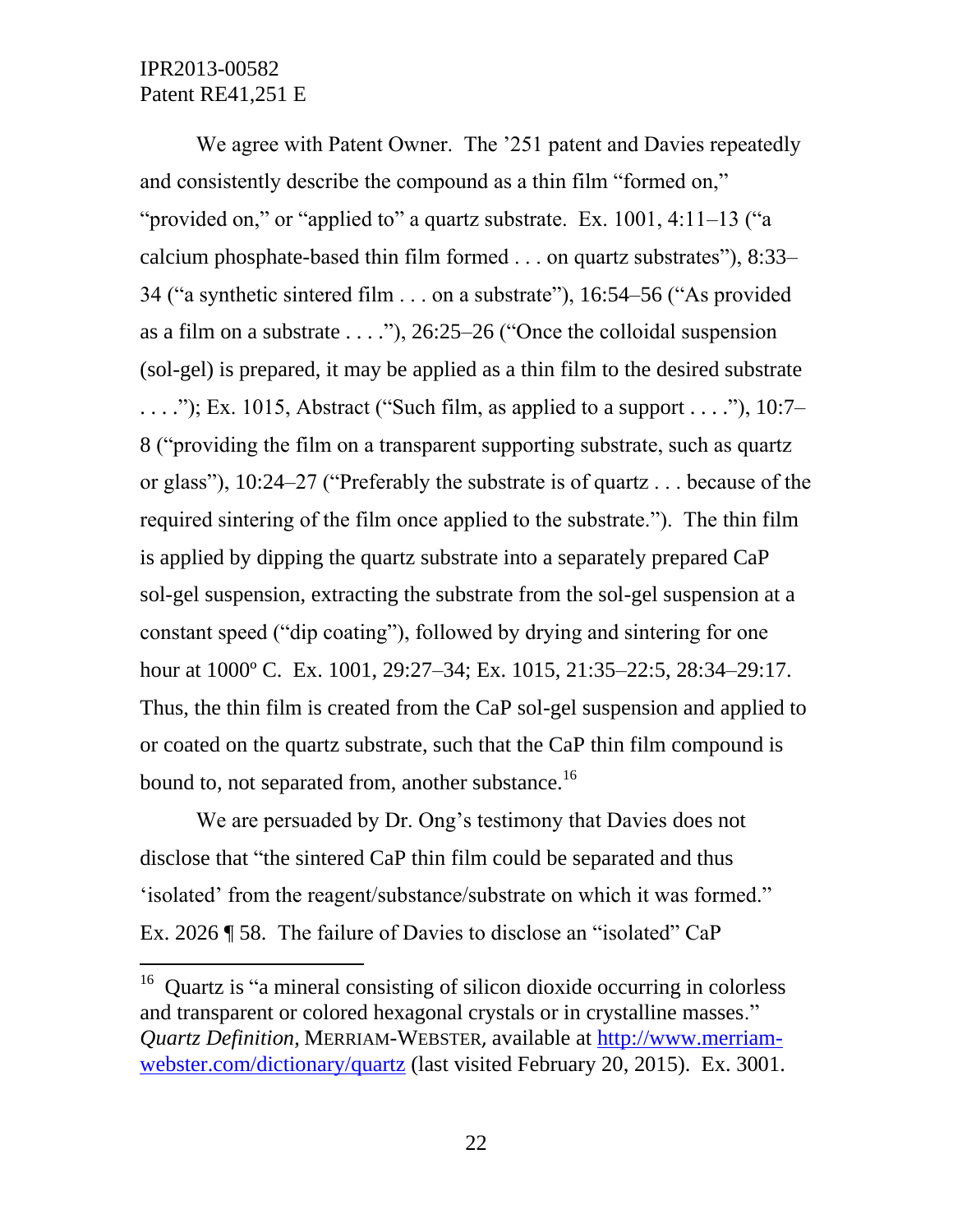We agree with Patent Owner. The '251 patent and Davies repeatedly and consistently describe the compound as a thin film "formed on," "provided on," or "applied to" a quartz substrate. Ex. 1001, 4:11–13 ("a calcium phosphate-based thin film formed . . . on quartz substrates"), 8:33–34 ("a synthetic sintered film . . . on a substrate"), 16:54–56 ("As provided as a film on a substrate . . . ."), 26:25–26 ("Once the colloidal suspension (sol-gel) is prepared, it may be applied as a thin film to the desired substrate . . . ."); Ex. 1015, Abstract ("Such film, as applied to a support . . . ."), 10:7–8 ("providing the film on a transparent supporting substrate, such as quartz or glass"), 10:24–27 ("Preferably the substrate is of quartz . . . because of the required sintering of the film once applied to the substrate."). The thin film is applied by dipping the quartz substrate into a separately prepared CaP sol-gel suspension, extracting the substrate from the sol-gel suspension at a constant speed ("dip coating"), followed by drying and sintering for one hour at 1000º C. Ex. 1001, 29:27–34; Ex. 1015, 21:35–22:5, 28:34–29:17. Thus, the thin film is created from the CaP sol-gel suspension and applied to or coated on the quartz substrate, such that the CaP thin film compound is bound to, not separated from, another substance.[16]

We are persuaded by Dr. Ong's testimony that Davies does not disclose that "the sintered CaP thin film could be separated and thus 'isolated' from the reagent/substance/substrate on which it was formed." Ex. 2026 ¶ 58. The failure of Davies to disclose an "isolated" CaP

---

[16] Quartz is "a mineral consisting of silicon dioxide occurring in colorless and transparent or colored hexagonal crystals or in crystalline masses." *Quartz Definition*, MERRIAM-WEBSTER, available at [http://www.merriam-webster.com/dictionary/quartz](http://www.merriam-webster.com/dictionary/quartz) (last visited February 20, 2015). Ex. 3001.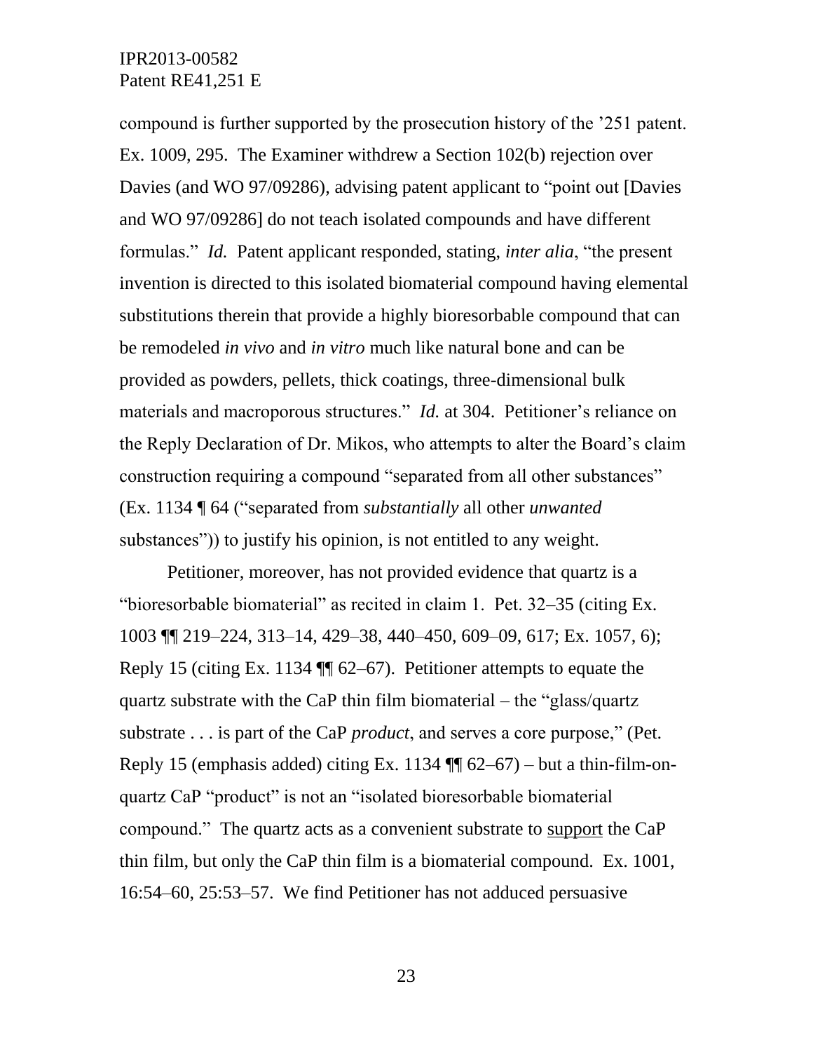compound is further supported by the prosecution history of the ’251 patent. Ex. 1009, 295. The Examiner withdrew a Section 102(b) rejection over Davies (and WO 97/09286), advising patent applicant to “point out [Davies and WO 97/09286] do not teach isolated compounds and have different formulas.” *Id.* Patent applicant responded, stating, *inter alia*, “the present invention is directed to this isolated biomaterial compound having elemental substitutions therein that provide a highly bioresorbable compound that can be remodeled *in vivo* and *in vitro* much like natural bone and can be provided as powders, pellets, thick coatings, three-dimensional bulk materials and macroporous structures.” *Id.* at 304. Petitioner’s reliance on the Reply Declaration of Dr. Mikos, who attempts to alter the Board’s claim construction requiring a compound “separated from all other substances” (Ex. 1134 ¶ 64 (“separated from *substantially* all other *unwanted* substances”)) to justify his opinion, is not entitled to any weight.

Petitioner, moreover, has not provided evidence that quartz is a “bioresorbable biomaterial” as recited in claim 1. Pet. 32–35 (citing Ex. 1003 ¶¶ 219–224, 313–14, 429–38, 440–450, 609–09, 617; Ex. 1057, 6); Reply 15 (citing Ex. 1134 ¶¶ 62–67). Petitioner attempts to equate the quartz substrate with the CaP thin film biomaterial – the “glass/quartz substrate . . . is part of the CaP *product*, and serves a core purpose,” (Pet. Reply 15 (emphasis added) citing Ex. 1134 ¶¶ 62–67) – but a thin-film-on-quartz CaP “product” is not an “isolated bioresorbable biomaterial compound.” The quartz acts as a convenient substrate to <u>support</u> the CaP thin film, but only the CaP thin film is a biomaterial compound. Ex. 1001, 16:54–60, 25:53–57. We find Petitioner has not adduced persuasive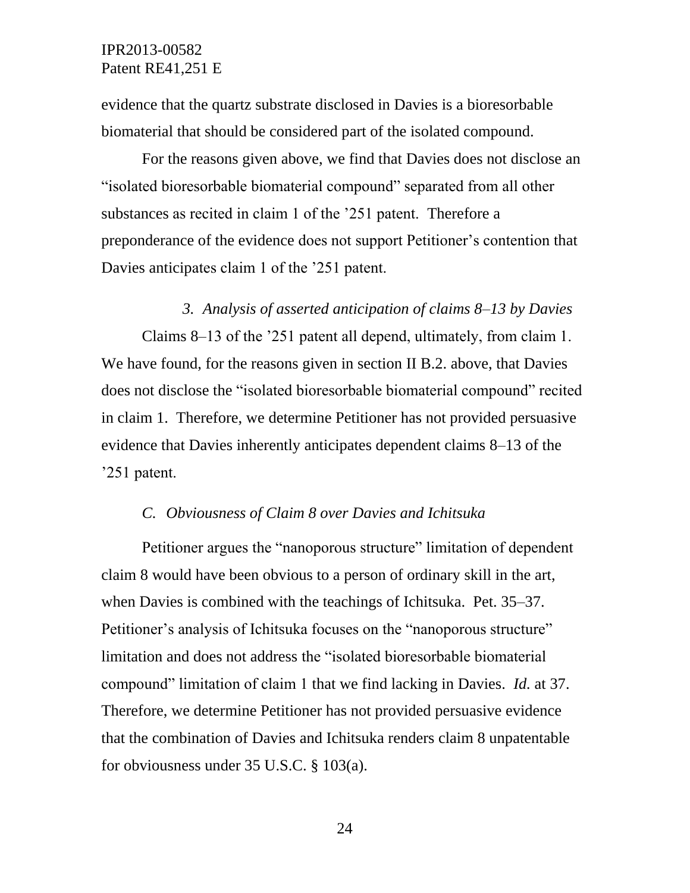evidence that the quartz substrate disclosed in Davies is a bioresorbable biomaterial that should be considered part of the isolated compound.

For the reasons given above, we find that Davies does not disclose an "isolated bioresorbable biomaterial compound" separated from all other substances as recited in claim 1 of the '251 patent. Therefore a preponderance of the evidence does not support Petitioner's contention that Davies anticipates claim 1 of the '251 patent.

### *3. Analysis of asserted anticipation of claims 8–13 by Davies*

Claims 8–13 of the '251 patent all depend, ultimately, from claim 1. We have found, for the reasons given in section II B.2. above, that Davies does not disclose the "isolated bioresorbable biomaterial compound" recited in claim 1. Therefore, we determine Petitioner has not provided persuasive evidence that Davies inherently anticipates dependent claims 8–13 of the '251 patent.

## *C. Obviousness of Claim 8 over Davies and Ichitsuka*

Petitioner argues the "nanoporous structure" limitation of dependent claim 8 would have been obvious to a person of ordinary skill in the art, when Davies is combined with the teachings of Ichitsuka. Pet. 35–37. Petitioner's analysis of Ichitsuka focuses on the "nanoporous structure" limitation and does not address the "isolated bioresorbable biomaterial compound" limitation of claim 1 that we find lacking in Davies. *Id.* at 37. Therefore, we determine Petitioner has not provided persuasive evidence that the combination of Davies and Ichitsuka renders claim 8 unpatentable for obviousness under 35 U.S.C. § 103(a).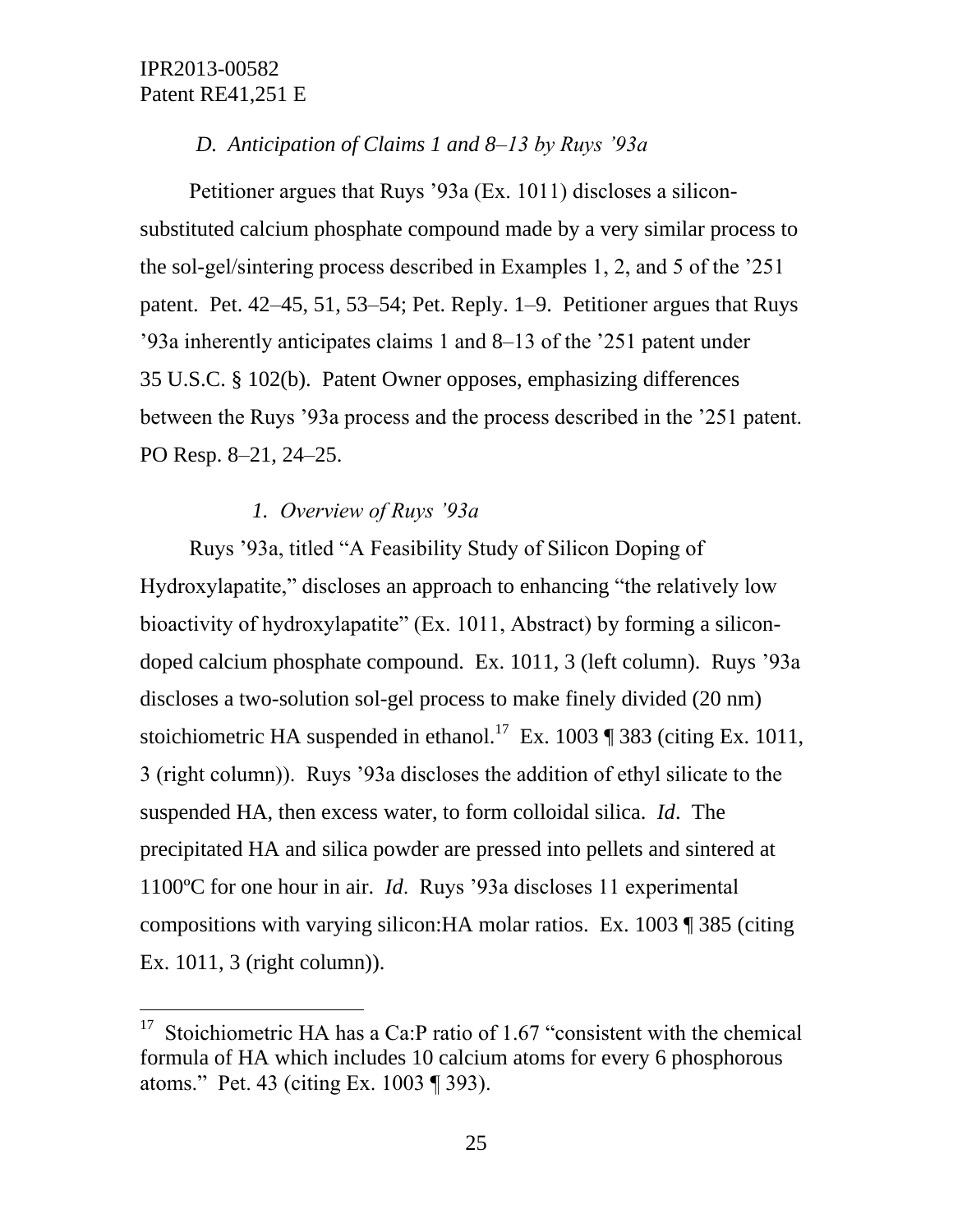### *D. Anticipation of Claims 1 and 8–13 by Ruys '93a*

Petitioner argues that Ruys '93a (Ex. 1011) discloses a silicon-substituted calcium phosphate compound made by a very similar process to the sol-gel/sintering process described in Examples 1, 2, and 5 of the '251 patent. Pet. 42–45, 51, 53–54; Pet. Reply. 1–9. Petitioner argues that Ruys '93a inherently anticipates claims 1 and 8–13 of the '251 patent under 35 U.S.C. § 102(b). Patent Owner opposes, emphasizing differences between the Ruys '93a process and the process described in the '251 patent. PO Resp. 8–21, 24–25.

#### *1. Overview of Ruys '93a*

Ruys '93a, titled "A Feasibility Study of Silicon Doping of Hydroxylapatite," discloses an approach to enhancing "the relatively low bioactivity of hydroxylapatite" (Ex. 1011, Abstract) by forming a silicon-doped calcium phosphate compound. Ex. 1011, 3 (left column). Ruys '93a discloses a two-solution sol-gel process to make finely divided (20 nm) stoichiometric HA suspended in ethanol.[17] Ex. 1003 ¶ 383 (citing Ex. 1011, 3 (right column)). Ruys '93a discloses the addition of ethyl silicate to the suspended HA, then excess water, to form colloidal silica. *Id*. The precipitated HA and silica powder are pressed into pellets and sintered at 1100ºC for one hour in air. *Id*. Ruys '93a discloses 11 experimental compositions with varying silicon:HA molar ratios. Ex. 1003 ¶ 385 (citing Ex. 1011, 3 (right column)).

---

[17] Stoichiometric HA has a Ca:P ratio of 1.67 "consistent with the chemical formula of HA which includes 10 calcium atoms for every 6 phosphorous atoms." Pet. 43 (citing Ex. 1003 ¶ 393).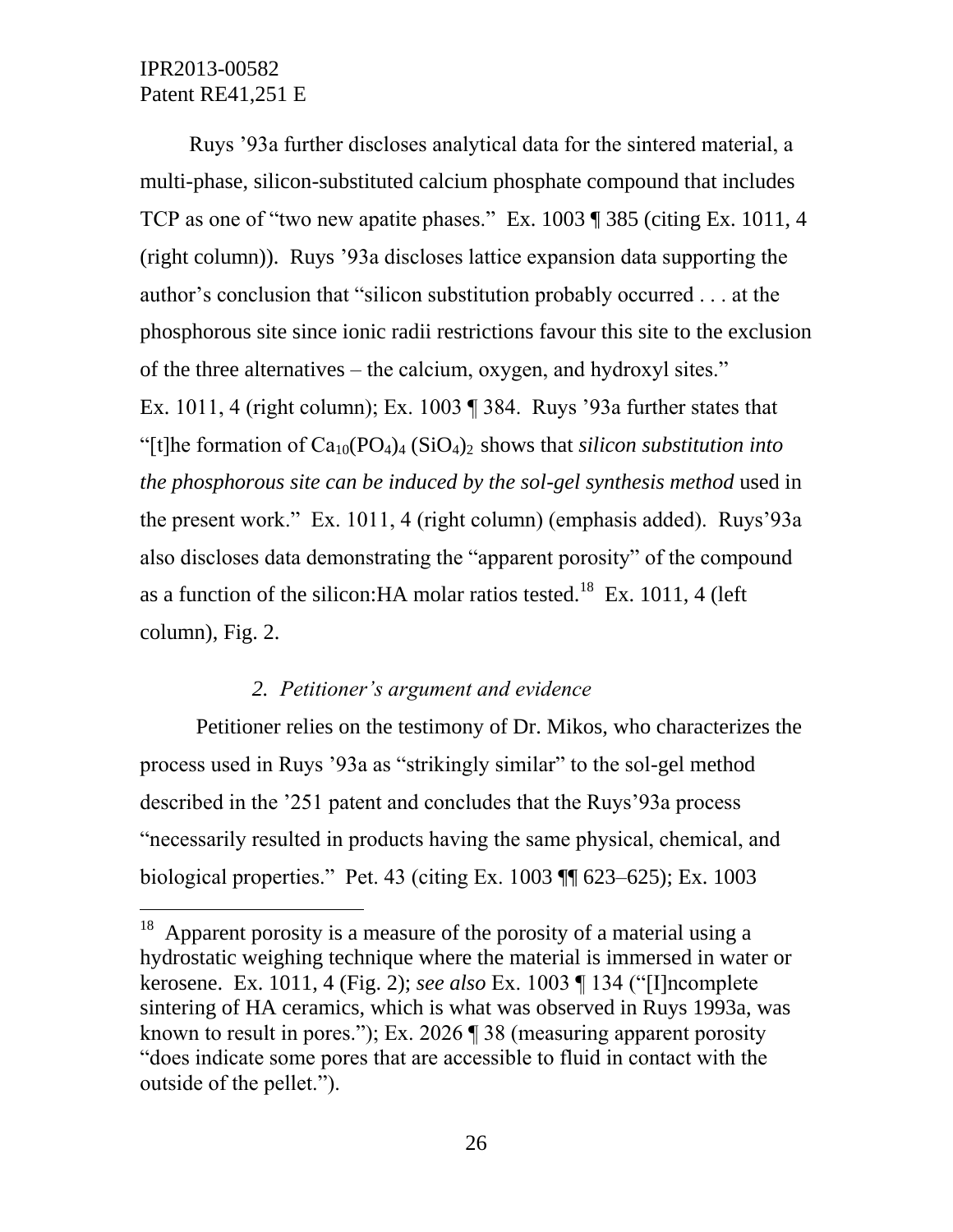Ruys ’93a further discloses analytical data for the sintered material, a multi-phase, silicon-substituted calcium phosphate compound that includes TCP as one of “two new apatite phases.” Ex. 1003 ¶ 385 (citing Ex. 1011, 4 (right column)). Ruys ’93a discloses lattice expansion data supporting the author’s conclusion that “silicon substitution probably occurred . . . at the phosphorous site since ionic radii restrictions favour this site to the exclusion of the three alternatives – the calcium, oxygen, and hydroxyl sites.” Ex. 1011, 4 (right column); Ex. 1003 ¶ 384. Ruys ’93a further states that “[t]he formation of $Ca_{10}(PO_4)_4 (SiO_4)_2$ shows that *silicon substitution into the phosphorous site can be induced by the sol-gel synthesis method* used in the present work.” Ex. 1011, 4 (right column) (emphasis added). Ruys’93a also discloses data demonstrating the “apparent porosity” of the compound as a function of the silicon:HA molar ratios tested.[18] Ex. 1011, 4 (left column), Fig. 2.

*2. Petitioner’s argument and evidence*

Petitioner relies on the testimony of Dr. Mikos, who characterizes the process used in Ruys ’93a as “strikingly similar” to the sol-gel method described in the ’251 patent and concludes that the Ruys’93a process “necessarily resulted in products having the same physical, chemical, and biological properties.” Pet. 43 (citing Ex. 1003 ¶¶ 623–625); Ex. 1003

---

[18] Apparent porosity is a measure of the porosity of a material using a hydrostatic weighing technique where the material is immersed in water or kerosene. Ex. 1011, 4 (Fig. 2); *see also* Ex. 1003 ¶ 134 (“[I]ncomplete sintering of HA ceramics, which is what was observed in Ruys 1993a, was known to result in pores.”); Ex. 2026 ¶ 38 (measuring apparent porosity “does indicate some pores that are accessible to fluid in contact with the outside of the pellet.”).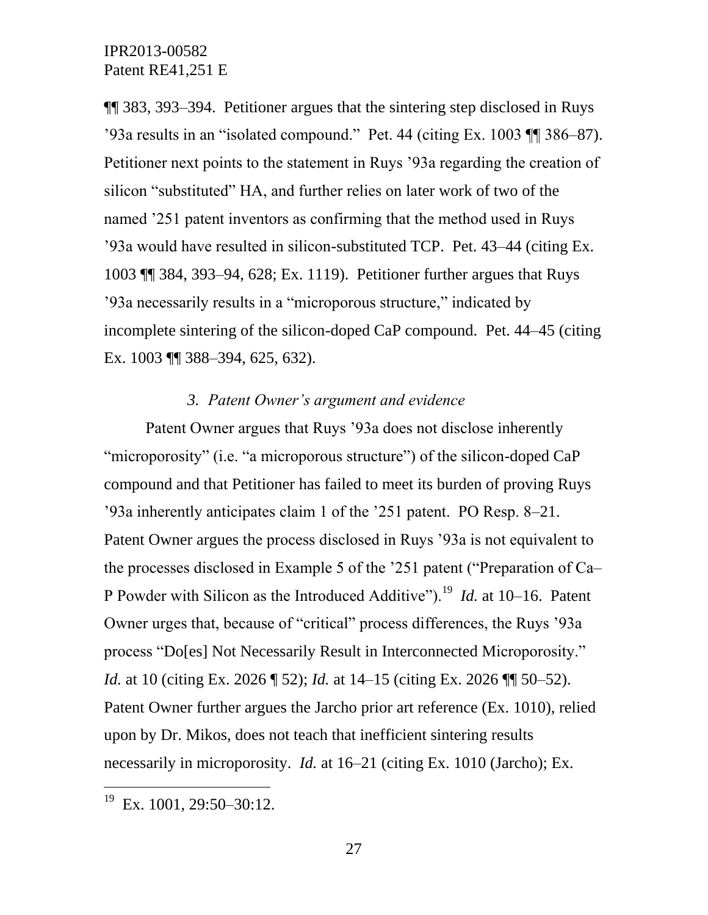¶¶ 383, 393–394. Petitioner argues that the sintering step disclosed in Ruys ’93a results in an “isolated compound.” Pet. 44 (citing Ex. 1003 ¶¶ 386–87). Petitioner next points to the statement in Ruys ’93a regarding the creation of silicon “substituted” HA, and further relies on later work of two of the named ’251 patent inventors as confirming that the method used in Ruys ’93a would have resulted in silicon-substituted TCP. Pet. 43–44 (citing Ex. 1003 ¶¶ 384, 393–94, 628; Ex. 1119). Petitioner further argues that Ruys ’93a necessarily results in a “microporous structure,” indicated by incomplete sintering of the silicon-doped CaP compound. Pet. 44–45 (citing Ex. 1003 ¶¶ 388–394, 625, 632).

### *3. Patent Owner’s argument and evidence*

Patent Owner argues that Ruys ’93a does not disclose inherently “microporosity” (i.e. “a microporous structure”) of the silicon-doped CaP compound and that Petitioner has failed to meet its burden of proving Ruys ’93a inherently anticipates claim 1 of the ’251 patent. PO Resp. 8–21. Patent Owner argues the process disclosed in Ruys ’93a is not equivalent to the processes disclosed in Example 5 of the ’251 patent (“Preparation of Ca–P Powder with Silicon as the Introduced Additive”).[19] *Id.* at 10–16. Patent Owner urges that, because of “critical” process differences, the Ruys ’93a process “Do[es] Not Necessarily Result in Interconnected Microporosity.” *Id.* at 10 (citing Ex. 2026 ¶ 52); *Id.* at 14–15 (citing Ex. 2026 ¶¶ 50–52). Patent Owner further argues the Jarcho prior art reference (Ex. 1010), relied upon by Dr. Mikos, does not teach that inefficient sintering results necessarily in microporosity. *Id.* at 16–21 (citing Ex. 1010 (Jarcho); Ex.

[19] Ex. 1001, 29:50–30:12.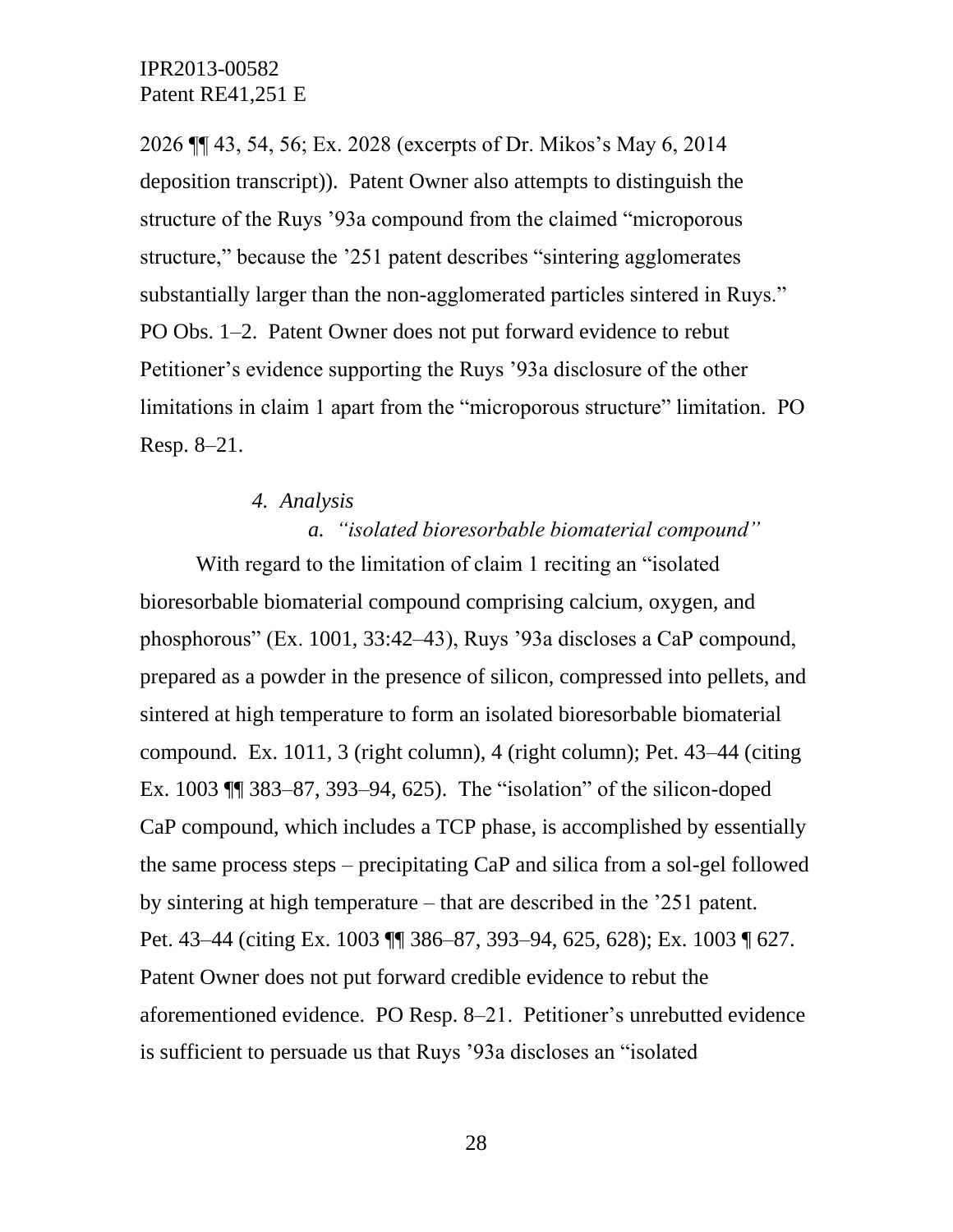2026 ¶¶ 43, 54, 56; Ex. 2028 (excerpts of Dr. Mikos's May 6, 2014 deposition transcript)). Patent Owner also attempts to distinguish the structure of the Ruys '93a compound from the claimed "microporous structure," because the '251 patent describes "sintering agglomerates substantially larger than the non-agglomerated particles sintered in Ruys." PO Obs. 1–2. Patent Owner does not put forward evidence to rebut Petitioner's evidence supporting the Ruys '93a disclosure of the other limitations in claim 1 apart from the "microporous structure" limitation. PO Resp. 8–21.

#### *4. Analysis*

##### *a. "isolated bioresorbable biomaterial compound"*

With regard to the limitation of claim 1 reciting an "isolated bioresorbable biomaterial compound comprising calcium, oxygen, and phosphorous" (Ex. 1001, 33:42–43), Ruys '93a discloses a CaP compound, prepared as a powder in the presence of silicon, compressed into pellets, and sintered at high temperature to form an isolated bioresorbable biomaterial compound. Ex. 1011, 3 (right column), 4 (right column); Pet. 43–44 (citing Ex. 1003 ¶¶ 383–87, 393–94, 625). The "isolation" of the silicon-doped CaP compound, which includes a TCP phase, is accomplished by essentially the same process steps – precipitating CaP and silica from a sol-gel followed by sintering at high temperature – that are described in the '251 patent. Pet. 43–44 (citing Ex. 1003 ¶¶ 386–87, 393–94, 625, 628); Ex. 1003 ¶ 627. Patent Owner does not put forward credible evidence to rebut the aforementioned evidence. PO Resp. 8–21. Petitioner's unrebutted evidence is sufficient to persuade us that Ruys '93a discloses an "isolated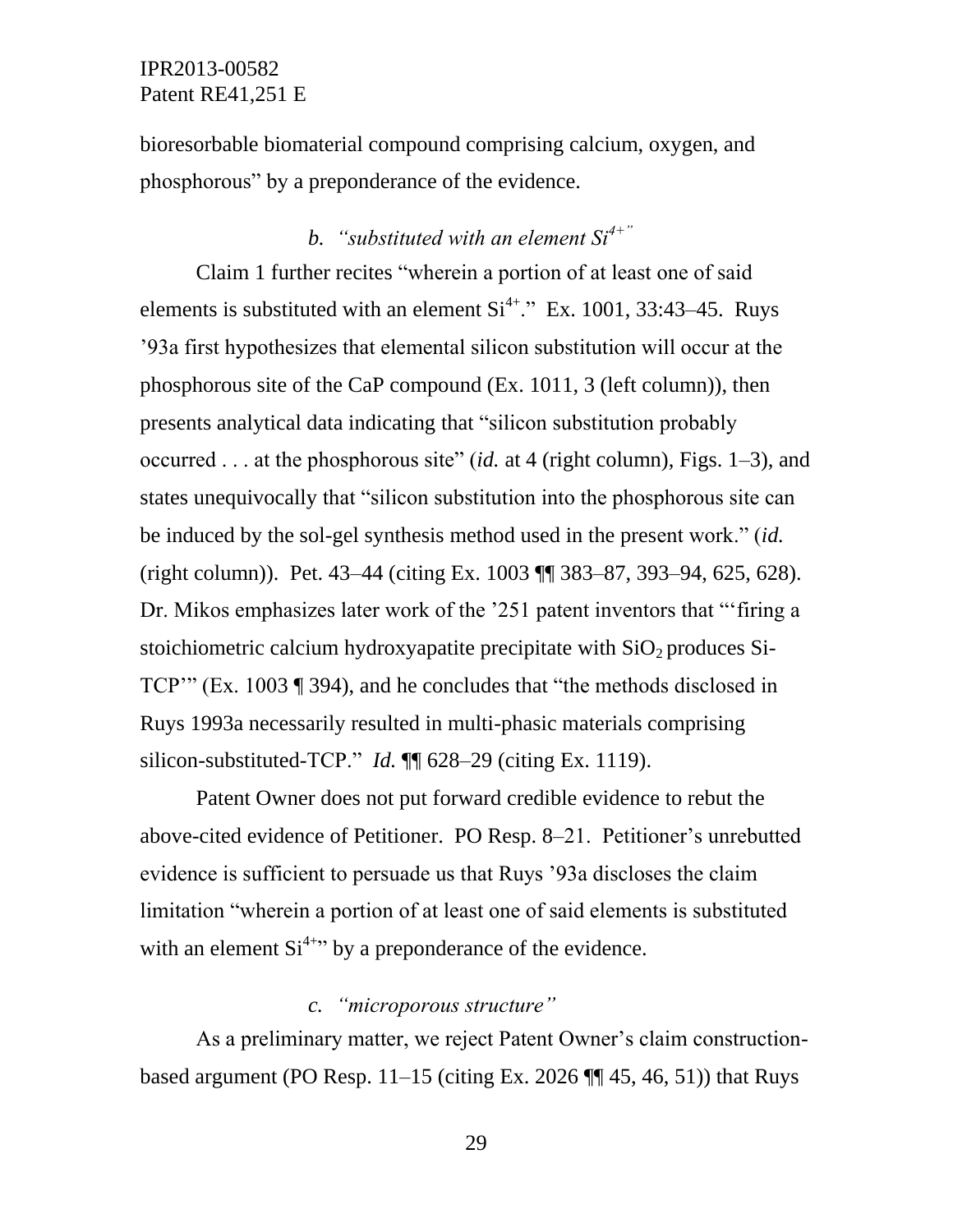bioresorbable biomaterial compound comprising calcium, oxygen, and phosphorous” by a preponderance of the evidence.

### *b. “substituted with an element $Si^{4+}$”*

Claim 1 further recites “wherein a portion of at least one of said elements is substituted with an element $Si^{4+}$.” Ex. 1001, 33:43–45. Ruys ’93a first hypothesizes that elemental silicon substitution will occur at the phosphorous site of the CaP compound (Ex. 1011, 3 (left column)), then presents analytical data indicating that “silicon substitution probably occurred . . . at the phosphorous site” (*id.* at 4 (right column), Figs. 1–3), and states unequivocally that “silicon substitution into the phosphorous site can be induced by the sol-gel synthesis method used in the present work.” (*id.* (right column)). Pet. 43–44 (citing Ex. 1003 ¶¶ 383–87, 393–94, 625, 628). Dr. Mikos emphasizes later work of the ’251 patent inventors that “‘firing a stoichiometric calcium hydroxyapatite precipitate with $SiO_2$ produces Si-TCP’” (Ex. 1003 ¶ 394), and he concludes that “the methods disclosed in Ruys 1993a necessarily resulted in multi-phasic materials comprising silicon-substituted-TCP.” *Id.* ¶¶ 628–29 (citing Ex. 1119).

Patent Owner does not put forward credible evidence to rebut the above-cited evidence of Petitioner. PO Resp. 8–21. Petitioner’s unrebutted evidence is sufficient to persuade us that Ruys ’93a discloses the claim limitation “wherein a portion of at least one of said elements is substituted with an element $Si^{4+}$” by a preponderance of the evidence.

### *c. “microporous structure”*

As a preliminary matter, we reject Patent Owner’s claim construction-based argument (PO Resp. 11–15 (citing Ex. 2026 ¶¶ 45, 46, 51)) that Ruys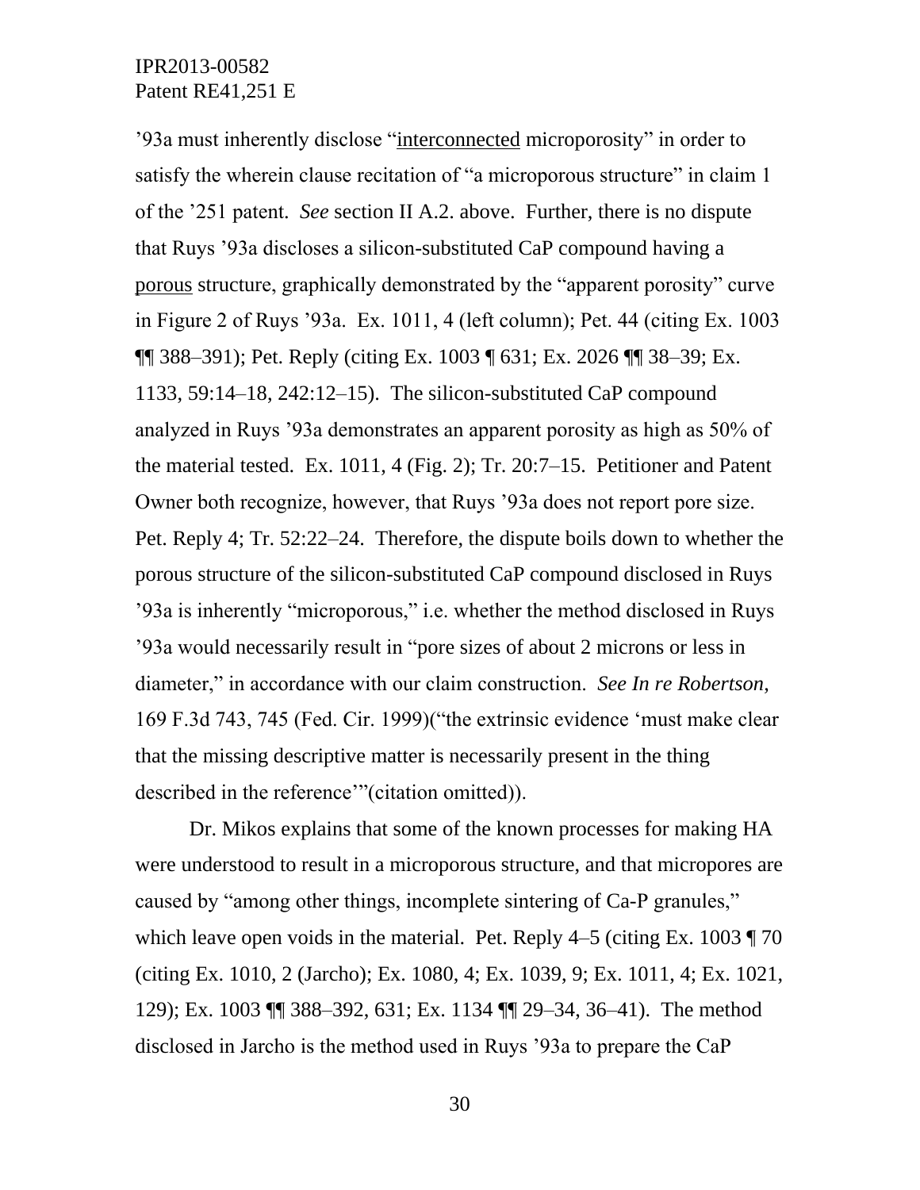’93a must inherently disclose “<u>interconnected</u> microporosity” in order to satisfy the wherein clause recitation of “a microporous structure” in claim 1 of the ’251 patent. *See* section II A.2. above. Further, there is no dispute that Ruys ’93a discloses a silicon-substituted CaP compound having a <u>porous</u> structure, graphically demonstrated by the “apparent porosity” curve in Figure 2 of Ruys ’93a. Ex. 1011, 4 (left column); Pet. 44 (citing Ex. 1003 ¶¶ 388–391); Pet. Reply (citing Ex. 1003 ¶ 631; Ex. 2026 ¶¶ 38–39; Ex. 1133, 59:14–18, 242:12–15). The silicon-substituted CaP compound analyzed in Ruys ’93a demonstrates an apparent porosity as high as 50% of the material tested. Ex. 1011, 4 (Fig. 2); Tr. 20:7–15. Petitioner and Patent Owner both recognize, however, that Ruys ’93a does not report pore size. Pet. Reply 4; Tr. 52:22–24. Therefore, the dispute boils down to whether the porous structure of the silicon-substituted CaP compound disclosed in Ruys ’93a is inherently “microporous,” i.e. whether the method disclosed in Ruys ’93a would necessarily result in “pore sizes of about 2 microns or less in diameter,” in accordance with our claim construction. *See In re Robertson*, 169 F.3d 743, 745 (Fed. Cir. 1999)(“the extrinsic evidence ‘must make clear that the missing descriptive matter is necessarily present in the thing described in the reference’”(citation omitted)).

Dr. Mikos explains that some of the known processes for making HA were understood to result in a microporous structure, and that micropores are caused by “among other things, incomplete sintering of Ca-P granules,” which leave open voids in the material. Pet. Reply 4–5 (citing Ex. 1003 ¶ 70 (citing Ex. 1010, 2 (Jarcho); Ex. 1080, 4; Ex. 1039, 9; Ex. 1011, 4; Ex. 1021, 129); Ex. 1003 ¶¶ 388–392, 631; Ex. 1134 ¶¶ 29–34, 36–41). The method disclosed in Jarcho is the method used in Ruys ’93a to prepare the CaP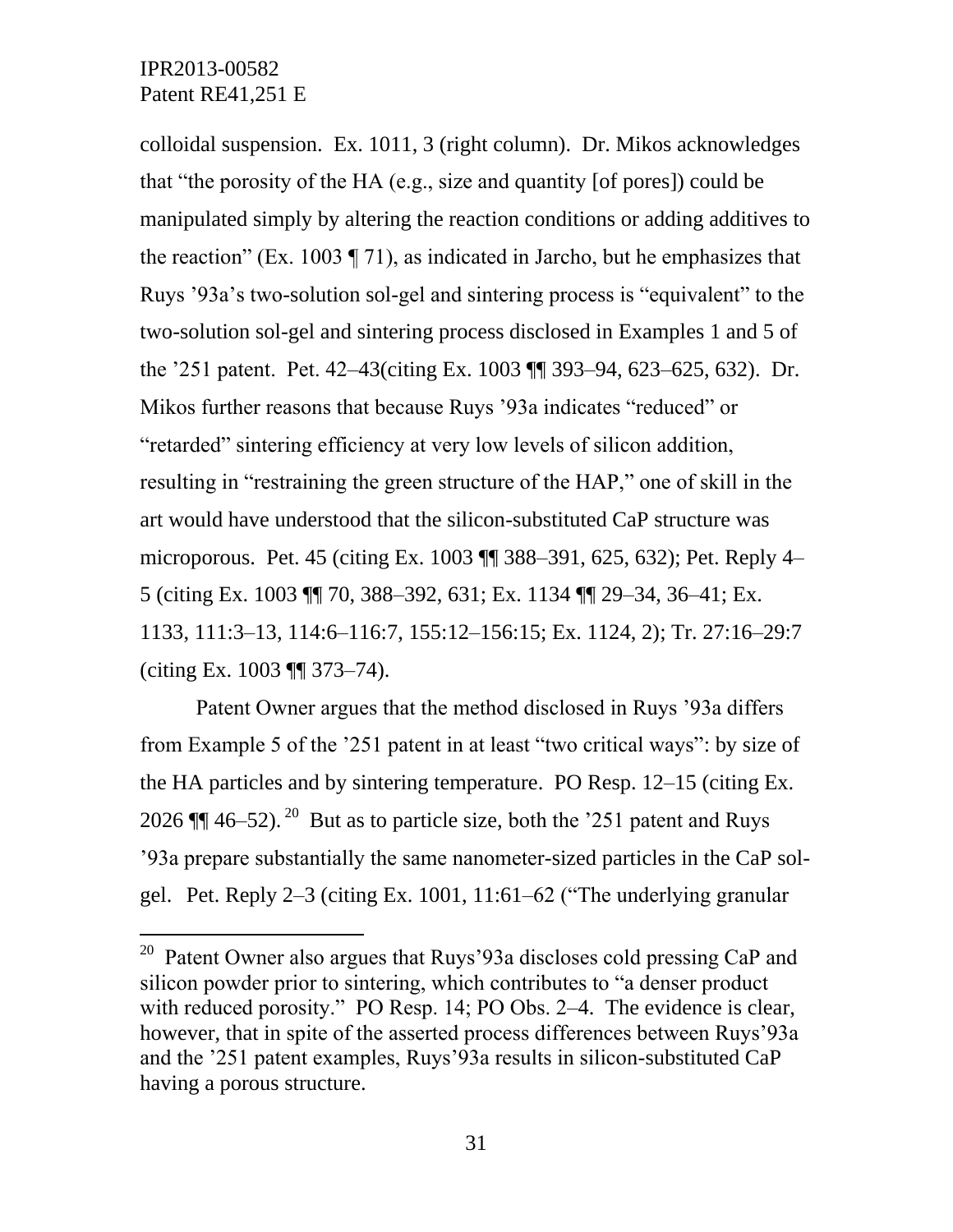colloidal suspension. Ex. 1011, 3 (right column). Dr. Mikos acknowledges that "the porosity of the HA (e.g., size and quantity [of pores]) could be manipulated simply by altering the reaction conditions or adding additives to the reaction" (Ex. 1003 ¶ 71), as indicated in Jarcho, but he emphasizes that Ruys '93a's two-solution sol-gel and sintering process is "equivalent" to the two-solution sol-gel and sintering process disclosed in Examples 1 and 5 of the '251 patent. Pet. 42–43(citing Ex. 1003 ¶¶ 393–94, 623–625, 632). Dr. Mikos further reasons that because Ruys '93a indicates "reduced" or "retarded" sintering efficiency at very low levels of silicon addition, resulting in "restraining the green structure of the HAP," one of skill in the art would have understood that the silicon-substituted CaP structure was microporous. Pet. 45 (citing Ex. 1003 ¶¶ 388–391, 625, 632); Pet. Reply 4–5 (citing Ex. 1003 ¶¶ 70, 388–392, 631; Ex. 1134 ¶¶ 29–34, 36–41; Ex. 1133, 111:3–13, 114:6–116:7, 155:12–156:15; Ex. 1124, 2); Tr. 27:16–29:7 (citing Ex. 1003 ¶¶ 373–74).

Patent Owner argues that the method disclosed in Ruys '93a differs from Example 5 of the '251 patent in at least "two critical ways": by size of the HA particles and by sintering temperature. PO Resp. 12–15 (citing Ex. 2026 ¶¶ 46–52).[20] But as to particle size, both the '251 patent and Ruys '93a prepare substantially the same nanometer-sized particles in the CaP sol-gel. Pet. Reply 2–3 (citing Ex. 1001, 11:61–62 ("The underlying granular

---

[20] Patent Owner also argues that Ruys'93a discloses cold pressing CaP and silicon powder prior to sintering, which contributes to "a denser product with reduced porosity." PO Resp. 14; PO Obs. 2–4. The evidence is clear, however, that in spite of the asserted process differences between Ruys'93a and the '251 patent examples, Ruys'93a results in silicon-substituted CaP having a porous structure.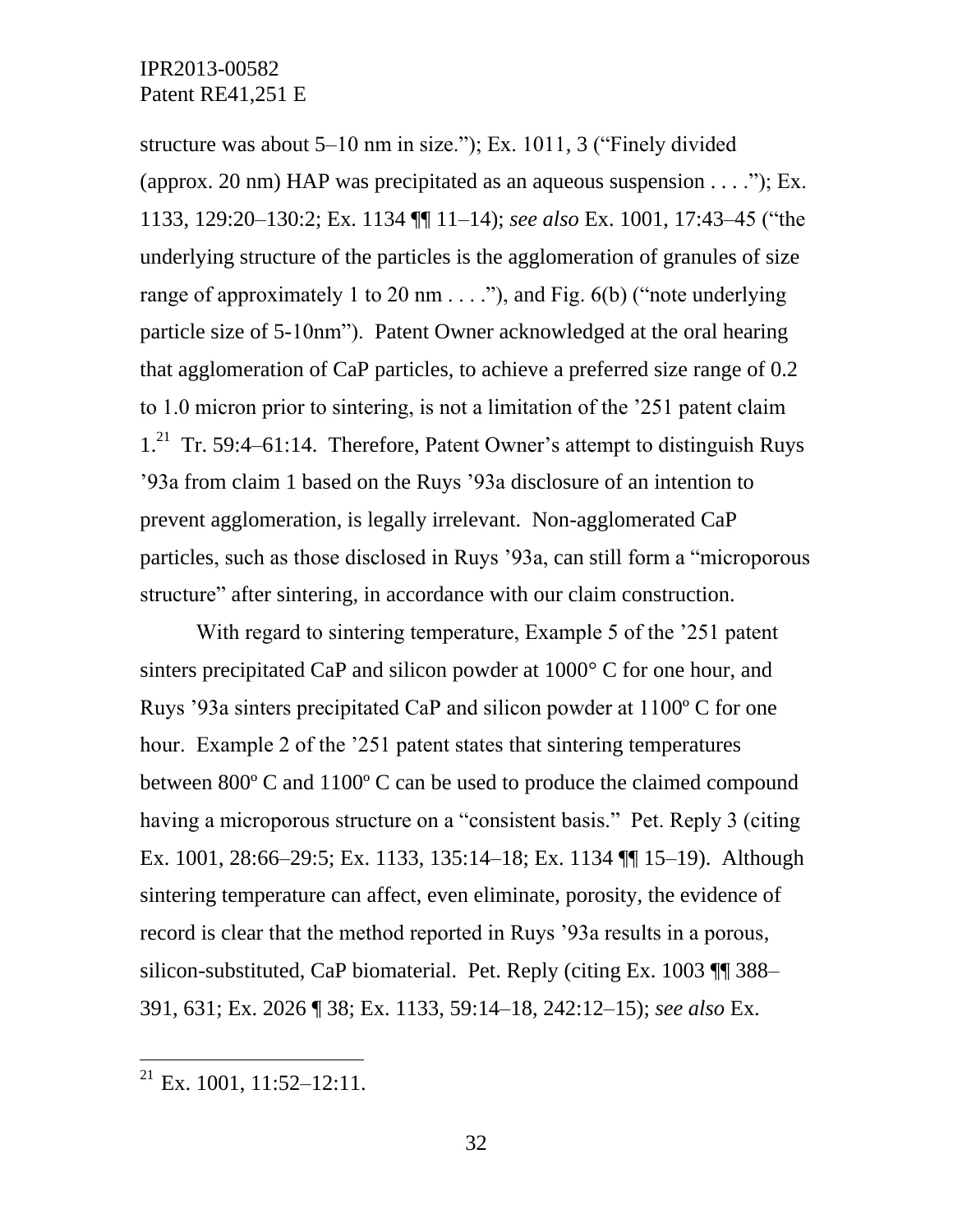structure was about 5–10 nm in size."); Ex. 1011, 3 ("Finely divided (approx. 20 nm) HAP was precipitated as an aqueous suspension . . . ."); Ex. 1133, 129:20–130:2; Ex. 1134 ¶¶ 11–14); *see also* Ex. 1001, 17:43–45 ("the underlying structure of the particles is the agglomeration of granules of size range of approximately 1 to 20 nm . . . ."), and Fig. 6(b) ("note underlying particle size of 5-10nm"). Patent Owner acknowledged at the oral hearing that agglomeration of CaP particles, to achieve a preferred size range of 0.2 to 1.0 micron prior to sintering, is not a limitation of the '251 patent claim 1.[21] Tr. 59:4–61:14. Therefore, Patent Owner's attempt to distinguish Ruys '93a from claim 1 based on the Ruys '93a disclosure of an intention to prevent agglomeration, is legally irrelevant. Non-agglomerated CaP particles, such as those disclosed in Ruys '93a, can still form a "microporous structure" after sintering, in accordance with our claim construction.

With regard to sintering temperature, Example 5 of the '251 patent sinters precipitated CaP and silicon powder at 1000° C for one hour, and Ruys '93a sinters precipitated CaP and silicon powder at 1100º C for one hour. Example 2 of the '251 patent states that sintering temperatures between 800º C and 1100º C can be used to produce the claimed compound having a microporous structure on a "consistent basis." Pet. Reply 3 (citing Ex. 1001, 28:66–29:5; Ex. 1133, 135:14–18; Ex. 1134 ¶¶ 15–19). Although sintering temperature can affect, even eliminate, porosity, the evidence of record is clear that the method reported in Ruys '93a results in a porous, silicon-substituted, CaP biomaterial. Pet. Reply (citing Ex. 1003 ¶¶ 388–391, 631; Ex. 2026 ¶ 38; Ex. 1133, 59:14–18, 242:12–15); *see also* Ex.

---

[21] Ex. 1001, 11:52–12:11.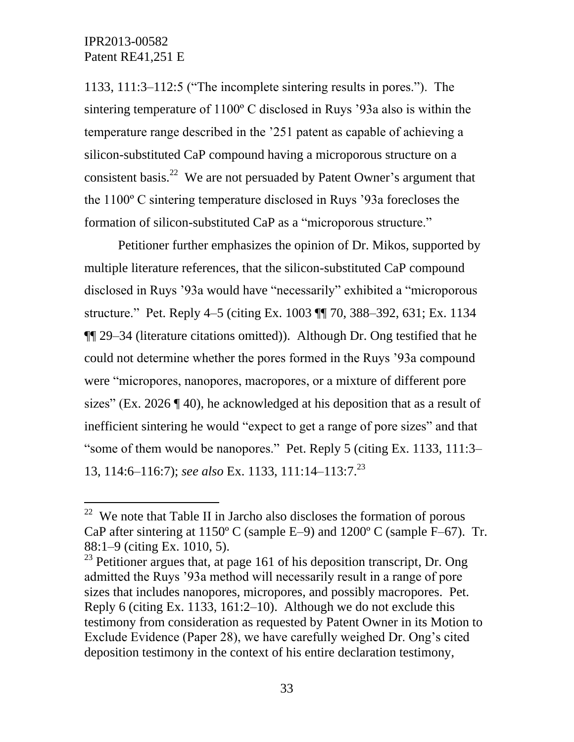1133, 111:3–112:5 ("The incomplete sintering results in pores."). The sintering temperature of 1100º C disclosed in Ruys '93a also is within the temperature range described in the '251 patent as capable of achieving a silicon-substituted CaP compound having a microporous structure on a consistent basis.[22] We are not persuaded by Patent Owner's argument that the 1100º C sintering temperature disclosed in Ruys '93a forecloses the formation of silicon-substituted CaP as a "microporous structure."

Petitioner further emphasizes the opinion of Dr. Mikos, supported by multiple literature references, that the silicon-substituted CaP compound disclosed in Ruys '93a would have "necessarily" exhibited a "microporous structure." Pet. Reply 4–5 (citing Ex. 1003 ¶¶ 70, 388–392, 631; Ex. 1134 ¶¶ 29–34 (literature citations omitted)). Although Dr. Ong testified that he could not determine whether the pores formed in the Ruys '93a compound were "micropores, nanopores, macropores, or a mixture of different pore sizes" (Ex. 2026 ¶ 40), he acknowledged at his deposition that as a result of inefficient sintering he would "expect to get a range of pore sizes" and that "some of them would be nanopores." Pet. Reply 5 (citing Ex. 1133, 111:3–13, 114:6–116:7); *see also* Ex. 1133, 111:14–113:7.[23]

---

[22] We note that Table II in Jarcho also discloses the formation of porous CaP after sintering at 1150º C (sample E–9) and 1200º C (sample F–67). Tr. 88:1–9 (citing Ex. 1010, 5).

[23] Petitioner argues that, at page 161 of his deposition transcript, Dr. Ong admitted the Ruys '93a method will necessarily result in a range of pore sizes that includes nanopores, micropores, and possibly macropores. Pet. Reply 6 (citing Ex. 1133, 161:2–10). Although we do not exclude this testimony from consideration as requested by Patent Owner in its Motion to Exclude Evidence (Paper 28), we have carefully weighed Dr. Ong's cited deposition testimony in the context of his entire declaration testimony,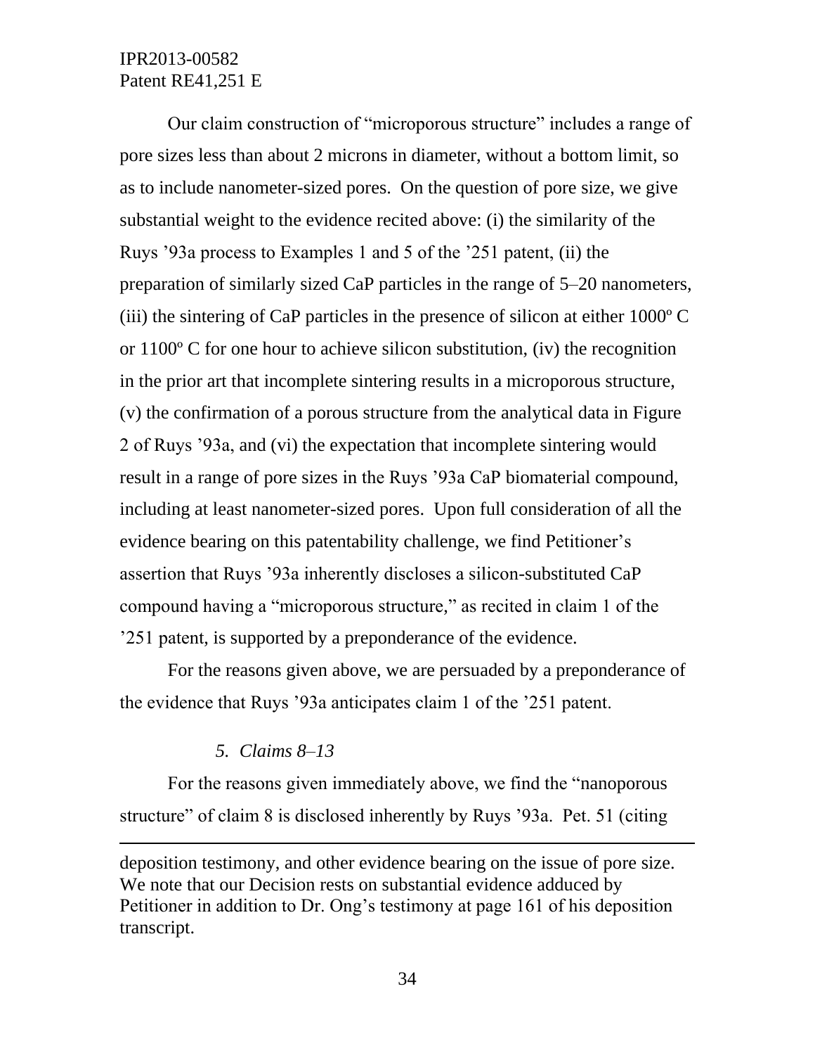Our claim construction of "microporous structure" includes a range of pore sizes less than about 2 microns in diameter, without a bottom limit, so as to include nanometer-sized pores. On the question of pore size, we give substantial weight to the evidence recited above: (i) the similarity of the Ruys '93a process to Examples 1 and 5 of the '251 patent, (ii) the preparation of similarly sized CaP particles in the range of 5–20 nanometers, (iii) the sintering of CaP particles in the presence of silicon at either 1000º C or 1100º C for one hour to achieve silicon substitution, (iv) the recognition in the prior art that incomplete sintering results in a microporous structure, (v) the confirmation of a porous structure from the analytical data in Figure 2 of Ruys '93a, and (vi) the expectation that incomplete sintering would result in a range of pore sizes in the Ruys '93a CaP biomaterial compound, including at least nanometer-sized pores. Upon full consideration of all the evidence bearing on this patentability challenge, we find Petitioner's assertion that Ruys '93a inherently discloses a silicon-substituted CaP compound having a "microporous structure," as recited in claim 1 of the '251 patent, is supported by a preponderance of the evidence.

For the reasons given above, we are persuaded by a preponderance of the evidence that Ruys '93a anticipates claim 1 of the '251 patent.

### *5. Claims 8–13*

For the reasons given immediately above, we find the "nanoporous structure" of claim 8 is disclosed inherently by Ruys '93a. Pet. 51 (citing

---

deposition testimony, and other evidence bearing on the issue of pore size. We note that our Decision rests on substantial evidence adduced by Petitioner in addition to Dr. Ong's testimony at page 161 of his deposition transcript.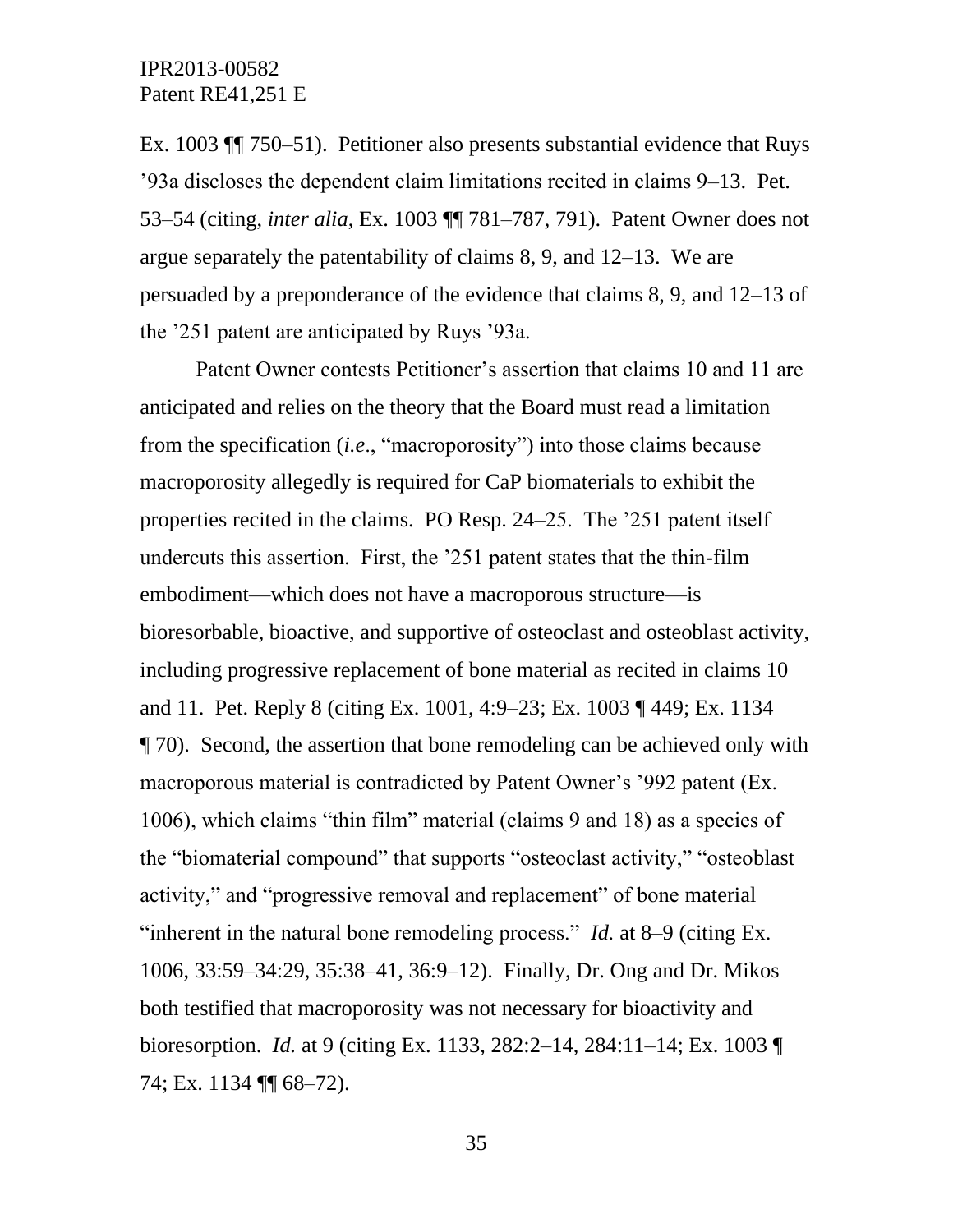Ex. 1003 ¶¶ 750–51). Petitioner also presents substantial evidence that Ruys '93a discloses the dependent claim limitations recited in claims 9–13. Pet. 53–54 (citing, *inter alia*, Ex. 1003 ¶¶ 781–787, 791). Patent Owner does not argue separately the patentability of claims 8, 9, and 12–13. We are persuaded by a preponderance of the evidence that claims 8, 9, and 12–13 of the '251 patent are anticipated by Ruys '93a.

Patent Owner contests Petitioner's assertion that claims 10 and 11 are anticipated and relies on the theory that the Board must read a limitation from the specification (*i.e*., "macroporosity") into those claims because macroporosity allegedly is required for CaP biomaterials to exhibit the properties recited in the claims. PO Resp. 24–25. The '251 patent itself undercuts this assertion. First, the '251 patent states that the thin-film embodiment—which does not have a macroporous structure—is bioresorbable, bioactive, and supportive of osteoclast and osteoblast activity, including progressive replacement of bone material as recited in claims 10 and 11. Pet. Reply 8 (citing Ex. 1001, 4:9–23; Ex. 1003 ¶ 449; Ex. 1134 ¶ 70). Second, the assertion that bone remodeling can be achieved only with macroporous material is contradicted by Patent Owner's '992 patent (Ex. 1006), which claims "thin film" material (claims 9 and 18) as a species of the "biomaterial compound" that supports "osteoclast activity," "osteoblast activity," and "progressive removal and replacement" of bone material "inherent in the natural bone remodeling process." *Id.* at 8–9 (citing Ex. 1006, 33:59–34:29, 35:38–41, 36:9–12). Finally, Dr. Ong and Dr. Mikos both testified that macroporosity was not necessary for bioactivity and bioresorption. *Id.* at 9 (citing Ex. 1133, 282:2–14, 284:11–14; Ex. 1003 ¶ 74; Ex. 1134 ¶¶ 68–72).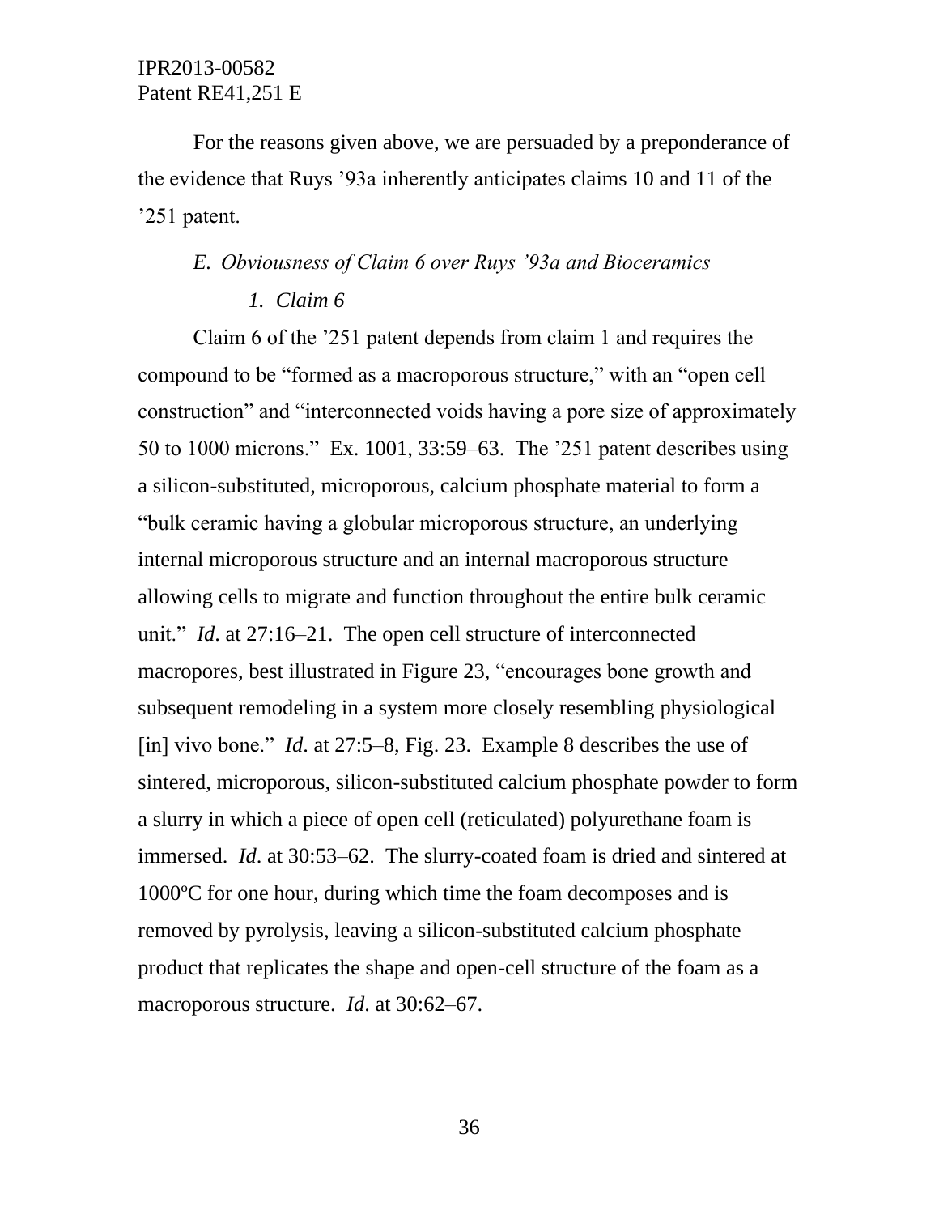For the reasons given above, we are persuaded by a preponderance of the evidence that Ruys ’93a inherently anticipates claims 10 and 11 of the ’251 patent.

### *E. Obviousness of Claim 6 over Ruys ’93a and Bioceramics*

#### *1. Claim 6*

Claim 6 of the ’251 patent depends from claim 1 and requires the compound to be “formed as a macroporous structure,” with an “open cell construction” and “interconnected voids having a pore size of approximately 50 to 1000 microns.” Ex. 1001, 33:59–63. The ’251 patent describes using a silicon-substituted, microporous, calcium phosphate material to form a “bulk ceramic having a globular microporous structure, an underlying internal microporous structure and an internal macroporous structure allowing cells to migrate and function throughout the entire bulk ceramic unit.” *Id*. at 27:16–21. The open cell structure of interconnected macropores, best illustrated in Figure 23, “encourages bone growth and subsequent remodeling in a system more closely resembling physiological [in] vivo bone.” *Id*. at 27:5–8, Fig. 23. Example 8 describes the use of sintered, microporous, silicon-substituted calcium phosphate powder to form a slurry in which a piece of open cell (reticulated) polyurethane foam is immersed. *Id*. at 30:53–62. The slurry-coated foam is dried and sintered at 1000ºC for one hour, during which time the foam decomposes and is removed by pyrolysis, leaving a silicon-substituted calcium phosphate product that replicates the shape and open-cell structure of the foam as a macroporous structure. *Id*. at 30:62–67.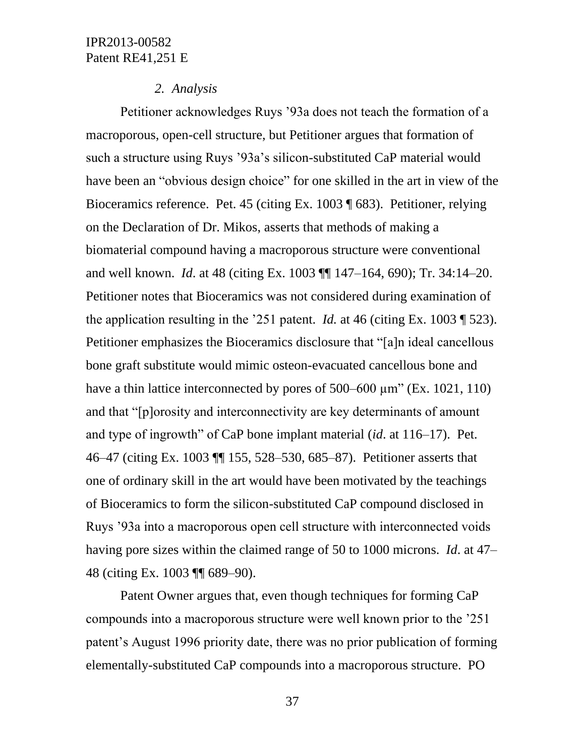*2. Analysis*

Petitioner acknowledges Ruys '93a does not teach the formation of a macroporous, open-cell structure, but Petitioner argues that formation of such a structure using Ruys '93a's silicon-substituted CaP material would have been an "obvious design choice" for one skilled in the art in view of the Bioceramics reference. Pet. 45 (citing Ex. 1003 ¶ 683). Petitioner, relying on the Declaration of Dr. Mikos, asserts that methods of making a biomaterial compound having a macroporous structure were conventional and well known. *Id.* at 48 (citing Ex. 1003 ¶¶ 147–164, 690); Tr. 34:14–20. Petitioner notes that Bioceramics was not considered during examination of the application resulting in the '251 patent. *Id.* at 46 (citing Ex. 1003 ¶ 523). Petitioner emphasizes the Bioceramics disclosure that "[a]n ideal cancellous bone graft substitute would mimic osteon-evacuated cancellous bone and have a thin lattice interconnected by pores of 500–600 μm" (Ex. 1021, 110) and that "[p]orosity and interconnectivity are key determinants of amount and type of ingrowth" of CaP bone implant material (*id*. at 116–17). Pet. 46–47 (citing Ex. 1003 ¶¶ 155, 528–530, 685–87). Petitioner asserts that one of ordinary skill in the art would have been motivated by the teachings of Bioceramics to form the silicon-substituted CaP compound disclosed in Ruys '93a into a macroporous open cell structure with interconnected voids having pore sizes within the claimed range of 50 to 1000 microns. *Id*. at 47–48 (citing Ex. 1003 ¶¶ 689–90).

Patent Owner argues that, even though techniques for forming CaP compounds into a macroporous structure were well known prior to the '251 patent's August 1996 priority date, there was no prior publication of forming elementally-substituted CaP compounds into a macroporous structure. PO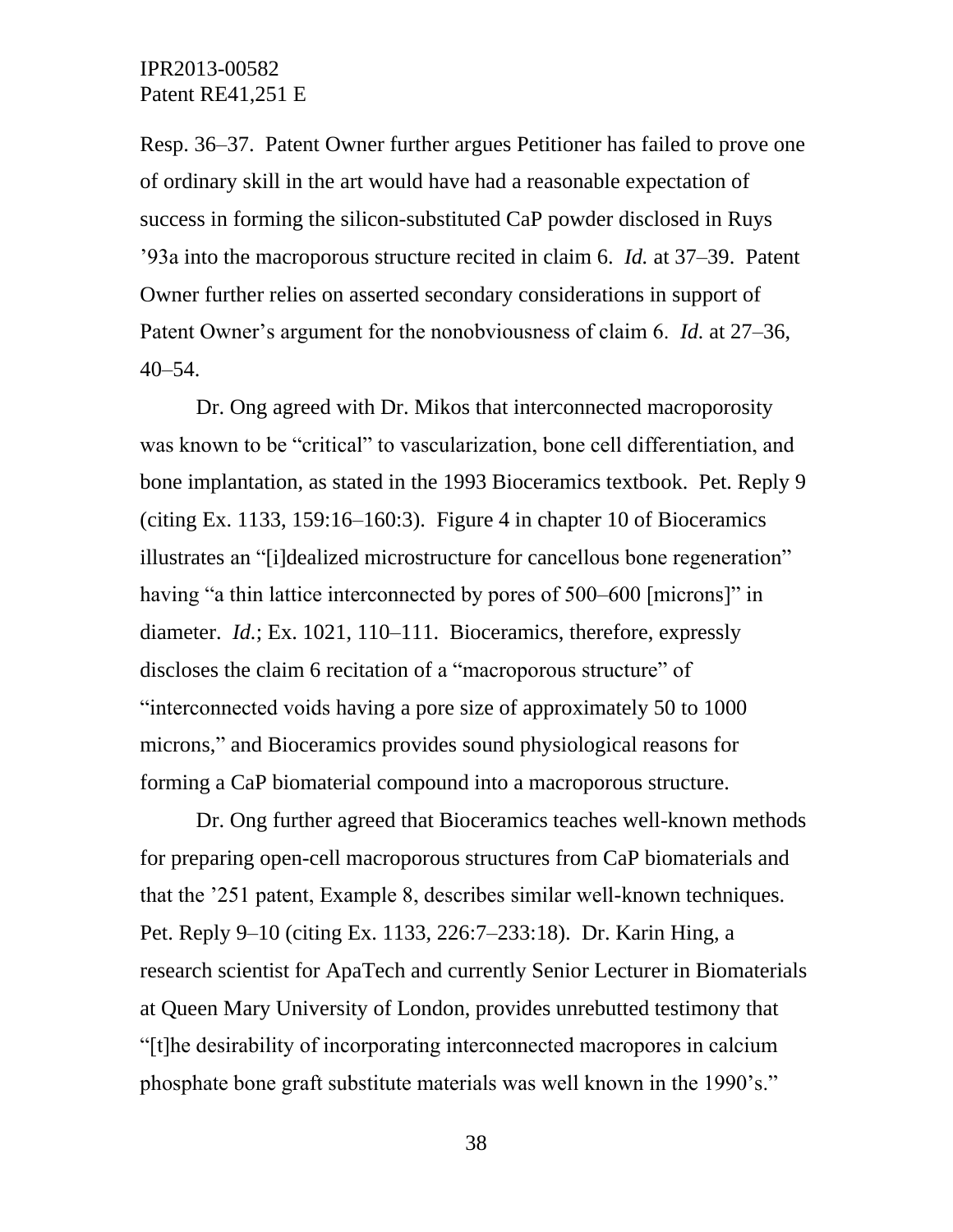Resp. 36–37. Patent Owner further argues Petitioner has failed to prove one of ordinary skill in the art would have had a reasonable expectation of success in forming the silicon-substituted CaP powder disclosed in Ruys ’93a into the macroporous structure recited in claim 6. *Id.* at 37–39. Patent Owner further relies on asserted secondary considerations in support of Patent Owner’s argument for the nonobviousness of claim 6. *Id.* at 27–36, 40–54.

Dr. Ong agreed with Dr. Mikos that interconnected macroporosity was known to be “critical” to vascularization, bone cell differentiation, and bone implantation, as stated in the 1993 Bioceramics textbook. Pet. Reply 9 (citing Ex. 1133, 159:16–160:3). Figure 4 in chapter 10 of Bioceramics illustrates an “[i]dealized microstructure for cancellous bone regeneration” having “a thin lattice interconnected by pores of 500–600 [microns]” in diameter. *Id.*; Ex. 1021, 110–111. Bioceramics, therefore, expressly discloses the claim 6 recitation of a “macroporous structure” of “interconnected voids having a pore size of approximately 50 to 1000 microns,” and Bioceramics provides sound physiological reasons for forming a CaP biomaterial compound into a macroporous structure.

Dr. Ong further agreed that Bioceramics teaches well-known methods for preparing open-cell macroporous structures from CaP biomaterials and that the ’251 patent, Example 8, describes similar well-known techniques. Pet. Reply 9–10 (citing Ex. 1133, 226:7–233:18). Dr. Karin Hing, a research scientist for ApaTech and currently Senior Lecturer in Biomaterials at Queen Mary University of London, provides unrebutted testimony that “[t]he desirability of incorporating interconnected macropores in calcium phosphate bone graft substitute materials was well known in the 1990’s.”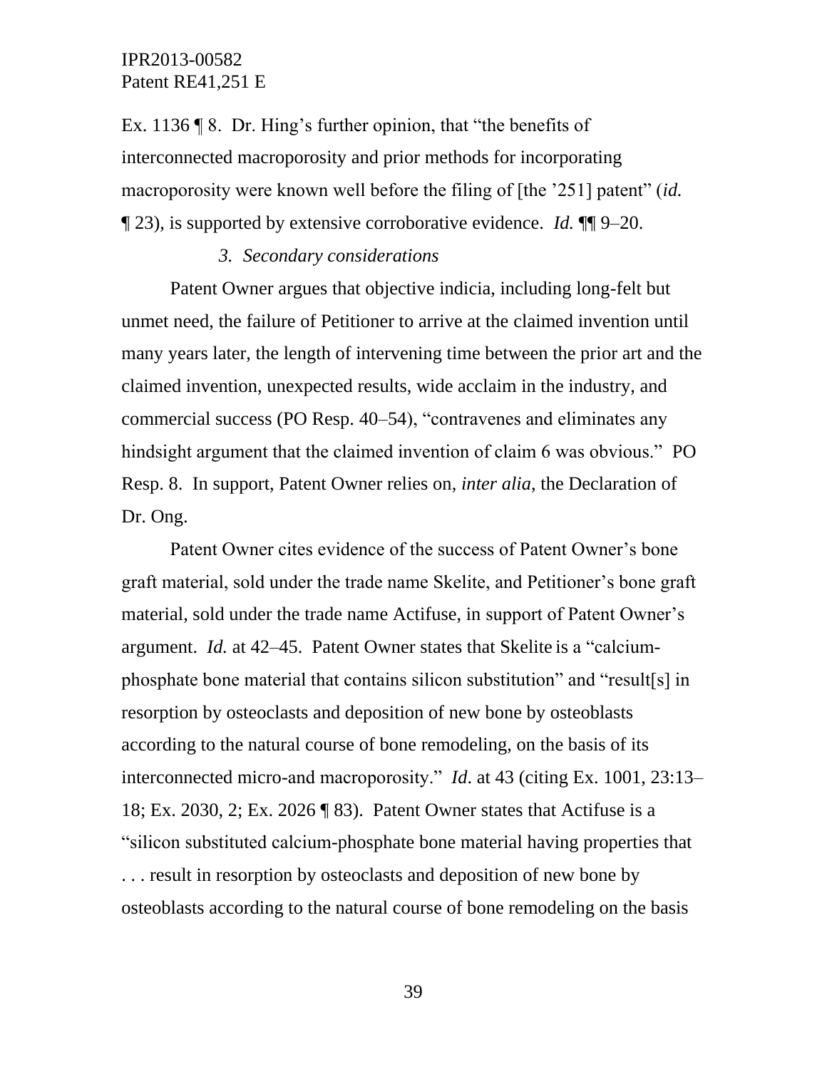Ex. 1136 ¶ 8. Dr. Hing's further opinion, that "the benefits of interconnected macroporosity and prior methods for incorporating macroporosity were known well before the filing of [the '251] patent" (*id.* ¶ 23), is supported by extensive corroborative evidence. *Id.* ¶¶ 9–20.

### *3. Secondary considerations*

Patent Owner argues that objective indicia, including long-felt but unmet need, the failure of Petitioner to arrive at the claimed invention until many years later, the length of intervening time between the prior art and the claimed invention, unexpected results, wide acclaim in the industry, and commercial success (PO Resp. 40–54), "contravenes and eliminates any hindsight argument that the claimed invention of claim 6 was obvious." PO Resp. 8. In support, Patent Owner relies on, *inter alia*, the Declaration of Dr. Ong.

Patent Owner cites evidence of the success of Patent Owner's bone graft material, sold under the trade name Skelite, and Petitioner's bone graft material, sold under the trade name Actifuse, in support of Patent Owner's argument. *Id.* at 42–45. Patent Owner states that Skelite is a "calcium-phosphate bone material that contains silicon substitution" and "result[s] in resorption by osteoclasts and deposition of new bone by osteoblasts according to the natural course of bone remodeling, on the basis of its interconnected micro-and macroporosity." *Id*. at 43 (citing Ex. 1001, 23:13–18; Ex. 2030, 2; Ex. 2026 ¶ 83). Patent Owner states that Actifuse is a "silicon substituted calcium-phosphate bone material having properties that . . . result in resorption by osteoclasts and deposition of new bone by osteoblasts according to the natural course of bone remodeling on the basis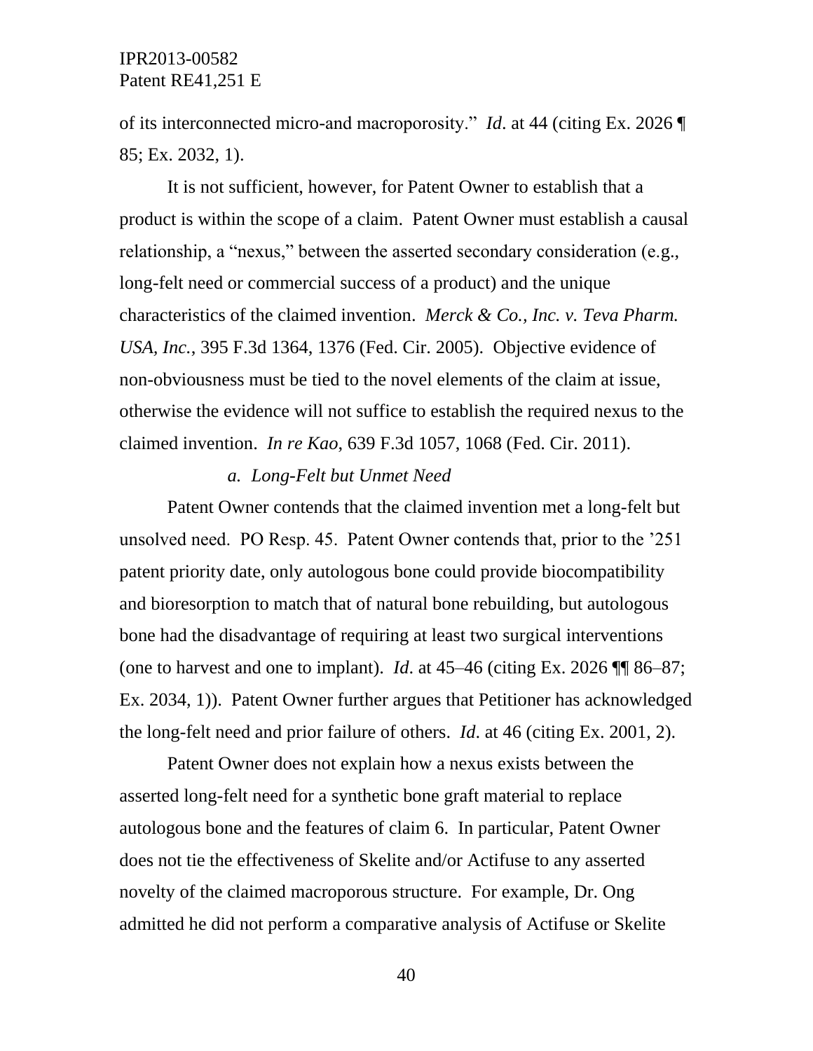of its interconnected micro-and macroporosity." *Id*. at 44 (citing Ex. 2026 ¶ 85; Ex. 2032, 1).

It is not sufficient, however, for Patent Owner to establish that a product is within the scope of a claim. Patent Owner must establish a causal relationship, a "nexus," between the asserted secondary consideration (e.g., long-felt need or commercial success of a product) and the unique characteristics of the claimed invention. *Merck & Co., Inc. v. Teva Pharm. USA, Inc.*, 395 F.3d 1364, 1376 (Fed. Cir. 2005). Objective evidence of non-obviousness must be tied to the novel elements of the claim at issue, otherwise the evidence will not suffice to establish the required nexus to the claimed invention. *In re Kao*, 639 F.3d 1057, 1068 (Fed. Cir. 2011).

*a. Long-Felt but Unmet Need*

Patent Owner contends that the claimed invention met a long-felt but unsolved need. PO Resp. 45. Patent Owner contends that, prior to the '251 patent priority date, only autologous bone could provide biocompatibility and bioresorption to match that of natural bone rebuilding, but autologous bone had the disadvantage of requiring at least two surgical interventions (one to harvest and one to implant). *Id*. at 45–46 (citing Ex. 2026 ¶¶ 86–87; Ex. 2034, 1)). Patent Owner further argues that Petitioner has acknowledged the long-felt need and prior failure of others. *Id*. at 46 (citing Ex. 2001, 2).

Patent Owner does not explain how a nexus exists between the asserted long-felt need for a synthetic bone graft material to replace autologous bone and the features of claim 6. In particular, Patent Owner does not tie the effectiveness of Skelite and/or Actifuse to any asserted novelty of the claimed macroporous structure. For example, Dr. Ong admitted he did not perform a comparative analysis of Actifuse or Skelite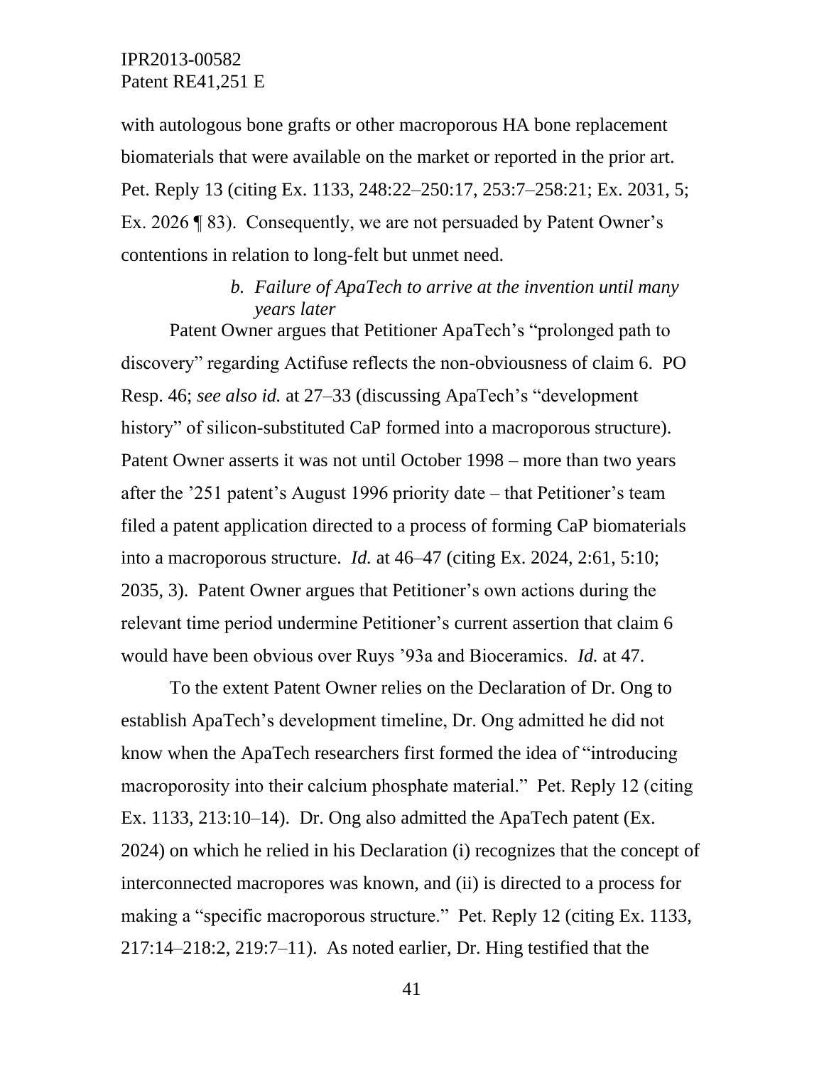with autologous bone grafts or other macroporous HA bone replacement biomaterials that were available on the market or reported in the prior art. Pet. Reply 13 (citing Ex. 1133, 248:22–250:17, 253:7–258:21; Ex. 2031, 5; Ex. 2026 ¶ 83). Consequently, we are not persuaded by Patent Owner's contentions in relation to long-felt but unmet need.

*b. Failure of ApaTech to arrive at the invention until many years later*

Patent Owner argues that Petitioner ApaTech's "prolonged path to discovery" regarding Actifuse reflects the non-obviousness of claim 6. PO Resp. 46; *see also id.* at 27–33 (discussing ApaTech's "development history" of silicon-substituted CaP formed into a macroporous structure). Patent Owner asserts it was not until October 1998 – more than two years after the '251 patent's August 1996 priority date – that Petitioner's team filed a patent application directed to a process of forming CaP biomaterials into a macroporous structure. *Id.* at 46–47 (citing Ex. 2024, 2:61, 5:10; 2035, 3). Patent Owner argues that Petitioner's own actions during the relevant time period undermine Petitioner's current assertion that claim 6 would have been obvious over Ruys '93a and Bioceramics. *Id.* at 47.

To the extent Patent Owner relies on the Declaration of Dr. Ong to establish ApaTech's development timeline, Dr. Ong admitted he did not know when the ApaTech researchers first formed the idea of "introducing macroporosity into their calcium phosphate material." Pet. Reply 12 (citing Ex. 1133, 213:10–14). Dr. Ong also admitted the ApaTech patent (Ex. 2024) on which he relied in his Declaration (i) recognizes that the concept of interconnected macropores was known, and (ii) is directed to a process for making a "specific macroporous structure." Pet. Reply 12 (citing Ex. 1133, 217:14–218:2, 219:7–11). As noted earlier, Dr. Hing testified that the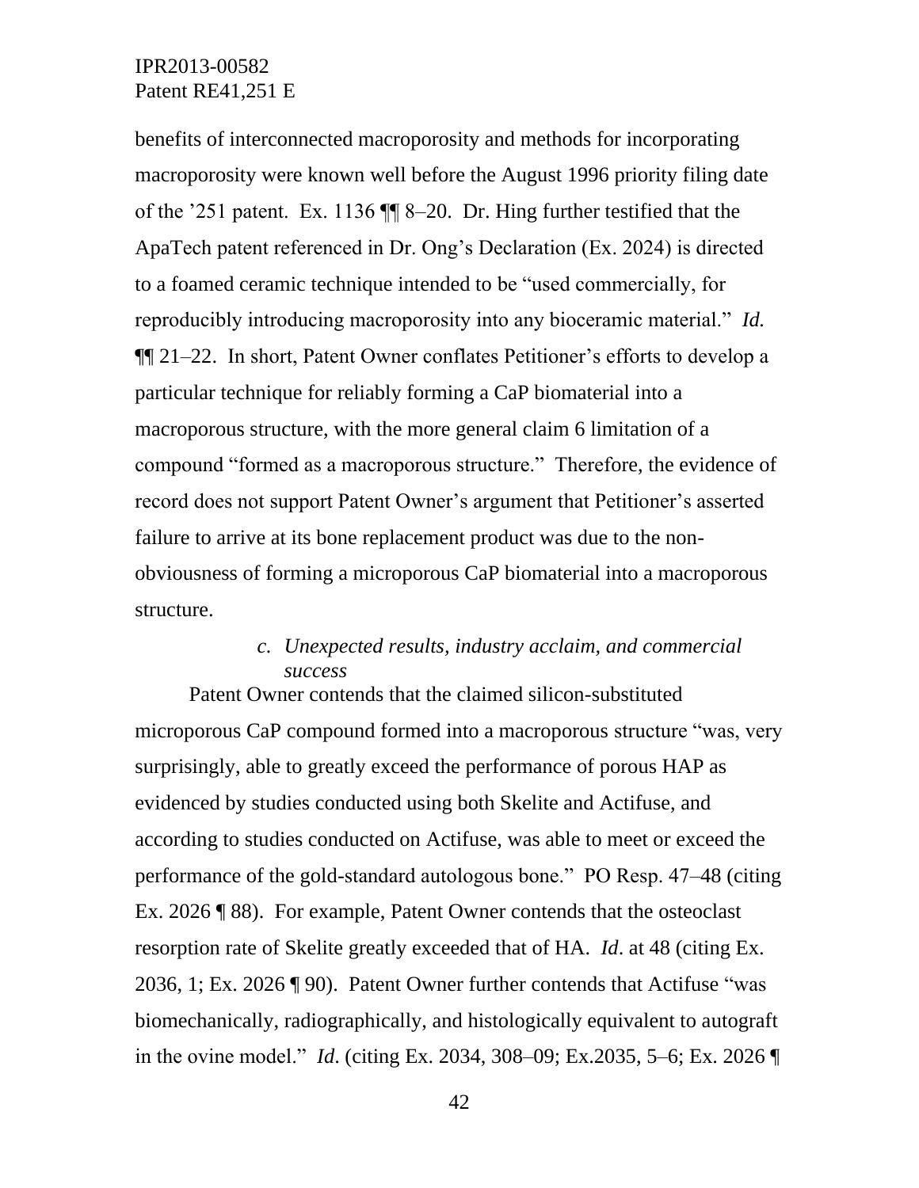benefits of interconnected macroporosity and methods for incorporating macroporosity were known well before the August 1996 priority filing date of the ’251 patent. Ex. 1136 ¶¶ 8–20. Dr. Hing further testified that the ApaTech patent referenced in Dr. Ong’s Declaration (Ex. 2024) is directed to a foamed ceramic technique intended to be “used commercially, for reproducibly introducing macroporosity into any bioceramic material.” *Id.* ¶¶ 21–22. In short, Patent Owner conflates Petitioner’s efforts to develop a particular technique for reliably forming a CaP biomaterial into a macroporous structure, with the more general claim 6 limitation of a compound “formed as a macroporous structure.” Therefore, the evidence of record does not support Patent Owner’s argument that Petitioner’s asserted failure to arrive at its bone replacement product was due to the non-obviousness of forming a microporous CaP biomaterial into a macroporous structure.

*c. Unexpected results, industry acclaim, and commercial success*

Patent Owner contends that the claimed silicon-substituted microporous CaP compound formed into a macroporous structure “was, very surprisingly, able to greatly exceed the performance of porous HAP as evidenced by studies conducted using both Skelite and Actifuse, and according to studies conducted on Actifuse, was able to meet or exceed the performance of the gold-standard autologous bone.” PO Resp. 47–48 (citing Ex. 2026 ¶ 88). For example, Patent Owner contends that the osteoclast resorption rate of Skelite greatly exceeded that of HA. *Id*. at 48 (citing Ex. 2036, 1; Ex. 2026 ¶ 90). Patent Owner further contends that Actifuse “was biomechanically, radiographically, and histologically equivalent to autograft in the ovine model.” *Id*. (citing Ex. 2034, 308–09; Ex.2035, 5–6; Ex. 2026 ¶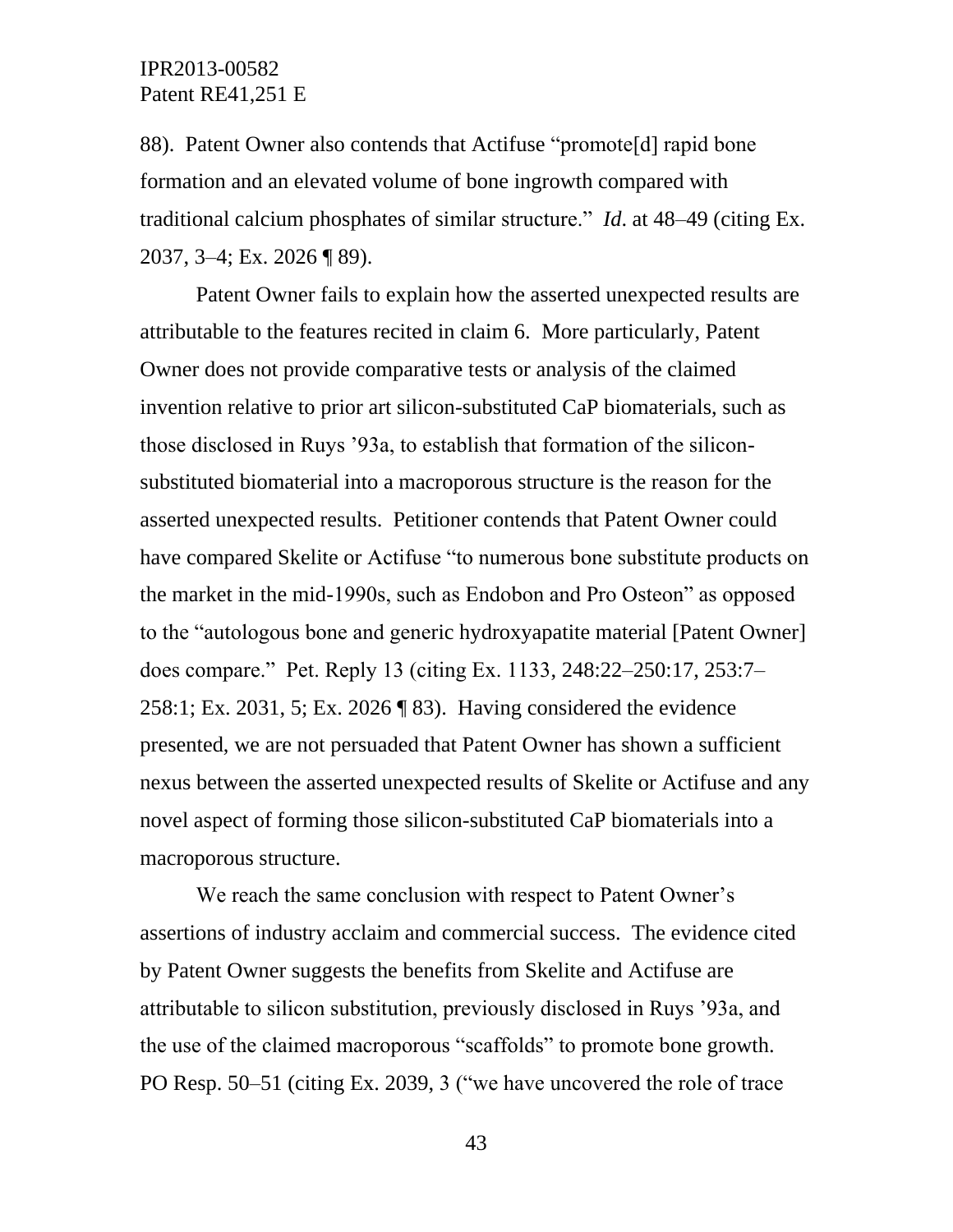88). Patent Owner also contends that Actifuse "promote[d] rapid bone formation and an elevated volume of bone ingrowth compared with traditional calcium phosphates of similar structure." *Id*. at 48–49 (citing Ex. 2037, 3–4; Ex. 2026 ¶ 89).

Patent Owner fails to explain how the asserted unexpected results are attributable to the features recited in claim 6. More particularly, Patent Owner does not provide comparative tests or analysis of the claimed invention relative to prior art silicon-substituted CaP biomaterials, such as those disclosed in Ruys '93a, to establish that formation of the silicon-substituted biomaterial into a macroporous structure is the reason for the asserted unexpected results. Petitioner contends that Patent Owner could have compared Skelite or Actifuse "to numerous bone substitute products on the market in the mid-1990s, such as Endobon and Pro Osteon" as opposed to the "autologous bone and generic hydroxyapatite material [Patent Owner] does compare." Pet. Reply 13 (citing Ex. 1133, 248:22–250:17, 253:7–258:1; Ex. 2031, 5; Ex. 2026 ¶ 83). Having considered the evidence presented, we are not persuaded that Patent Owner has shown a sufficient nexus between the asserted unexpected results of Skelite or Actifuse and any novel aspect of forming those silicon-substituted CaP biomaterials into a macroporous structure.

We reach the same conclusion with respect to Patent Owner's assertions of industry acclaim and commercial success. The evidence cited by Patent Owner suggests the benefits from Skelite and Actifuse are attributable to silicon substitution, previously disclosed in Ruys '93a, and the use of the claimed macroporous "scaffolds" to promote bone growth. PO Resp. 50–51 (citing Ex. 2039, 3 ("we have uncovered the role of trace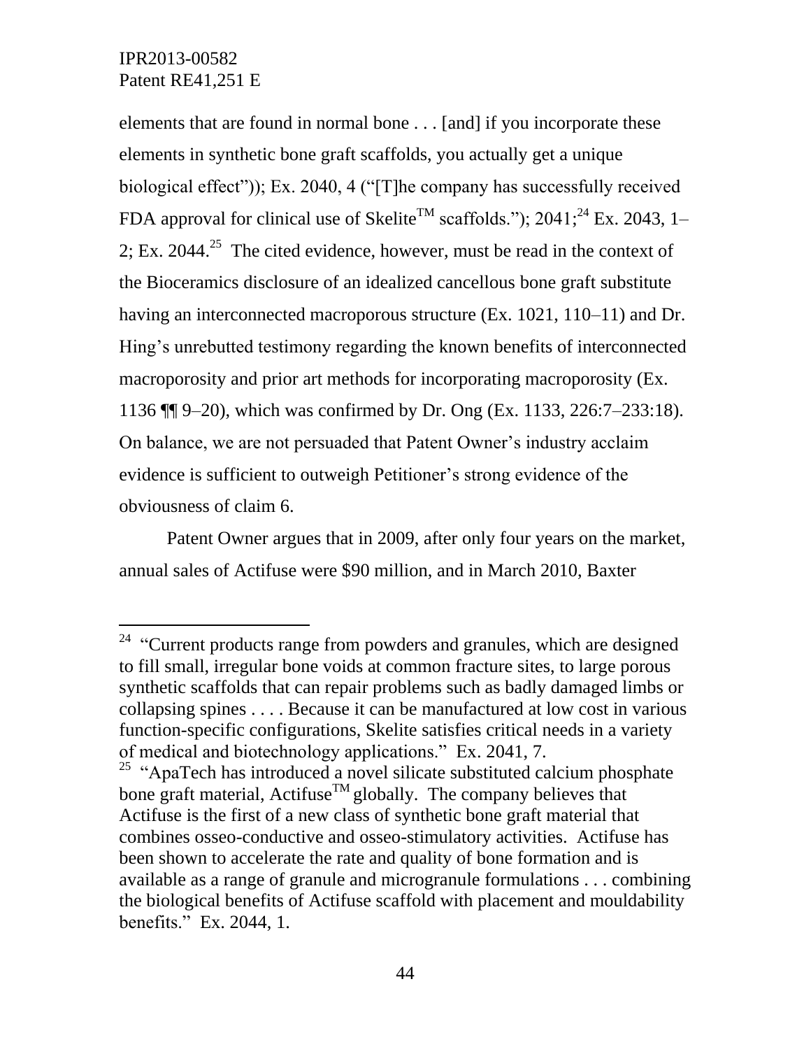elements that are found in normal bone . . . [and] if you incorporate these elements in synthetic bone graft scaffolds, you actually get a unique biological effect")); Ex. 2040, 4 ("[T]he company has successfully received FDA approval for clinical use of Skelite$^{TM}$ scaffolds."); 2041;[24] Ex. 2043, 1–2; Ex. 2044.[25] The cited evidence, however, must be read in the context of the Bioceramics disclosure of an idealized cancellous bone graft substitute having an interconnected macroporous structure (Ex. 1021, 110–11) and Dr. Hing's unrebutted testimony regarding the known benefits of interconnected macroporosity and prior art methods for incorporating macroporosity (Ex. 1136 ¶¶ 9–20), which was confirmed by Dr. Ong (Ex. 1133, 226:7–233:18). On balance, we are not persuaded that Patent Owner's industry acclaim evidence is sufficient to outweigh Petitioner's strong evidence of the obviousness of claim 6.

Patent Owner argues that in 2009, after only four years on the market, annual sales of Actifuse were $90 million, and in March 2010, Baxter

---

[24] "Current products range from powders and granules, which are designed to fill small, irregular bone voids at common fracture sites, to large porous synthetic scaffolds that can repair problems such as badly damaged limbs or collapsing spines . . . . Because it can be manufactured at low cost in various function-specific configurations, Skelite satisfies critical needs in a variety of medical and biotechnology applications." Ex. 2041, 7.

[25] "ApaTech has introduced a novel silicate substituted calcium phosphate bone graft material, Actifuse$^{TM}$ globally. The company believes that Actifuse is the first of a new class of synthetic bone graft material that combines osseo-conductive and osseo-stimulatory activities. Actifuse has been shown to accelerate the rate and quality of bone formation and is available as a range of granule and microgranule formulations . . . combining the biological benefits of Actifuse scaffold with placement and mouldability benefits." Ex. 2044, 1.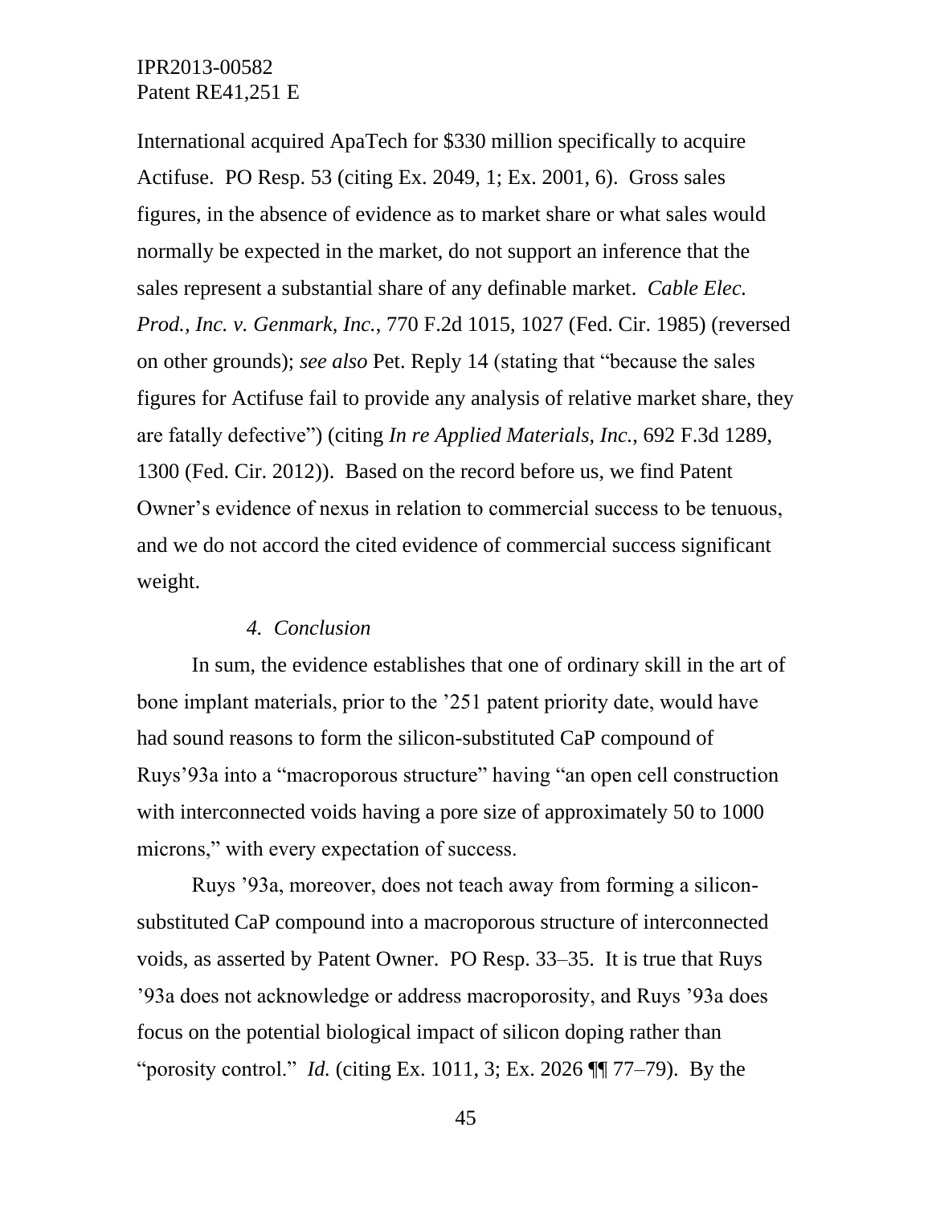International acquired ApaTech for $330 million specifically to acquire Actifuse. PO Resp. 53 (citing Ex. 2049, 1; Ex. 2001, 6). Gross sales figures, in the absence of evidence as to market share or what sales would normally be expected in the market, do not support an inference that the sales represent a substantial share of any definable market. *Cable Elec. Prod., Inc. v. Genmark, Inc.*, 770 F.2d 1015, 1027 (Fed. Cir. 1985) (reversed on other grounds); *see also* Pet. Reply 14 (stating that "because the sales figures for Actifuse fail to provide any analysis of relative market share, they are fatally defective") (citing *In re Applied Materials, Inc.*, 692 F.3d 1289, 1300 (Fed. Cir. 2012)). Based on the record before us, we find Patent Owner's evidence of nexus in relation to commercial success to be tenuous, and we do not accord the cited evidence of commercial success significant weight.

*4. Conclusion*

In sum, the evidence establishes that one of ordinary skill in the art of bone implant materials, prior to the '251 patent priority date, would have had sound reasons to form the silicon-substituted CaP compound of Ruys'93a into a "macroporous structure" having "an open cell construction with interconnected voids having a pore size of approximately 50 to 1000 microns," with every expectation of success.

Ruys '93a, moreover, does not teach away from forming a silicon-substituted CaP compound into a macroporous structure of interconnected voids, as asserted by Patent Owner. PO Resp. 33–35. It is true that Ruys '93a does not acknowledge or address macroporosity, and Ruys '93a does focus on the potential biological impact of silicon doping rather than "porosity control." *Id.* (citing Ex. 1011, 3; Ex. 2026 ¶¶ 77–79). By the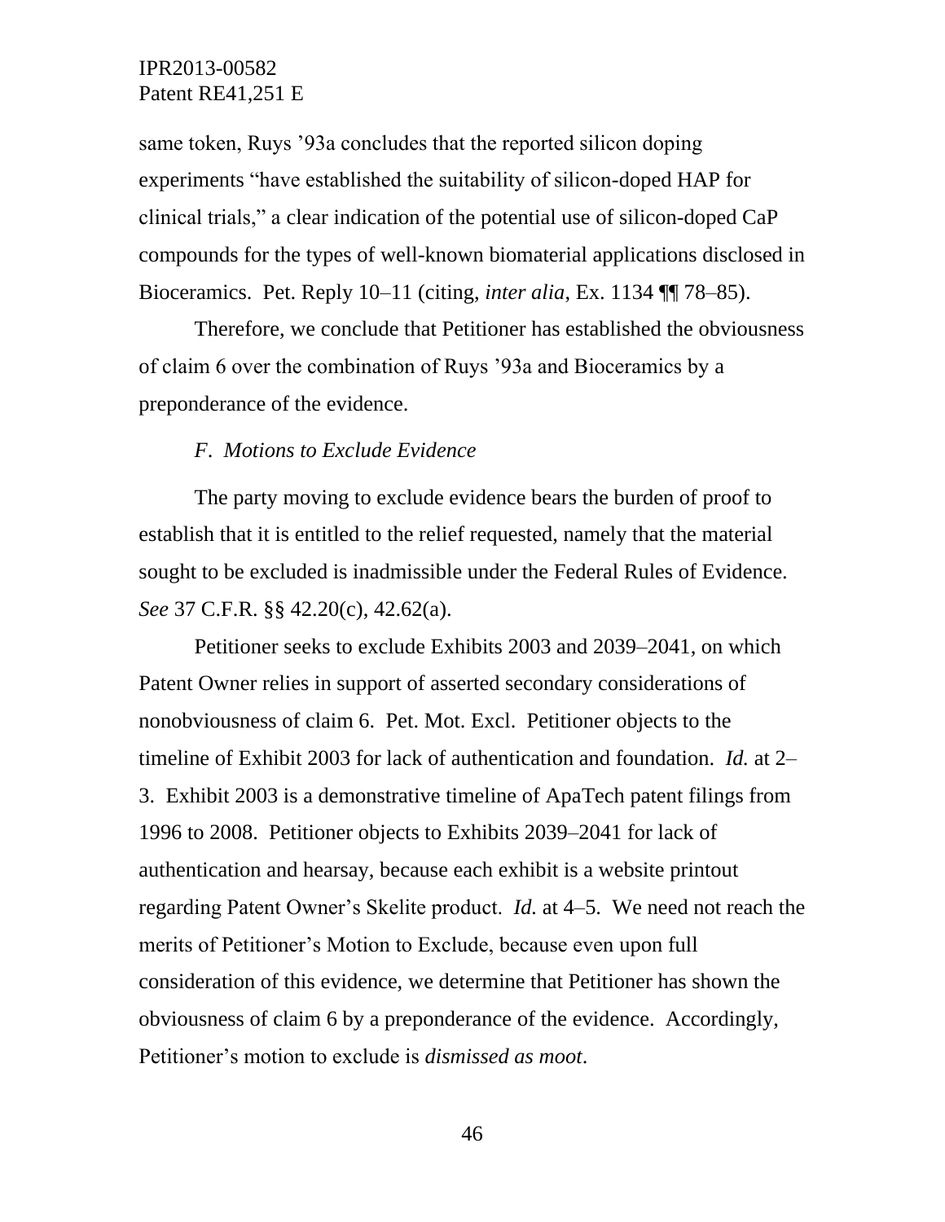same token, Ruys ’93a concludes that the reported silicon doping experiments “have established the suitability of silicon-doped HAP for clinical trials,” a clear indication of the potential use of silicon-doped CaP compounds for the types of well-known biomaterial applications disclosed in Bioceramics. Pet. Reply 10–11 (citing, *inter alia*, Ex. 1134 ¶¶ 78–85).

Therefore, we conclude that Petitioner has established the obviousness of claim 6 over the combination of Ruys ’93a and Bioceramics by a preponderance of the evidence.

### *F. Motions to Exclude Evidence*

The party moving to exclude evidence bears the burden of proof to establish that it is entitled to the relief requested, namely that the material sought to be excluded is inadmissible under the Federal Rules of Evidence. *See* 37 C.F.R. §§ 42.20(c), 42.62(a).

Petitioner seeks to exclude Exhibits 2003 and 2039–2041, on which Patent Owner relies in support of asserted secondary considerations of nonobviousness of claim 6. Pet. Mot. Excl. Petitioner objects to the timeline of Exhibit 2003 for lack of authentication and foundation. *Id.* at 2–3. Exhibit 2003 is a demonstrative timeline of ApaTech patent filings from 1996 to 2008. Petitioner objects to Exhibits 2039–2041 for lack of authentication and hearsay, because each exhibit is a website printout regarding Patent Owner’s Skelite product. *Id.* at 4–5. We need not reach the merits of Petitioner’s Motion to Exclude, because even upon full consideration of this evidence, we determine that Petitioner has shown the obviousness of claim 6 by a preponderance of the evidence. Accordingly, Petitioner’s motion to exclude is *dismissed as moot*.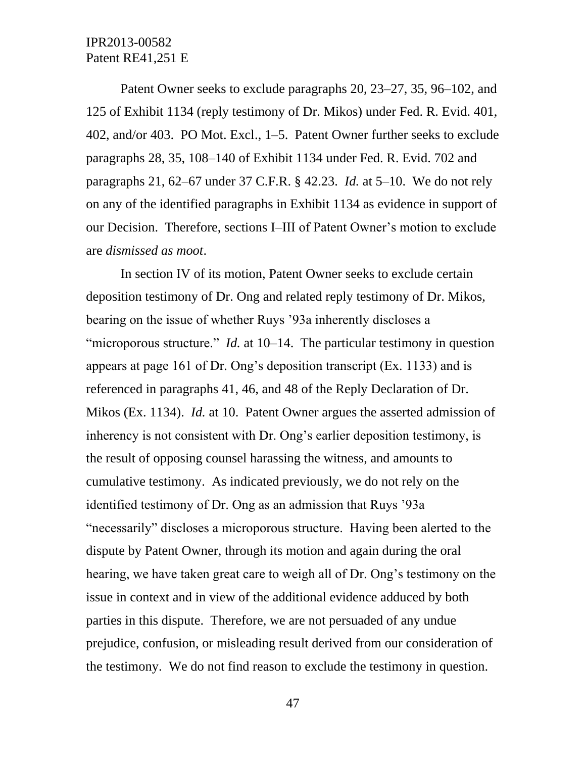Patent Owner seeks to exclude paragraphs 20, 23–27, 35, 96–102, and 125 of Exhibit 1134 (reply testimony of Dr. Mikos) under Fed. R. Evid. 401, 402, and/or 403. PO Mot. Excl., 1–5. Patent Owner further seeks to exclude paragraphs 28, 35, 108–140 of Exhibit 1134 under Fed. R. Evid. 702 and paragraphs 21, 62–67 under 37 C.F.R. § 42.23. *Id.* at 5–10. We do not rely on any of the identified paragraphs in Exhibit 1134 as evidence in support of our Decision. Therefore, sections I–III of Patent Owner's motion to exclude are *dismissed as moot*.

In section IV of its motion, Patent Owner seeks to exclude certain deposition testimony of Dr. Ong and related reply testimony of Dr. Mikos, bearing on the issue of whether Ruys '93a inherently discloses a "microporous structure." *Id.* at 10–14. The particular testimony in question appears at page 161 of Dr. Ong's deposition transcript (Ex. 1133) and is referenced in paragraphs 41, 46, and 48 of the Reply Declaration of Dr. Mikos (Ex. 1134). *Id.* at 10. Patent Owner argues the asserted admission of inherency is not consistent with Dr. Ong's earlier deposition testimony, is the result of opposing counsel harassing the witness, and amounts to cumulative testimony. As indicated previously, we do not rely on the identified testimony of Dr. Ong as an admission that Ruys '93a "necessarily" discloses a microporous structure. Having been alerted to the dispute by Patent Owner, through its motion and again during the oral hearing, we have taken great care to weigh all of Dr. Ong's testimony on the issue in context and in view of the additional evidence adduced by both parties in this dispute. Therefore, we are not persuaded of any undue prejudice, confusion, or misleading result derived from our consideration of the testimony. We do not find reason to exclude the testimony in question.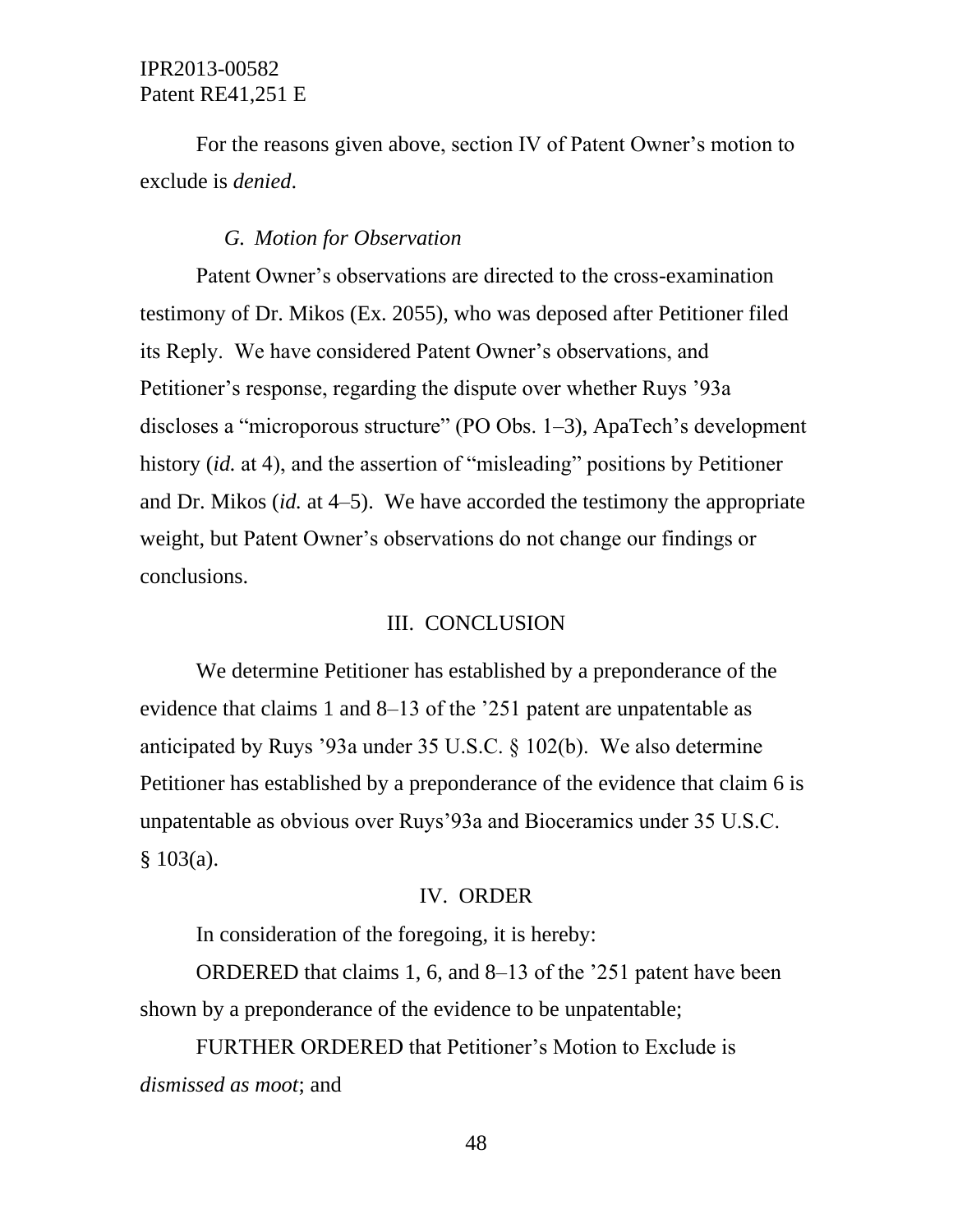For the reasons given above, section IV of Patent Owner's motion to exclude is *denied*.

### *G. Motion for Observation*

Patent Owner's observations are directed to the cross-examination testimony of Dr. Mikos (Ex. 2055), who was deposed after Petitioner filed its Reply. We have considered Patent Owner's observations, and Petitioner's response, regarding the dispute over whether Ruys '93a discloses a "microporous structure" (PO Obs. 1–3), ApaTech's development history (*id.* at 4), and the assertion of "misleading" positions by Petitioner and Dr. Mikos (*id.* at 4–5). We have accorded the testimony the appropriate weight, but Patent Owner's observations do not change our findings or conclusions.

## III. CONCLUSION

We determine Petitioner has established by a preponderance of the evidence that claims 1 and 8–13 of the '251 patent are unpatentable as anticipated by Ruys '93a under 35 U.S.C. § 102(b). We also determine Petitioner has established by a preponderance of the evidence that claim 6 is unpatentable as obvious over Ruys'93a and Bioceramics under 35 U.S.C. § 103(a).

## IV. ORDER

In consideration of the foregoing, it is hereby:

ORDERED that claims 1, 6, and 8–13 of the '251 patent have been shown by a preponderance of the evidence to be unpatentable;

FURTHER ORDERED that Petitioner's Motion to Exclude is *dismissed as moot*; and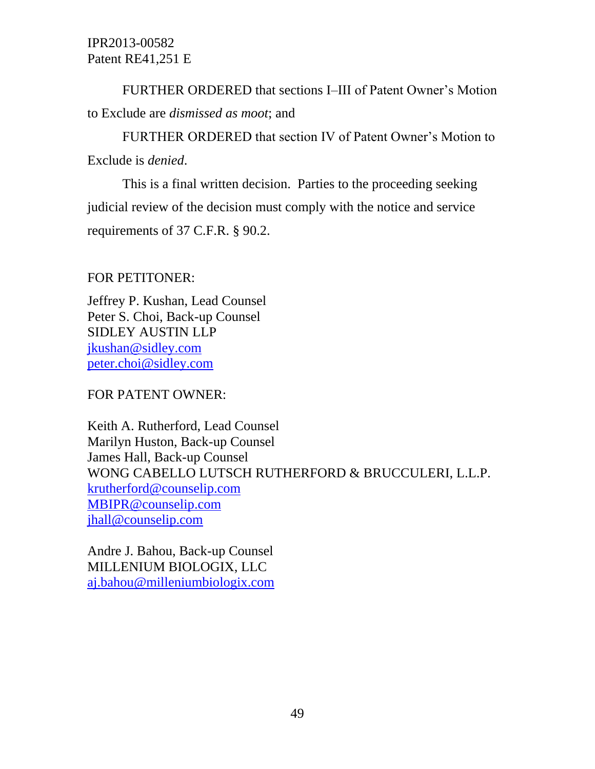FURTHER ORDERED that sections I–III of Patent Owner's Motion to Exclude are *dismissed as moot*; and

FURTHER ORDERED that section IV of Patent Owner's Motion to Exclude is *denied*.

This is a final written decision. Parties to the proceeding seeking judicial review of the decision must comply with the notice and service requirements of 37 C.F.R. § 90.2.

FOR PETITONER:

Jeffrey P. Kushan, Lead Counsel
Peter S. Choi, Back-up Counsel
SIDLEY AUSTIN LLP
jkushan@sidley.com
peter.choi@sidley.com

FOR PATENT OWNER:

Keith A. Rutherford, Lead Counsel
Marilyn Huston, Back-up Counsel
James Hall, Back-up Counsel
WONG CABELLO LUTSCH RUTHERFORD & BRUCCULERI, L.L.P.
krutherford@counselip.com
MBIPR@counselip.com
jhall@counselip.com

Andre J. Bahou, Back-up Counsel
MILLENIUM BIOLOGIX, LLC
aj.bahou@milleniumbiologix.com